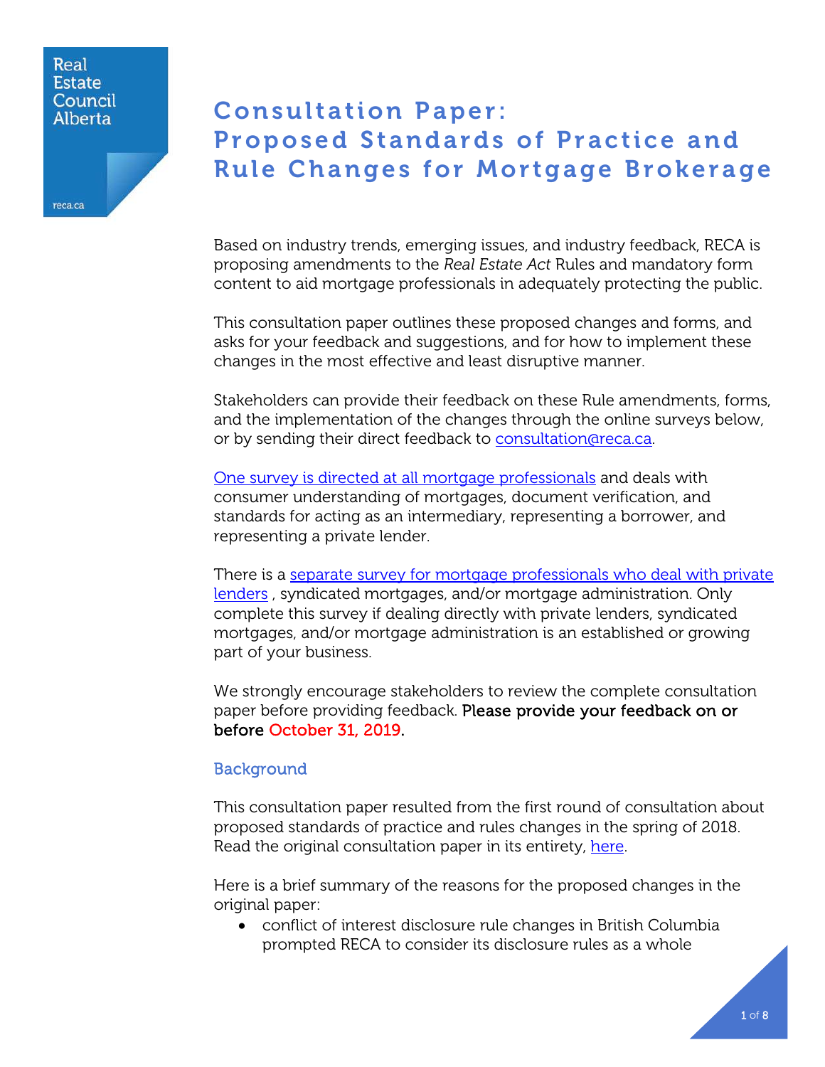Real Estate Council Alberta

reca.ca

# Consultation Paper: Proposed Standards of Practice and Rule Changes for Mortgage Brokerage

Based on industry trends, emerging issues, and industry feedback, RECA is proposing amendments to the *Real Estate Act* Rules and mandatory form content to aid mortgage professionals in adequately protecting the public.

This consultation paper outlines these proposed changes and forms, and asks for your feedback and suggestions, and for how to implement these changes in the most effective and least disruptive manner.

Stakeholders can provide their feedback on these Rule amendments, forms, and the implementation of the changes through the online surveys below, or by sending their direct feedback to consultation@reca.ca.

One survey is directed at all mortgage professionals and deals with consumer understanding of mortgages, document verification, and standards for acting as an intermediary, representing a borrower, and representing a private lender.

There is a separate survey for mortgage professionals who deal with private lenders, syndicated mortgages, and/or mortgage administration. Only complete this survey if dealing directly with private lenders, syndicated mortgages, and/or mortgage administration is an established or growing part of your business.

We strongly encourage stakeholders to review the complete consultation paper before providing feedback. **Please provide your feedback on or before October 31, 2019.**

## Background

This consultation paper resulted from the first round of consultation about proposed standards of practice and rules changes in the spring of 2018. Read the original consultation paper in its entirety, here.

Here is a brief summary of the reasons for the proposed changes in the original paper:

- conflict of interest disclosure rule changes in British Columbia prompted RECA to consider its disclosure rules as a whole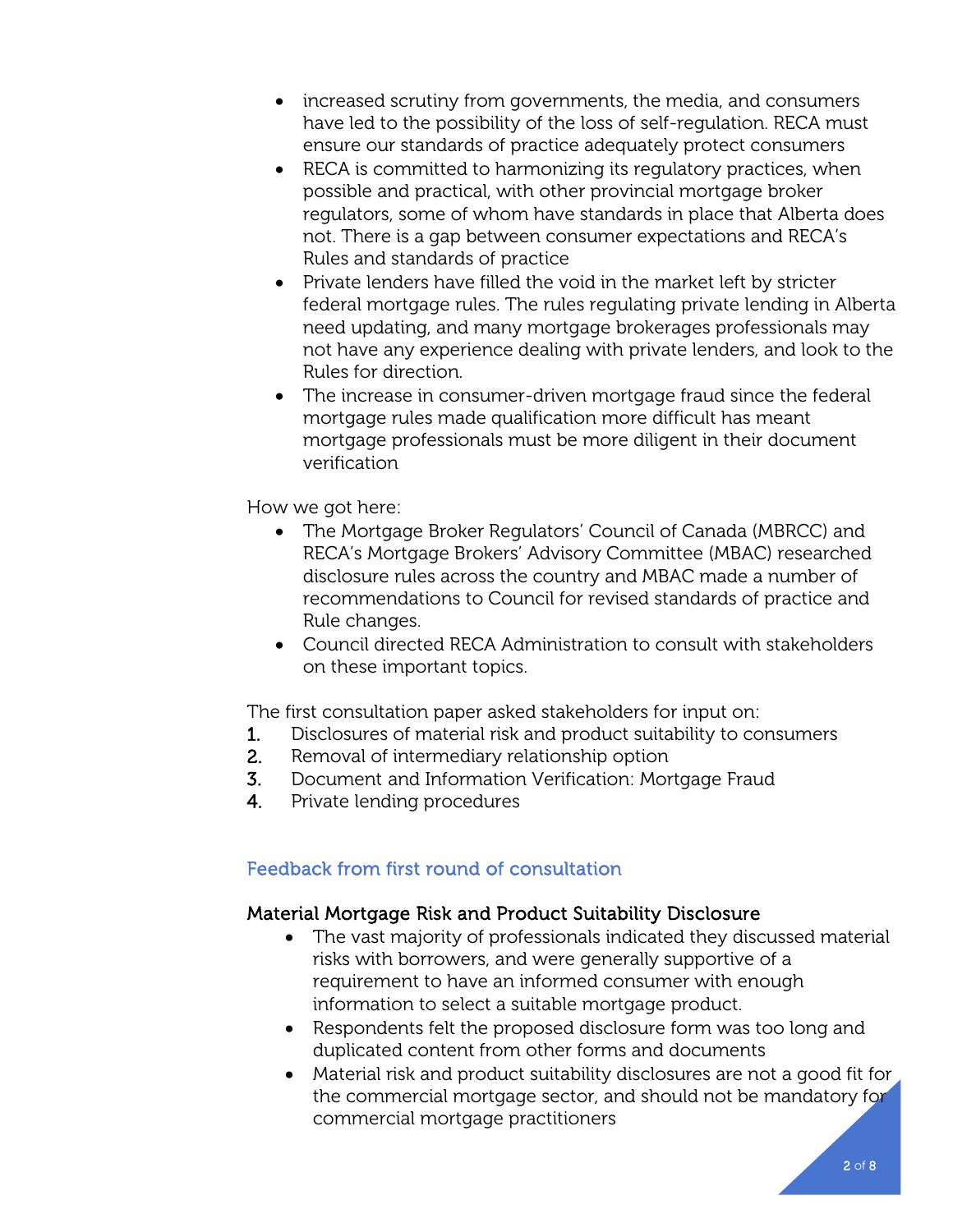- increased scrutiny from governments, the media, and consumers have led to the possibility of the loss of self-regulation. RECA must ensure our standards of practice adequately protect consumers
- RECA is committed to harmonizing its regulatory practices, when possible and practical, with other provincial mortgage broker regulators, some of whom have standards in place that Alberta does not. There is a gap between consumer expectations and RECA's Rules and standards of practice
- Private lenders have filled the void in the market left by stricter federal mortgage rules. The rules regulating private lending in Alberta need updating, and many mortgage brokerages professionals may not have any experience dealing with private lenders, and look to the Rules for direction.
- The increase in consumer-driven mortgage fraud since the federal mortgage rules made qualification more difficult has meant mortgage professionals must be more diligent in their document verification

How we got here:

- The Mortgage Broker Regulators' Council of Canada (MBRCC) and RECA's Mortgage Brokers' Advisory Committee (MBAC) researched disclosure rules across the country and MBAC made a number of recommendations to Council for revised standards of practice and Rule changes.
- Council directed RECA Administration to consult with stakeholders on these important topics.

The first consultation paper asked stakeholders for input on:

1. Disclosures of material risk and product suitability to consumers
2. Removal of intermediary relationship option
3. Document and Information Verification: Mortgage Fraud
4. Private lending procedures

## Feedback from first round of consultation

### Material Mortgage Risk and Product Suitability Disclosure

- The vast majority of professionals indicated they discussed material risks with borrowers, and were generally supportive of a requirement to have an informed consumer with enough information to select a suitable mortgage product.
- Respondents felt the proposed disclosure form was too long and duplicated content from other forms and documents
- Material risk and product suitability disclosures are not a good fit for the commercial mortgage sector, and should not be mandatory for commercial mortgage practitioners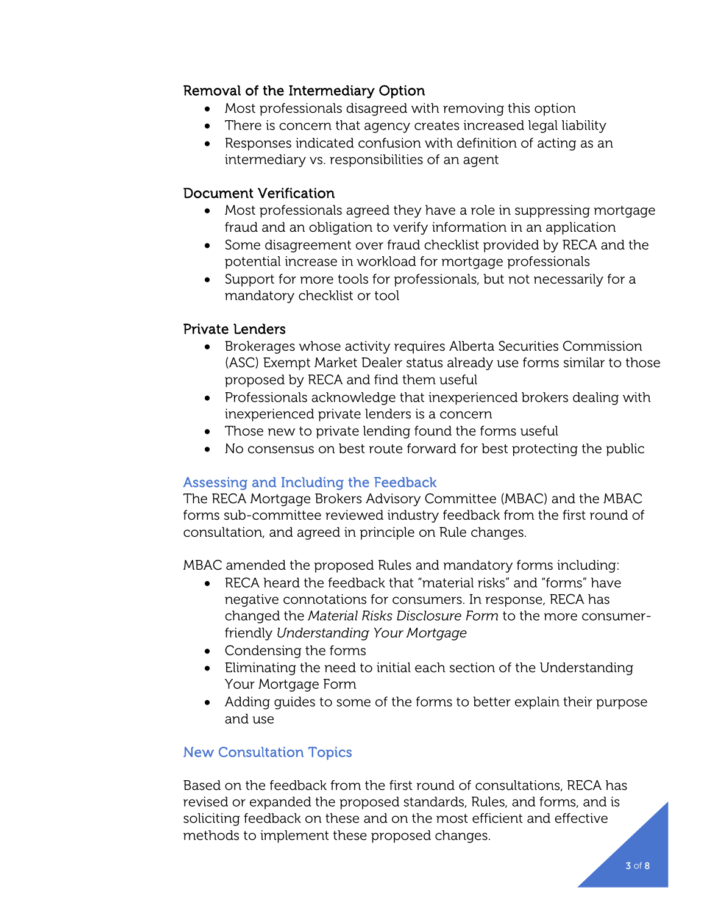### Removal of the Intermediary Option

- Most professionals disagreed with removing this option
- There is concern that agency creates increased legal liability
- Responses indicated confusion with definition of acting as an intermediary vs. responsibilities of an agent

### Document Verification

- Most professionals agreed they have a role in suppressing mortgage fraud and an obligation to verify information in an application
- Some disagreement over fraud checklist provided by RECA and the potential increase in workload for mortgage professionals
- Support for more tools for professionals, but not necessarily for a mandatory checklist or tool

### Private Lenders

- Brokerages whose activity requires Alberta Securities Commission (ASC) Exempt Market Dealer status already use forms similar to those proposed by RECA and find them useful
- Professionals acknowledge that inexperienced brokers dealing with inexperienced private lenders is a concern
- Those new to private lending found the forms useful
- No consensus on best route forward for best protecting the public

## Assessing and Including the Feedback

The RECA Mortgage Brokers Advisory Committee (MBAC) and the MBAC forms sub-committee reviewed industry feedback from the first round of consultation, and agreed in principle on Rule changes.

MBAC amended the proposed Rules and mandatory forms including:

- RECA heard the feedback that "material risks" and "forms" have negative connotations for consumers. In response, RECA has changed the *Material Risks Disclosure Form* to the more consumer-friendly *Understanding Your Mortgage*
- Condensing the forms
- Eliminating the need to initial each section of the Understanding Your Mortgage Form
- Adding guides to some of the forms to better explain their purpose and use

## New Consultation Topics

Based on the feedback from the first round of consultations, RECA has revised or expanded the proposed standards, Rules, and forms, and is soliciting feedback on these and on the most efficient and effective methods to implement these proposed changes.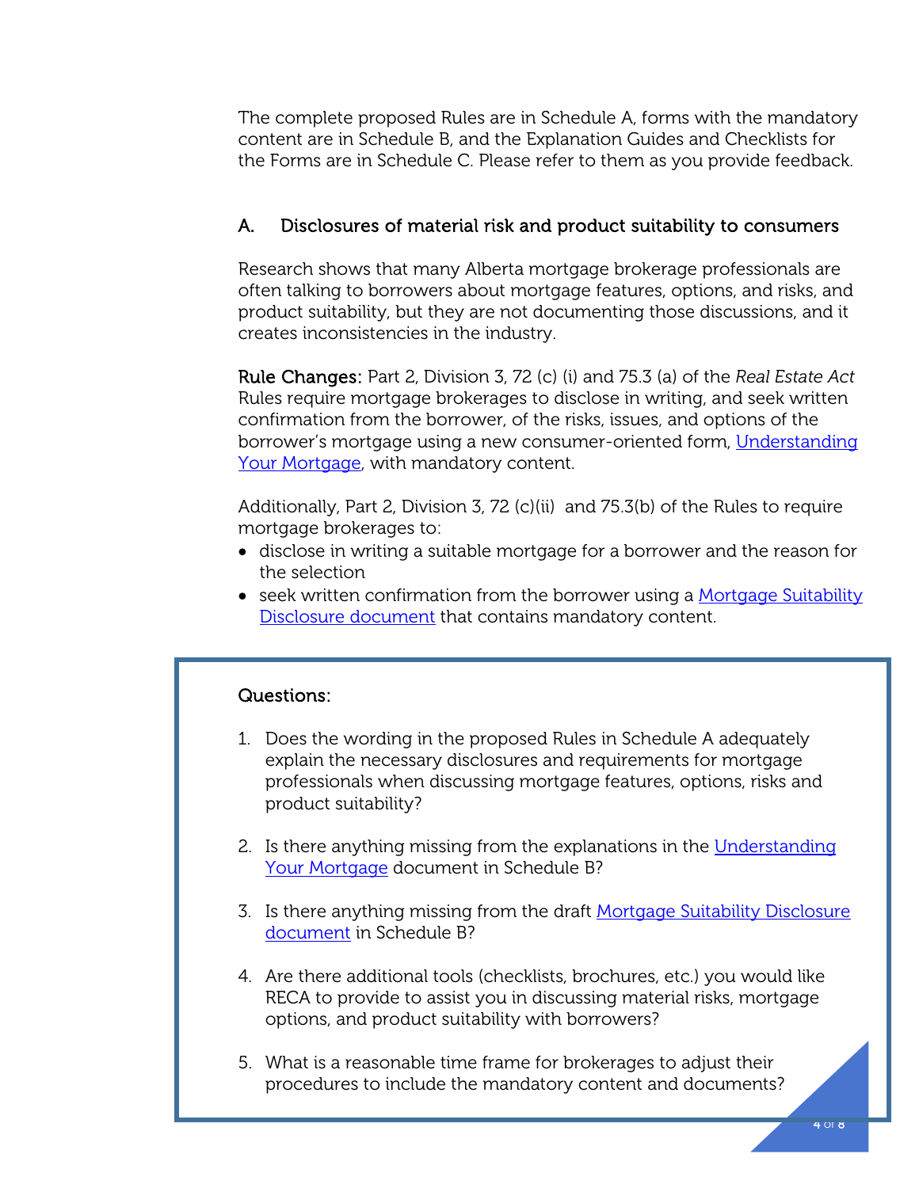The complete proposed Rules are in Schedule A, forms with the mandatory content are in Schedule B, and the Explanation Guides and Checklists for the Forms are in Schedule C. Please refer to them as you provide feedback.

## A. Disclosures of material risk and product suitability to consumers

Research shows that many Alberta mortgage brokerage professionals are often talking to borrowers about mortgage features, options, and risks, and product suitability, but they are not documenting those discussions, and it creates inconsistencies in the industry.

**Rule Changes:** Part 2, Division 3, 72 (c) (i) and 75.3 (a) of the *Real Estate Act* Rules require mortgage brokerages to disclose in writing, and seek written confirmation from the borrower, of the risks, issues, and options of the borrower's mortgage using a new consumer-oriented form, Understanding Your Mortgage, with mandatory content.

Additionally, Part 2, Division 3, 72 (c)(ii) and 75.3(b) of the Rules to require mortgage brokerages to:

- disclose in writing a suitable mortgage for a borrower and the reason for the selection
- seek written confirmation from the borrower using a Mortgage Suitability Disclosure document that contains mandatory content.

**Questions:**

1. Does the wording in the proposed Rules in Schedule A adequately explain the necessary disclosures and requirements for mortgage professionals when discussing mortgage features, options, risks and product suitability?
2. Is there anything missing from the explanations in the Understanding Your Mortgage document in Schedule B?
3. Is there anything missing from the draft Mortgage Suitability Disclosure document in Schedule B?
4. Are there additional tools (checklists, brochures, etc.) you would like RECA to provide to assist you in discussing material risks, mortgage options, and product suitability with borrowers?
5. What is a reasonable time frame for brokerages to adjust their procedures to include the mandatory content and documents?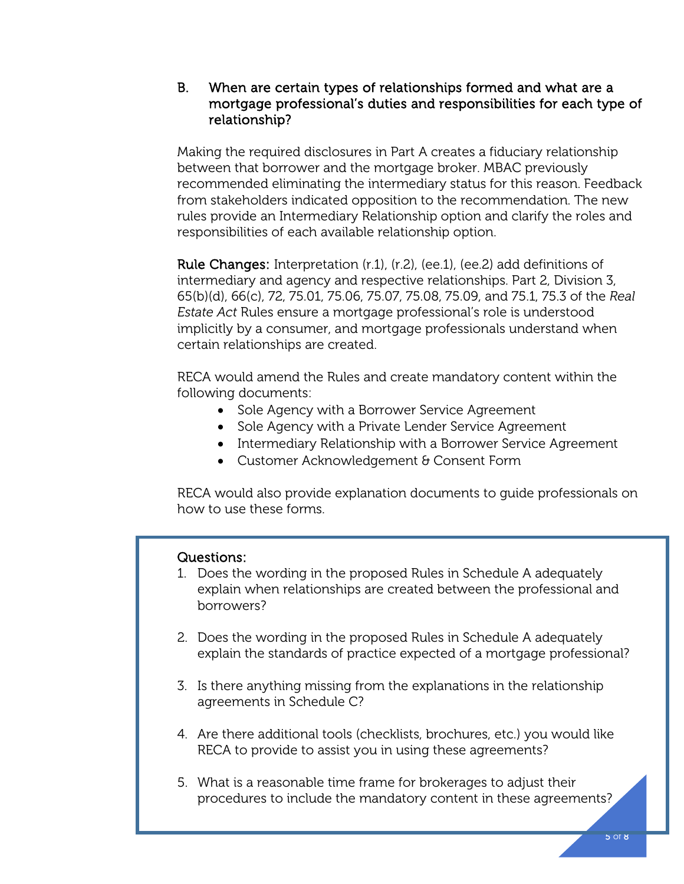### B. When are certain types of relationships formed and what are a mortgage professional's duties and responsibilities for each type of relationship?

Making the required disclosures in Part A creates a fiduciary relationship between that borrower and the mortgage broker. MBAC previously recommended eliminating the intermediary status for this reason. Feedback from stakeholders indicated opposition to the recommendation. The new rules provide an Intermediary Relationship option and clarify the roles and responsibilities of each available relationship option.

**Rule Changes:** Interpretation (r.1), (r.2), (ee.1), (ee.2) add definitions of intermediary and agency and respective relationships. Part 2, Division 3, 65(b)(d), 66(c), 72, 75.01, 75.06, 75.07, 75.08, 75.09, and 75.1, 75.3 of the *Real Estate Act* Rules ensure a mortgage professional's role is understood implicitly by a consumer, and mortgage professionals understand when certain relationships are created.

RECA would amend the Rules and create mandatory content within the following documents:

- Sole Agency with a Borrower Service Agreement
- Sole Agency with a Private Lender Service Agreement
- Intermediary Relationship with a Borrower Service Agreement
- Customer Acknowledgement & Consent Form

RECA would also provide explanation documents to guide professionals on how to use these forms.

**Questions:**

1. Does the wording in the proposed Rules in Schedule A adequately explain when relationships are created between the professional and borrowers?
2. Does the wording in the proposed Rules in Schedule A adequately explain the standards of practice expected of a mortgage professional?
3. Is there anything missing from the explanations in the relationship agreements in Schedule C?
4. Are there additional tools (checklists, brochures, etc.) you would like RECA to provide to assist you in using these agreements?
5. What is a reasonable time frame for brokerages to adjust their procedures to include the mandatory content in these agreements?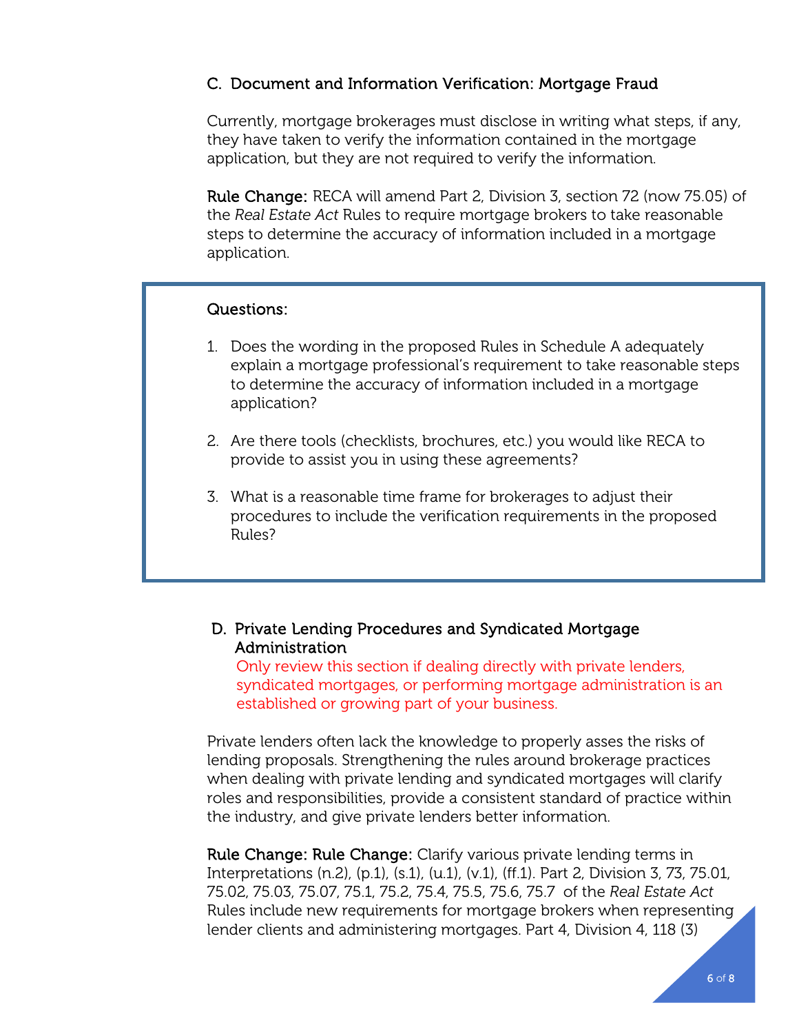### C. Document and Information Verification: Mortgage Fraud

Currently, mortgage brokerages must disclose in writing what steps, if any, they have taken to verify the information contained in the mortgage application, but they are not required to verify the information.

**Rule Change:** RECA will amend Part 2, Division 3, section 72 (now 75.05) of the *Real Estate Act* Rules to require mortgage brokers to take reasonable steps to determine the accuracy of information included in a mortgage application.

> **Questions:**
>
> 1. Does the wording in the proposed Rules in Schedule A adequately explain a mortgage professional's requirement to take reasonable steps to determine the accuracy of information included in a mortgage application?
> 2. Are there tools (checklists, brochures, etc.) you would like RECA to provide to assist you in using these agreements?
> 3. What is a reasonable time frame for brokerages to adjust their procedures to include the verification requirements in the proposed Rules?

### D. Private Lending Procedures and Syndicated Mortgage Administration

Only review this section if dealing directly with private lenders, syndicated mortgages, or performing mortgage administration is an established or growing part of your business.

Private lenders often lack the knowledge to properly asses the risks of lending proposals. Strengthening the rules around brokerage practices when dealing with private lending and syndicated mortgages will clarify roles and responsibilities, provide a consistent standard of practice within the industry, and give private lenders better information.

**Rule Change: Rule Change:** Clarify various private lending terms in Interpretations (n.2), (p.1), (s.1), (u.1), (v.1), (ff.1). Part 2, Division 3, 73, 75.01, 75.02, 75.03, 75.07, 75.1, 75.2, 75.4, 75.5, 75.6, 75.7 of the *Real Estate Act* Rules include new requirements for mortgage brokers when representing lender clients and administering mortgages. Part 4, Division 4, 118 (3)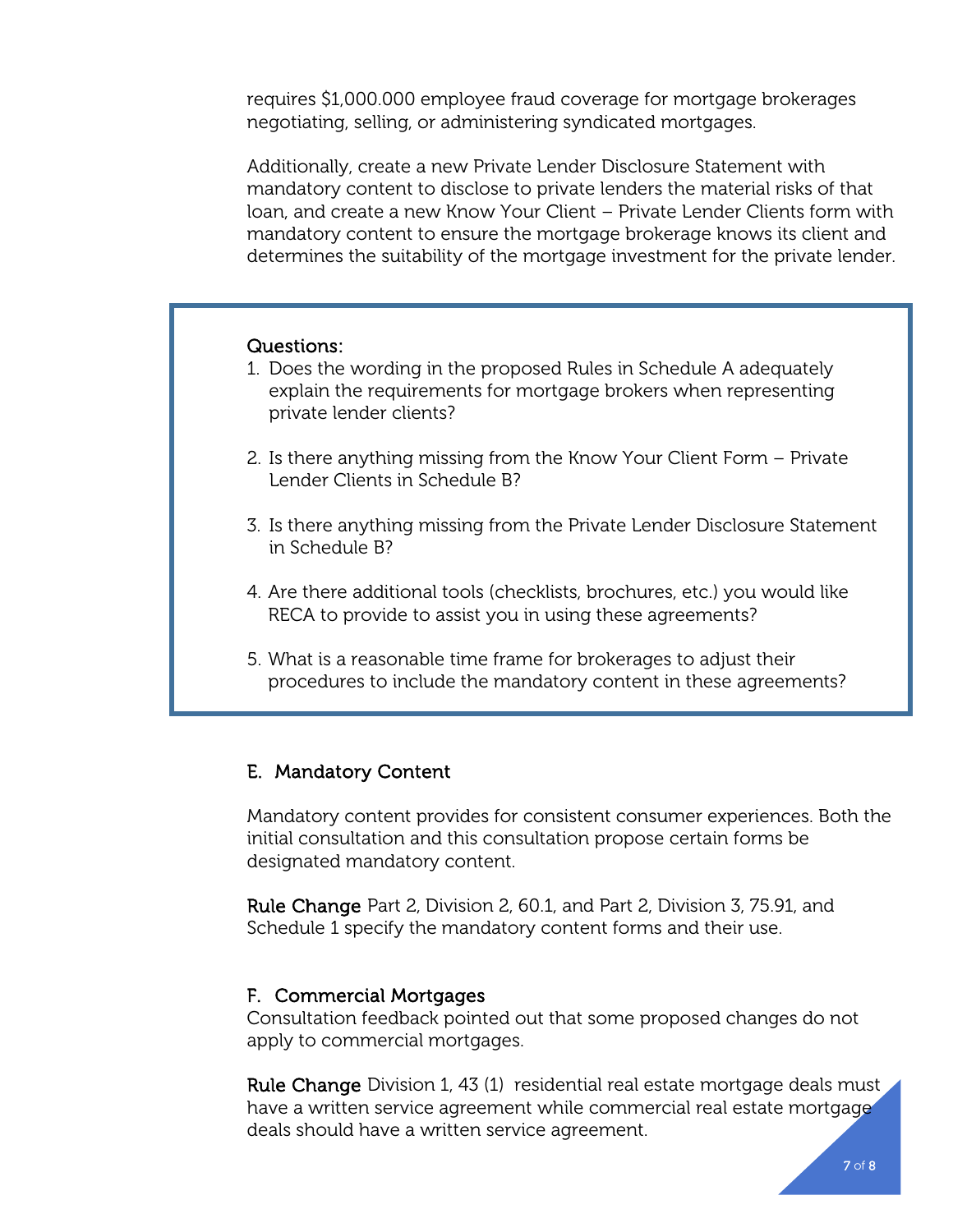requires $1,000.000 employee fraud coverage for mortgage brokerages negotiating, selling, or administering syndicated mortgages.

Additionally, create a new Private Lender Disclosure Statement with mandatory content to disclose to private lenders the material risks of that loan, and create a new Know Your Client – Private Lender Clients form with mandatory content to ensure the mortgage brokerage knows its client and determines the suitability of the mortgage investment for the private lender.

**Questions:**

1. Does the wording in the proposed Rules in Schedule A adequately explain the requirements for mortgage brokers when representing private lender clients?
2. Is there anything missing from the Know Your Client Form – Private Lender Clients in Schedule B?
3. Is there anything missing from the Private Lender Disclosure Statement in Schedule B?
4. Are there additional tools (checklists, brochures, etc.) you would like RECA to provide to assist you in using these agreements?
5. What is a reasonable time frame for brokerages to adjust their procedures to include the mandatory content in these agreements?

## E. Mandatory Content

Mandatory content provides for consistent consumer experiences. Both the initial consultation and this consultation propose certain forms be designated mandatory content.

**Rule Change** Part 2, Division 2, 60.1, and Part 2, Division 3, 75.91, and Schedule 1 specify the mandatory content forms and their use.

## F. Commercial Mortgages

Consultation feedback pointed out that some proposed changes do not apply to commercial mortgages.

**Rule Change** Division 1, 43 (1) residential real estate mortgage deals must have a written service agreement while commercial real estate mortgage deals should have a written service agreement.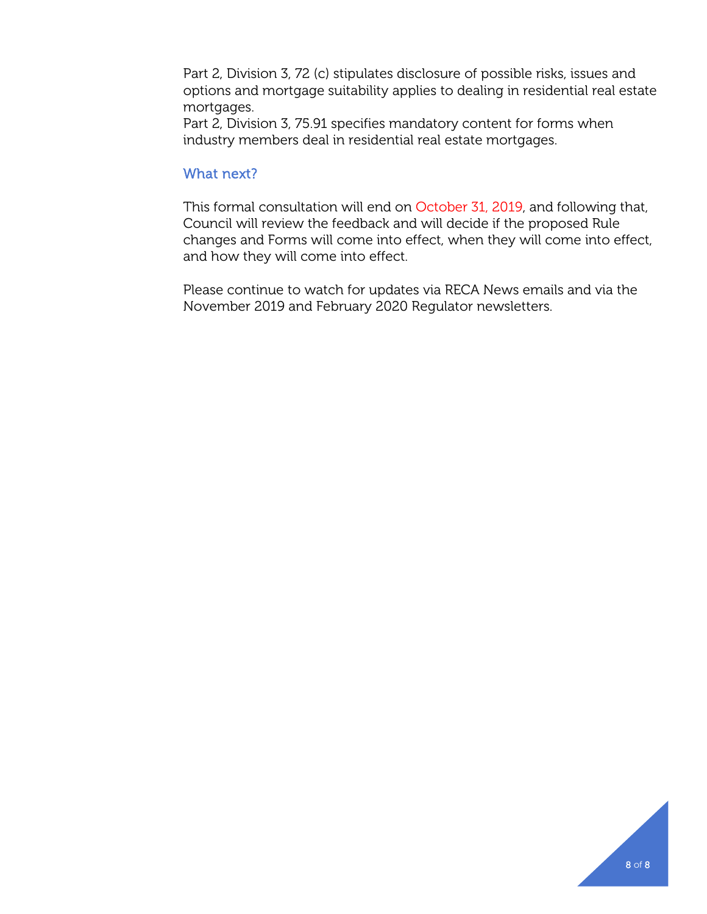Part 2, Division 3, 72 (c) stipulates disclosure of possible risks, issues and options and mortgage suitability applies to dealing in residential real estate mortgages.
Part 2, Division 3, 75.91 specifies mandatory content for forms when industry members deal in residential real estate mortgages.

## What next?

This formal consultation will end on October 31, 2019, and following that, Council will review the feedback and will decide if the proposed Rule changes and Forms will come into effect, when they will come into effect, and how they will come into effect.

Please continue to watch for updates via RECA News emails and via the November 2019 and February 2020 Regulator newsletters.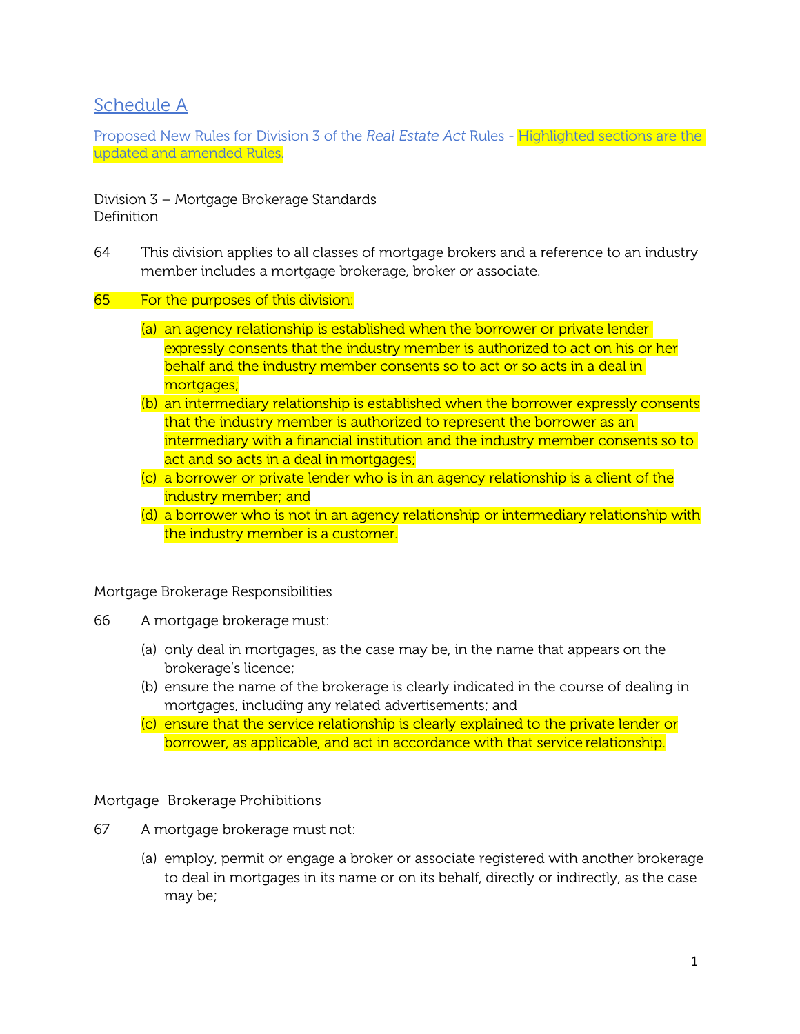## Schedule A

Proposed New Rules for Division 3 of the *Real Estate Act* Rules - Highlighted sections are the updated and amended Rules.

Division 3 – Mortgage Brokerage Standards
Definition

64 This division applies to all classes of mortgage brokers and a reference to an industry member includes a mortgage brokerage, broker or associate.

65 For the purposes of this division:

(a) an agency relationship is established when the borrower or private lender expressly consents that the industry member is authorized to act on his or her behalf and the industry member consents so to act or so acts in a deal in mortgages;
(b) an intermediary relationship is established when the borrower expressly consents that the industry member is authorized to represent the borrower as an intermediary with a financial institution and the industry member consents so to act and so acts in a deal in mortgages;
(c) a borrower or private lender who is in an agency relationship is a client of the industry member; and
(d) a borrower who is not in an agency relationship or intermediary relationship with the industry member is a customer.

Mortgage Brokerage Responsibilities

66 A mortgage brokerage must:

(a) only deal in mortgages, as the case may be, in the name that appears on the brokerage's licence;
(b) ensure the name of the brokerage is clearly indicated in the course of dealing in mortgages, including any related advertisements; and
(c) ensure that the service relationship is clearly explained to the private lender or borrower, as applicable, and act in accordance with that service relationship.

Mortgage Brokerage Prohibitions

67 A mortgage brokerage must not:

(a) employ, permit or engage a broker or associate registered with another brokerage to deal in mortgages in its name or on its behalf, directly or indirectly, as the case may be;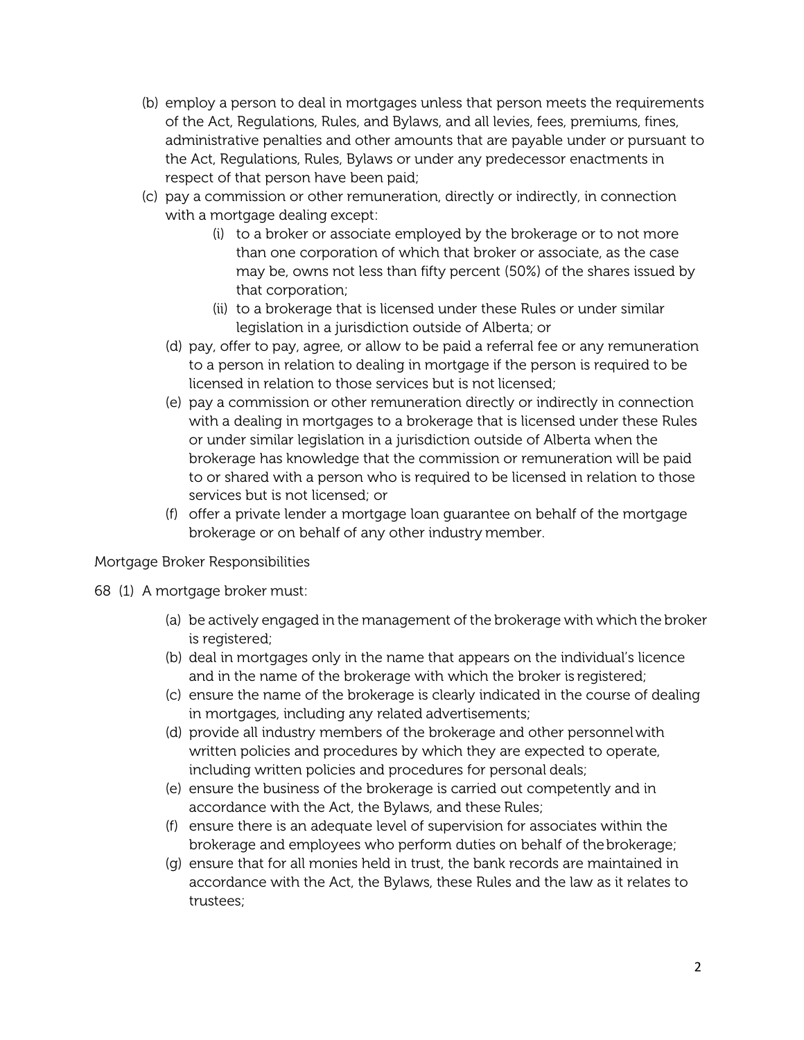(b) employ a person to deal in mortgages unless that person meets the requirements of the Act, Regulations, Rules, and Bylaws, and all levies, fees, premiums, fines, administrative penalties and other amounts that are payable under or pursuant to the Act, Regulations, Rules, Bylaws or under any predecessor enactments in respect of that person have been paid;

(c) pay a commission or other remuneration, directly or indirectly, in connection with a mortgage dealing except:

  (i) to a broker or associate employed by the brokerage or to not more than one corporation of which that broker or associate, as the case may be, owns not less than fifty percent (50%) of the shares issued by that corporation;

  (ii) to a brokerage that is licensed under these Rules or under similar legislation in a jurisdiction outside of Alberta; or

(d) pay, offer to pay, agree, or allow to be paid a referral fee or any remuneration to a person in relation to dealing in mortgage if the person is required to be licensed in relation to those services but is not licensed;

(e) pay a commission or other remuneration directly or indirectly in connection with a dealing in mortgages to a brokerage that is licensed under these Rules or under similar legislation in a jurisdiction outside of Alberta when the brokerage has knowledge that the commission or remuneration will be paid to or shared with a person who is required to be licensed in relation to those services but is not licensed; or

(f) offer a private lender a mortgage loan guarantee on behalf of the mortgage brokerage or on behalf of any other industry member.

Mortgage Broker Responsibilities

68 (1) A mortgage broker must:

(a) be actively engaged in the management of the brokerage with which the broker is registered;

(b) deal in mortgages only in the name that appears on the individual's licence and in the name of the brokerage with which the broker is registered;

(c) ensure the name of the brokerage is clearly indicated in the course of dealing in mortgages, including any related advertisements;

(d) provide all industry members of the brokerage and other personnel with written policies and procedures by which they are expected to operate, including written policies and procedures for personal deals;

(e) ensure the business of the brokerage is carried out competently and in accordance with the Act, the Bylaws, and these Rules;

(f) ensure there is an adequate level of supervision for associates within the brokerage and employees who perform duties on behalf of the brokerage;

(g) ensure that for all monies held in trust, the bank records are maintained in accordance with the Act, the Bylaws, these Rules and the law as it relates to trustees;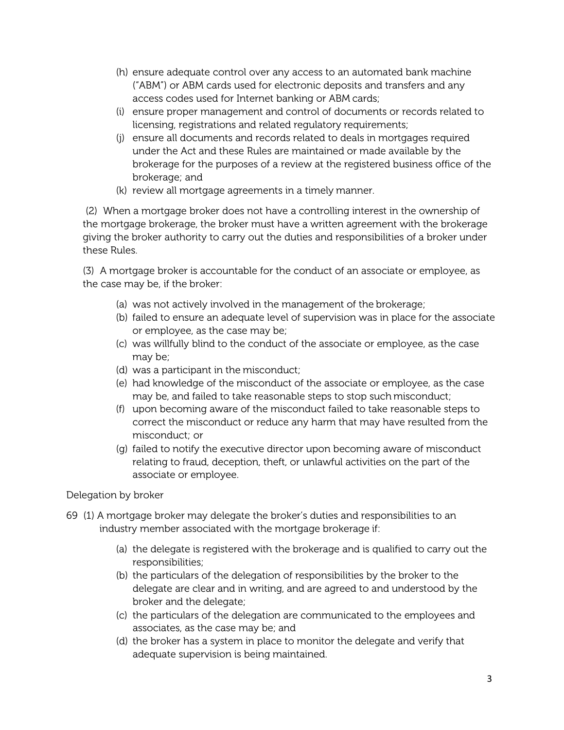(h) ensure adequate control over any access to an automated bank machine ("ABM") or ABM cards used for electronic deposits and transfers and any access codes used for Internet banking or ABM cards;

(i) ensure proper management and control of documents or records related to licensing, registrations and related regulatory requirements;

(j) ensure all documents and records related to deals in mortgages required under the Act and these Rules are maintained or made available by the brokerage for the purposes of a review at the registered business office of the brokerage; and

(k) review all mortgage agreements in a timely manner.

(2) When a mortgage broker does not have a controlling interest in the ownership of the mortgage brokerage, the broker must have a written agreement with the brokerage giving the broker authority to carry out the duties and responsibilities of a broker under these Rules.

(3) A mortgage broker is accountable for the conduct of an associate or employee, as the case may be, if the broker:

(a) was not actively involved in the management of the brokerage;

(b) failed to ensure an adequate level of supervision was in place for the associate or employee, as the case may be;

(c) was willfully blind to the conduct of the associate or employee, as the case may be;

(d) was a participant in the misconduct;

(e) had knowledge of the misconduct of the associate or employee, as the case may be, and failed to take reasonable steps to stop such misconduct;

(f) upon becoming aware of the misconduct failed to take reasonable steps to correct the misconduct or reduce any harm that may have resulted from the misconduct; or

(g) failed to notify the executive director upon becoming aware of misconduct relating to fraud, deception, theft, or unlawful activities on the part of the associate or employee.

Delegation by broker

69 (1) A mortgage broker may delegate the broker's duties and responsibilities to an industry member associated with the mortgage brokerage if:

(a) the delegate is registered with the brokerage and is qualified to carry out the responsibilities;

(b) the particulars of the delegation of responsibilities by the broker to the delegate are clear and in writing, and are agreed to and understood by the broker and the delegate;

(c) the particulars of the delegation are communicated to the employees and associates, as the case may be; and

(d) the broker has a system in place to monitor the delegate and verify that adequate supervision is being maintained.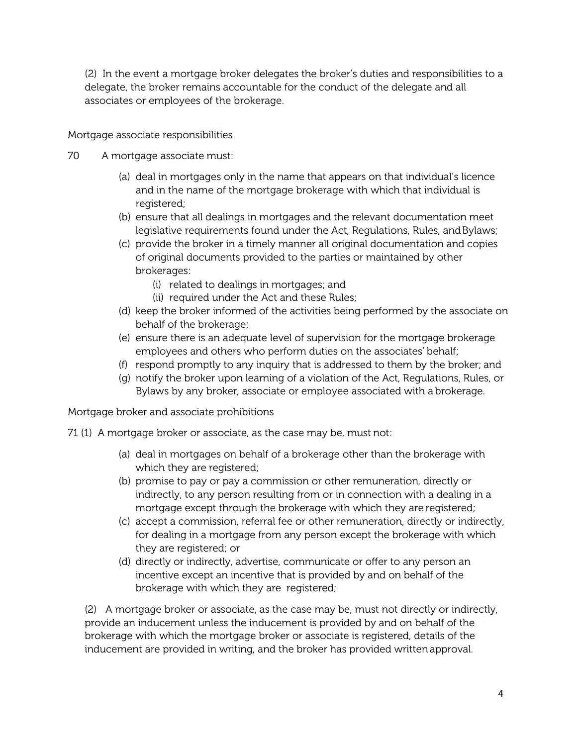(2) In the event a mortgage broker delegates the broker's duties and responsibilities to a delegate, the broker remains accountable for the conduct of the delegate and all associates or employees of the brokerage.

Mortgage associate responsibilities

70 A mortgage associate must:

- (a) deal in mortgages only in the name that appears on that individual's licence and in the name of the mortgage brokerage with which that individual is registered;
- (b) ensure that all dealings in mortgages and the relevant documentation meet legislative requirements found under the Act, Regulations, Rules, and Bylaws;
- (c) provide the broker in a timely manner all original documentation and copies of original documents provided to the parties or maintained by other brokerages:
  - (i) related to dealings in mortgages; and
  - (ii) required under the Act and these Rules;
- (d) keep the broker informed of the activities being performed by the associate on behalf of the brokerage;
- (e) ensure there is an adequate level of supervision for the mortgage brokerage employees and others who perform duties on the associates' behalf;
- (f) respond promptly to any inquiry that is addressed to them by the broker; and
- (g) notify the broker upon learning of a violation of the Act, Regulations, Rules, or Bylaws by any broker, associate or employee associated with a brokerage.

Mortgage broker and associate prohibitions

71 (1) A mortgage broker or associate, as the case may be, must not:

- (a) deal in mortgages on behalf of a brokerage other than the brokerage with which they are registered;
- (b) promise to pay or pay a commission or other remuneration, directly or indirectly, to any person resulting from or in connection with a dealing in a mortgage except through the brokerage with which they are registered;
- (c) accept a commission, referral fee or other remuneration, directly or indirectly, for dealing in a mortgage from any person except the brokerage with which they are registered; or
- (d) directly or indirectly, advertise, communicate or offer to any person an incentive except an incentive that is provided by and on behalf of the brokerage with which they are registered;

(2) A mortgage broker or associate, as the case may be, must not directly or indirectly, provide an inducement unless the inducement is provided by and on behalf of the brokerage with which the mortgage broker or associate is registered, details of the inducement are provided in writing, and the broker has provided written approval.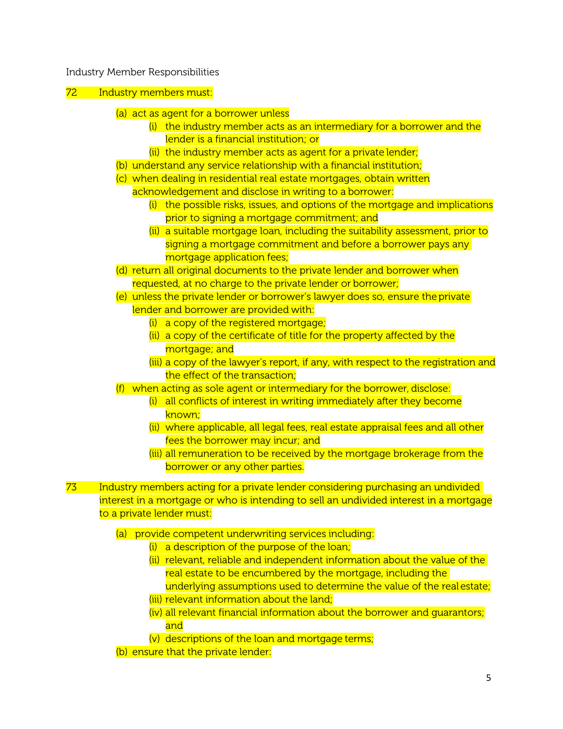Industry Member Responsibilities

72 Industry members must:

- (a) act as agent for a borrower unless
  - (i) the industry member acts as an intermediary for a borrower and the lender is a financial institution; or
  - (ii) the industry member acts as agent for a private lender;
- (b) understand any service relationship with a financial institution;
- (c) when dealing in residential real estate mortgages, obtain written acknowledgement and disclose in writing to a borrower:
  - (i) the possible risks, issues, and options of the mortgage and implications prior to signing a mortgage commitment; and
  - (ii) a suitable mortgage loan, including the suitability assessment, prior to signing a mortgage commitment and before a borrower pays any mortgage application fees;
- (d) return all original documents to the private lender and borrower when requested, at no charge to the private lender or borrower;
- (e) unless the private lender or borrower's lawyer does so, ensure the private lender and borrower are provided with:
  - (i) a copy of the registered mortgage;
  - (ii) a copy of the certificate of title for the property affected by the mortgage; and
  - (iii) a copy of the lawyer's report, if any, with respect to the registration and the effect of the transaction;
- (f) when acting as sole agent or intermediary for the borrower, disclose:
  - (i) all conflicts of interest in writing immediately after they become known;
  - (ii) where applicable, all legal fees, real estate appraisal fees and all other fees the borrower may incur; and
  - (iii) all remuneration to be received by the mortgage brokerage from the borrower or any other parties.

73 Industry members acting for a private lender considering purchasing an undivided interest in a mortgage or who is intending to sell an undivided interest in a mortgage to a private lender must:

- (a) provide competent underwriting services including:
  - (i) a description of the purpose of the loan;
  - (ii) relevant, reliable and independent information about the value of the real estate to be encumbered by the mortgage, including the underlying assumptions used to determine the value of the real estate;
  - (iii) relevant information about the land;
  - (iv) all relevant financial information about the borrower and guarantors; and
  - (v) descriptions of the loan and mortgage terms;
- (b) ensure that the private lender: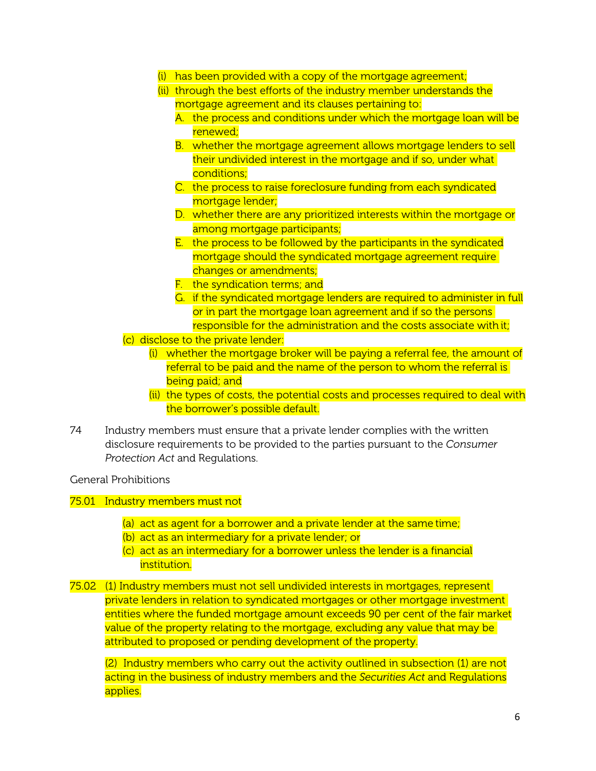(i) has been provided with a copy of the mortgage agreement;

(ii) through the best efforts of the industry member understands the mortgage agreement and its clauses pertaining to:

A. the process and conditions under which the mortgage loan will be renewed;

B. whether the mortgage agreement allows mortgage lenders to sell their undivided interest in the mortgage and if so, under what conditions;

C. the process to raise foreclosure funding from each syndicated mortgage lender;

D. whether there are any prioritized interests within the mortgage or among mortgage participants;

E. the process to be followed by the participants in the syndicated mortgage should the syndicated mortgage agreement require changes or amendments;

F. the syndication terms; and

G. if the syndicated mortgage lenders are required to administer in full or in part the mortgage loan agreement and if so the persons responsible for the administration and the costs associate with it;

(c) disclose to the private lender:

(i) whether the mortgage broker will be paying a referral fee, the amount of referral to be paid and the name of the person to whom the referral is being paid; and

(ii) the types of costs, the potential costs and processes required to deal with the borrower's possible default.

74 Industry members must ensure that a private lender complies with the written disclosure requirements to be provided to the parties pursuant to the *Consumer Protection Act* and Regulations.

General Prohibitions

75.01 Industry members must not

(a) act as agent for a borrower and a private lender at the same time;

(b) act as an intermediary for a private lender; or

(c) act as an intermediary for a borrower unless the lender is a financial institution.

75.02 (1) Industry members must not sell undivided interests in mortgages, represent private lenders in relation to syndicated mortgages or other mortgage investment entities where the funded mortgage amount exceeds 90 per cent of the fair market value of the property relating to the mortgage, excluding any value that may be attributed to proposed or pending development of the property.

(2) Industry members who carry out the activity outlined in subsection (1) are not acting in the business of industry members and the *Securities Act* and Regulations applies.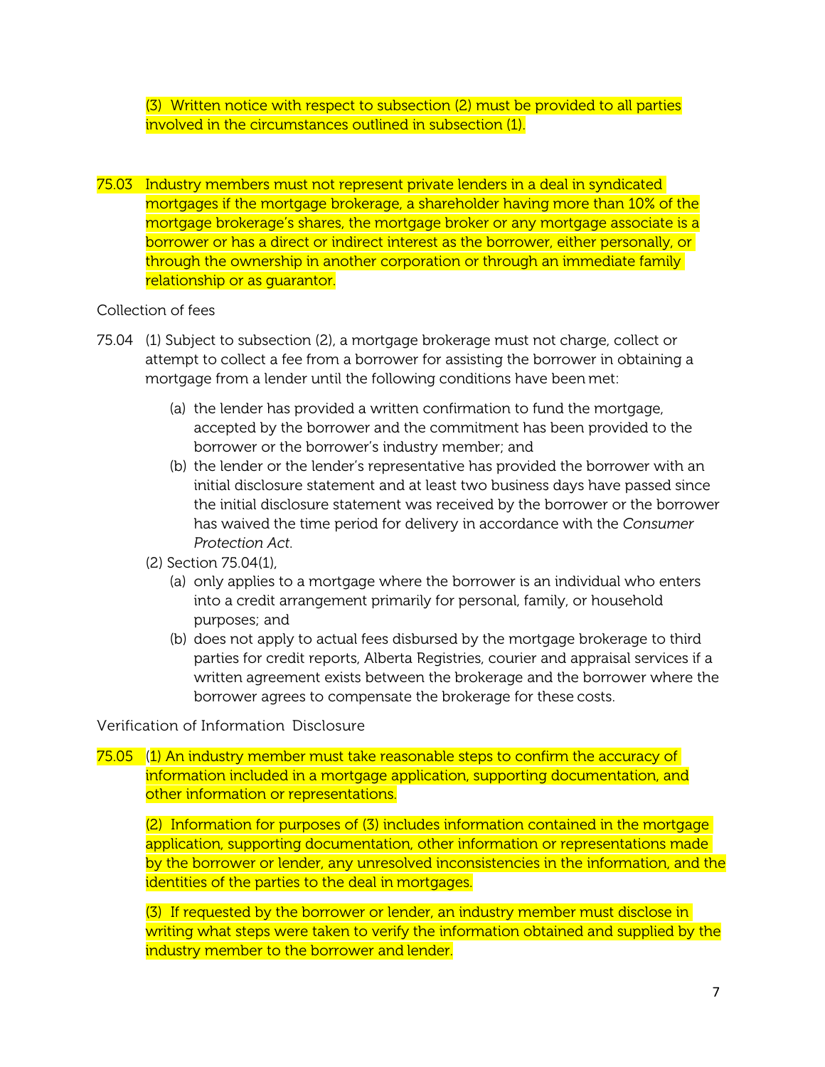(3) Written notice with respect to subsection (2) must be provided to all parties involved in the circumstances outlined in subsection (1).

75.03 Industry members must not represent private lenders in a deal in syndicated mortgages if the mortgage brokerage, a shareholder having more than 10% of the mortgage brokerage's shares, the mortgage broker or any mortgage associate is a borrower or has a direct or indirect interest as the borrower, either personally, or through the ownership in another corporation or through an immediate family relationship or as guarantor.

Collection of fees

75.04 (1) Subject to subsection (2), a mortgage brokerage must not charge, collect or attempt to collect a fee from a borrower for assisting the borrower in obtaining a mortgage from a lender until the following conditions have been met:

- (a) the lender has provided a written confirmation to fund the mortgage, accepted by the borrower and the commitment has been provided to the borrower or the borrower's industry member; and
- (b) the lender or the lender's representative has provided the borrower with an initial disclosure statement and at least two business days have passed since the initial disclosure statement was received by the borrower or the borrower has waived the time period for delivery in accordance with the *Consumer Protection Act*.

(2) Section 75.04(1),

- (a) only applies to a mortgage where the borrower is an individual who enters into a credit arrangement primarily for personal, family, or household purposes; and
- (b) does not apply to actual fees disbursed by the mortgage brokerage to third parties for credit reports, Alberta Registries, courier and appraisal services if a written agreement exists between the brokerage and the borrower where the borrower agrees to compensate the brokerage for these costs.

Verification of Information Disclosure

75.05 (1) An industry member must take reasonable steps to confirm the accuracy of information included in a mortgage application, supporting documentation, and other information or representations.

(2) Information for purposes of (3) includes information contained in the mortgage application, supporting documentation, other information or representations made by the borrower or lender, any unresolved inconsistencies in the information, and the identities of the parties to the deal in mortgages.

(3) If requested by the borrower or lender, an industry member must disclose in writing what steps were taken to verify the information obtained and supplied by the industry member to the borrower and lender.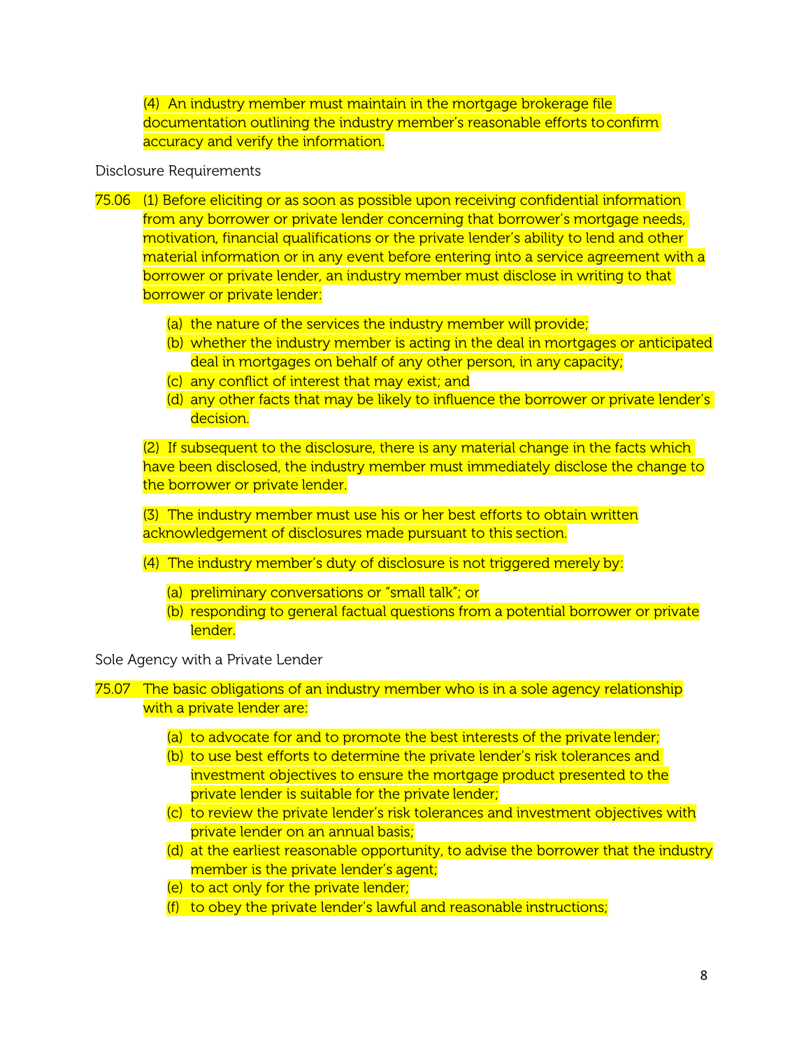(4) An industry member must maintain in the mortgage brokerage file documentation outlining the industry member's reasonable efforts to confirm accuracy and verify the information.

Disclosure Requirements

75.06 (1) Before eliciting or as soon as possible upon receiving confidential information from any borrower or private lender concerning that borrower's mortgage needs, motivation, financial qualifications or the private lender's ability to lend and other material information or in any event before entering into a service agreement with a borrower or private lender, an industry member must disclose in writing to that borrower or private lender:

- (a) the nature of the services the industry member will provide;
- (b) whether the industry member is acting in the deal in mortgages or anticipated deal in mortgages on behalf of any other person, in any capacity;
- (c) any conflict of interest that may exist; and
- (d) any other facts that may be likely to influence the borrower or private lender's decision.

(2) If subsequent to the disclosure, there is any material change in the facts which have been disclosed, the industry member must immediately disclose the change to the borrower or private lender.

(3) The industry member must use his or her best efforts to obtain written acknowledgement of disclosures made pursuant to this section.

(4) The industry member's duty of disclosure is not triggered merely by:

- (a) preliminary conversations or "small talk"; or
- (b) responding to general factual questions from a potential borrower or private lender.

Sole Agency with a Private Lender

75.07 The basic obligations of an industry member who is in a sole agency relationship with a private lender are:

- (a) to advocate for and to promote the best interests of the private lender;
- (b) to use best efforts to determine the private lender's risk tolerances and investment objectives to ensure the mortgage product presented to the private lender is suitable for the private lender;
- (c) to review the private lender's risk tolerances and investment objectives with private lender on an annual basis;
- (d) at the earliest reasonable opportunity, to advise the borrower that the industry member is the private lender's agent;
- (e) to act only for the private lender;
- (f) to obey the private lender's lawful and reasonable instructions;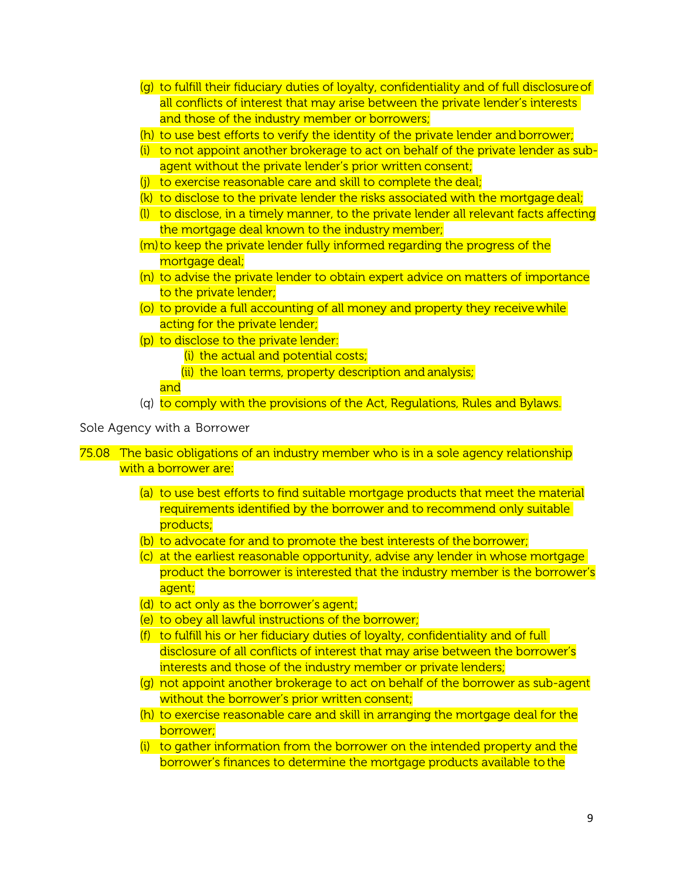(g) to fulfill their fiduciary duties of loyalty, confidentiality and of full disclosure of all conflicts of interest that may arise between the private lender's interests and those of the industry member or borrowers;

(h) to use best efforts to verify the identity of the private lender and borrower;

(i) to not appoint another brokerage to act on behalf of the private lender as sub-agent without the private lender's prior written consent;

(j) to exercise reasonable care and skill to complete the deal;

(k) to disclose to the private lender the risks associated with the mortgage deal;

(l) to disclose, in a timely manner, to the private lender all relevant facts affecting the mortgage deal known to the industry member;

(m) to keep the private lender fully informed regarding the progress of the mortgage deal;

(n) to advise the private lender to obtain expert advice on matters of importance to the private lender;

(o) to provide a full accounting of all money and property they receive while acting for the private lender;

(p) to disclose to the private lender:

  (i) the actual and potential costs;

  (ii) the loan terms, property description and analysis;

and

(q) to comply with the provisions of the Act, Regulations, Rules and Bylaws.

Sole Agency with a Borrower

75.08 The basic obligations of an industry member who is in a sole agency relationship with a borrower are:

(a) to use best efforts to find suitable mortgage products that meet the material requirements identified by the borrower and to recommend only suitable products;

(b) to advocate for and to promote the best interests of the borrower;

(c) at the earliest reasonable opportunity, advise any lender in whose mortgage product the borrower is interested that the industry member is the borrower's agent;

(d) to act only as the borrower's agent;

(e) to obey all lawful instructions of the borrower;

(f) to fulfill his or her fiduciary duties of loyalty, confidentiality and of full disclosure of all conflicts of interest that may arise between the borrower's interests and those of the industry member or private lenders;

(g) not appoint another brokerage to act on behalf of the borrower as sub-agent without the borrower's prior written consent;

(h) to exercise reasonable care and skill in arranging the mortgage deal for the borrower;

(i) to gather information from the borrower on the intended property and the borrower's finances to determine the mortgage products available to the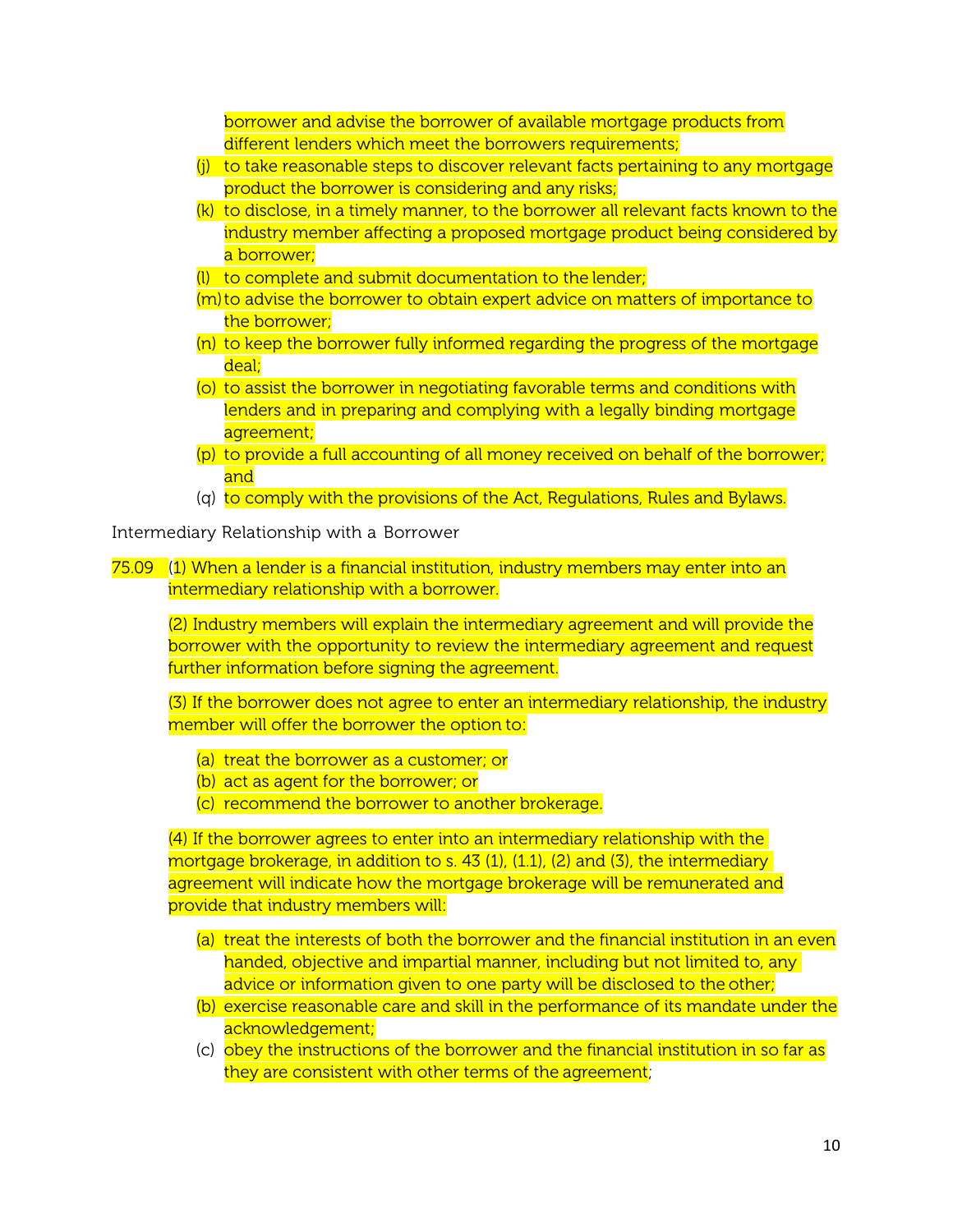borrower and advise the borrower of available mortgage products from different lenders which meet the borrowers requirements;

(j) to take reasonable steps to discover relevant facts pertaining to any mortgage product the borrower is considering and any risks;

(k) to disclose, in a timely manner, to the borrower all relevant facts known to the industry member affecting a proposed mortgage product being considered by a borrower;

(l) to complete and submit documentation to the lender;

(m) to advise the borrower to obtain expert advice on matters of importance to the borrower;

(n) to keep the borrower fully informed regarding the progress of the mortgage deal;

(o) to assist the borrower in negotiating favorable terms and conditions with lenders and in preparing and complying with a legally binding mortgage agreement;

(p) to provide a full accounting of all money received on behalf of the borrower; and

(q) to comply with the provisions of the Act, Regulations, Rules and Bylaws.

Intermediary Relationship with a Borrower

75.09 (1) When a lender is a financial institution, industry members may enter into an intermediary relationship with a borrower.

(2) Industry members will explain the intermediary agreement and will provide the borrower with the opportunity to review the intermediary agreement and request further information before signing the agreement.

(3) If the borrower does not agree to enter an intermediary relationship, the industry member will offer the borrower the option to:

(a) treat the borrower as a customer; or

(b) act as agent for the borrower; or

(c) recommend the borrower to another brokerage.

(4) If the borrower agrees to enter into an intermediary relationship with the mortgage brokerage, in addition to s. 43 (1), (1.1), (2) and (3), the intermediary agreement will indicate how the mortgage brokerage will be remunerated and provide that industry members will:

(a) treat the interests of both the borrower and the financial institution in an even handed, objective and impartial manner, including but not limited to, any advice or information given to one party will be disclosed to the other;

(b) exercise reasonable care and skill in the performance of its mandate under the acknowledgement;

(c) obey the instructions of the borrower and the financial institution in so far as they are consistent with other terms of the agreement;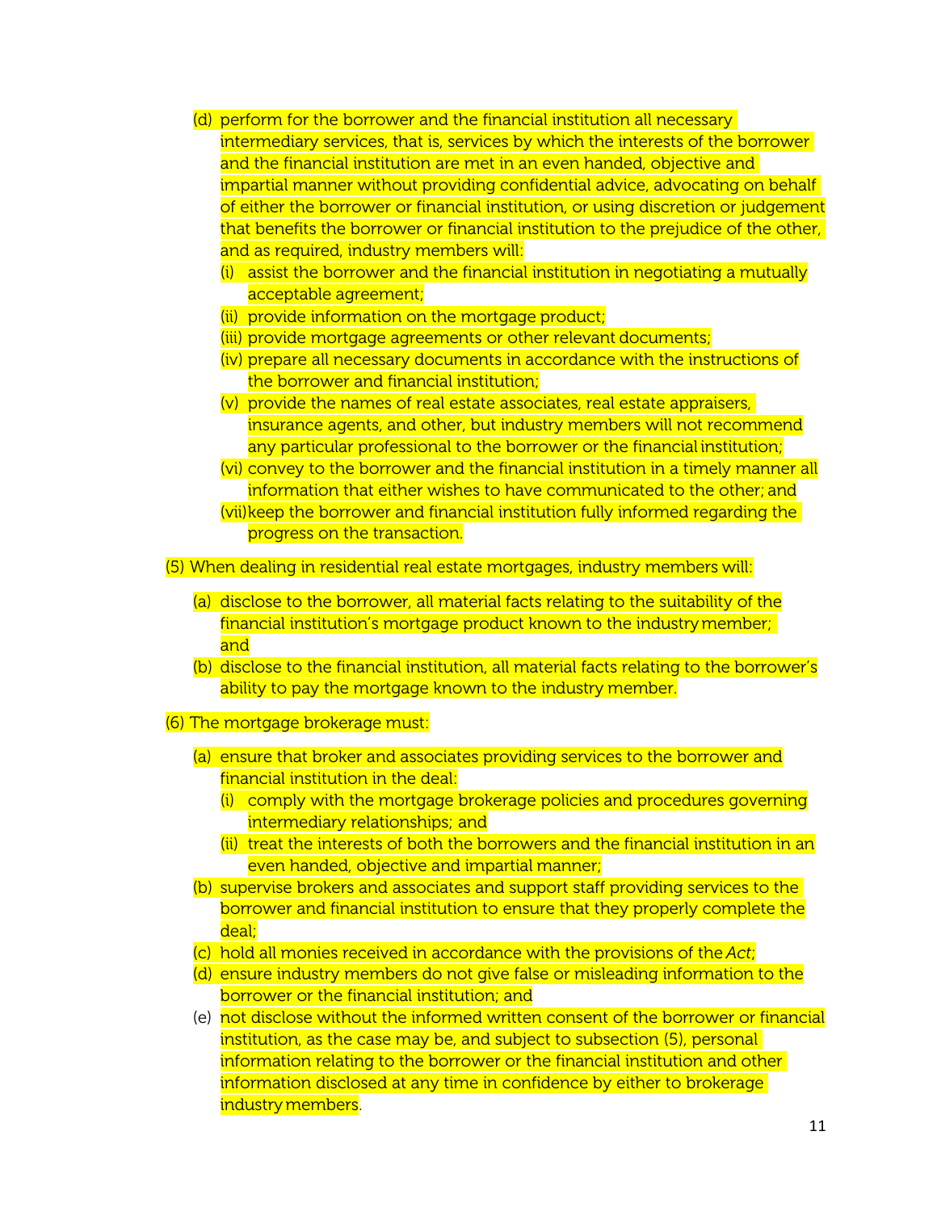(d) perform for the borrower and the financial institution all necessary intermediary services, that is, services by which the interests of the borrower and the financial institution are met in an even handed, objective and impartial manner without providing confidential advice, advocating on behalf of either the borrower or financial institution, or using discretion or judgement that benefits the borrower or financial institution to the prejudice of the other, and as required, industry members will:
   (i) assist the borrower and the financial institution in negotiating a mutually acceptable agreement;
   (ii) provide information on the mortgage product;
   (iii) provide mortgage agreements or other relevant documents;
   (iv) prepare all necessary documents in accordance with the instructions of the borrower and financial institution;
   (v) provide the names of real estate associates, real estate appraisers, insurance agents, and other, but industry members will not recommend any particular professional to the borrower or the financial institution;
   (vi) convey to the borrower and the financial institution in a timely manner all information that either wishes to have communicated to the other; and
   (vii) keep the borrower and financial institution fully informed regarding the progress on the transaction.

(5) When dealing in residential real estate mortgages, industry members will:

   (a) disclose to the borrower, all material facts relating to the suitability of the financial institution's mortgage product known to the industry member; and
   (b) disclose to the financial institution, all material facts relating to the borrower's ability to pay the mortgage known to the industry member.

(6) The mortgage brokerage must:

   (a) ensure that broker and associates providing services to the borrower and financial institution in the deal:
      (i) comply with the mortgage brokerage policies and procedures governing intermediary relationships; and
      (ii) treat the interests of both the borrowers and the financial institution in an even handed, objective and impartial manner;
   (b) supervise brokers and associates and support staff providing services to the borrower and financial institution to ensure that they properly complete the deal;
   (c) hold all monies received in accordance with the provisions of the *Act*;
   (d) ensure industry members do not give false or misleading information to the borrower or the financial institution; and
   (e) not disclose without the informed written consent of the borrower or financial institution, as the case may be, and subject to subsection (5), personal information relating to the borrower or the financial institution and other information disclosed at any time in confidence by either to brokerage industry members.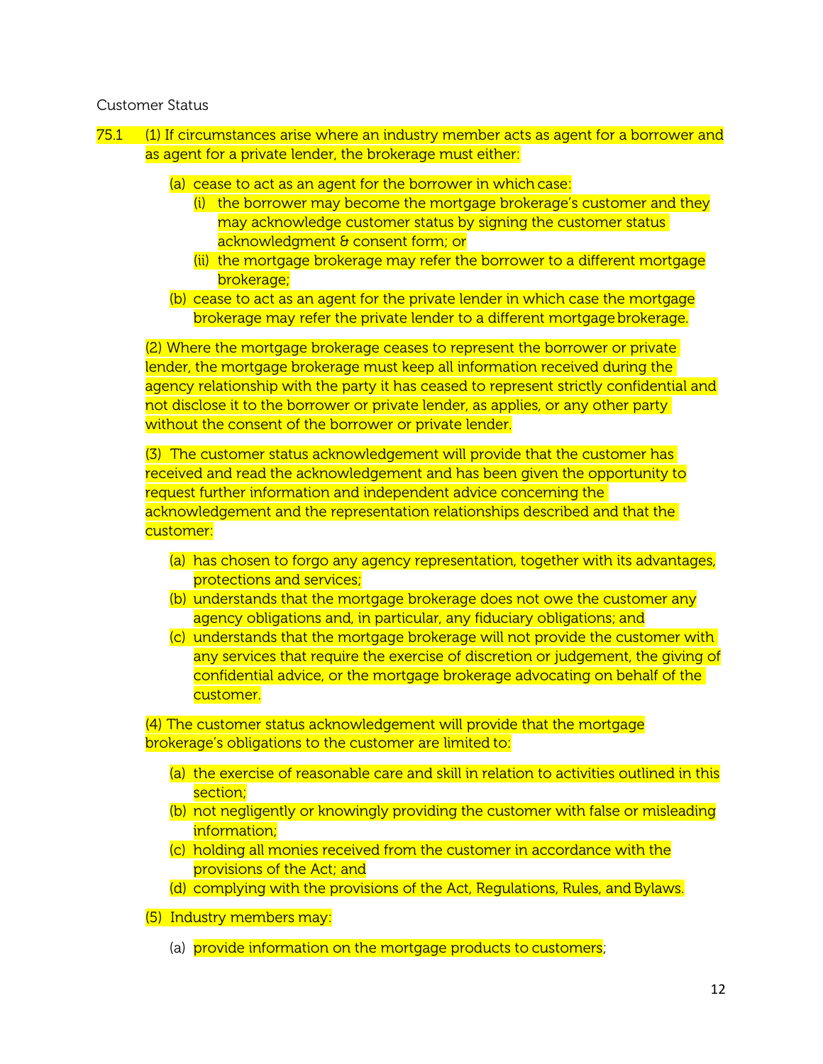Customer Status

75.1 (1) If circumstances arise where an industry member acts as agent for a borrower and as agent for a private lender, the brokerage must either:

- (a) cease to act as an agent for the borrower in which case:
  - (i) the borrower may become the mortgage brokerage's customer and they may acknowledge customer status by signing the customer status acknowledgment & consent form; or
  - (ii) the mortgage brokerage may refer the borrower to a different mortgage brokerage;
- (b) cease to act as an agent for the private lender in which case the mortgage brokerage may refer the private lender to a different mortgage brokerage.

(2) Where the mortgage brokerage ceases to represent the borrower or private lender, the mortgage brokerage must keep all information received during the agency relationship with the party it has ceased to represent strictly confidential and not disclose it to the borrower or private lender, as applies, or any other party without the consent of the borrower or private lender.

(3) The customer status acknowledgement will provide that the customer has received and read the acknowledgement and has been given the opportunity to request further information and independent advice concerning the acknowledgement and the representation relationships described and that the customer:

- (a) has chosen to forgo any agency representation, together with its advantages, protections and services;
- (b) understands that the mortgage brokerage does not owe the customer any agency obligations and, in particular, any fiduciary obligations; and
- (c) understands that the mortgage brokerage will not provide the customer with any services that require the exercise of discretion or judgement, the giving of confidential advice, or the mortgage brokerage advocating on behalf of the customer.

(4) The customer status acknowledgement will provide that the mortgage brokerage's obligations to the customer are limited to:

- (a) the exercise of reasonable care and skill in relation to activities outlined in this section;
- (b) not negligently or knowingly providing the customer with false or misleading information;
- (c) holding all monies received from the customer in accordance with the provisions of the Act; and
- (d) complying with the provisions of the Act, Regulations, Rules, and Bylaws.

(5) Industry members may:

- (a) provide information on the mortgage products to customers;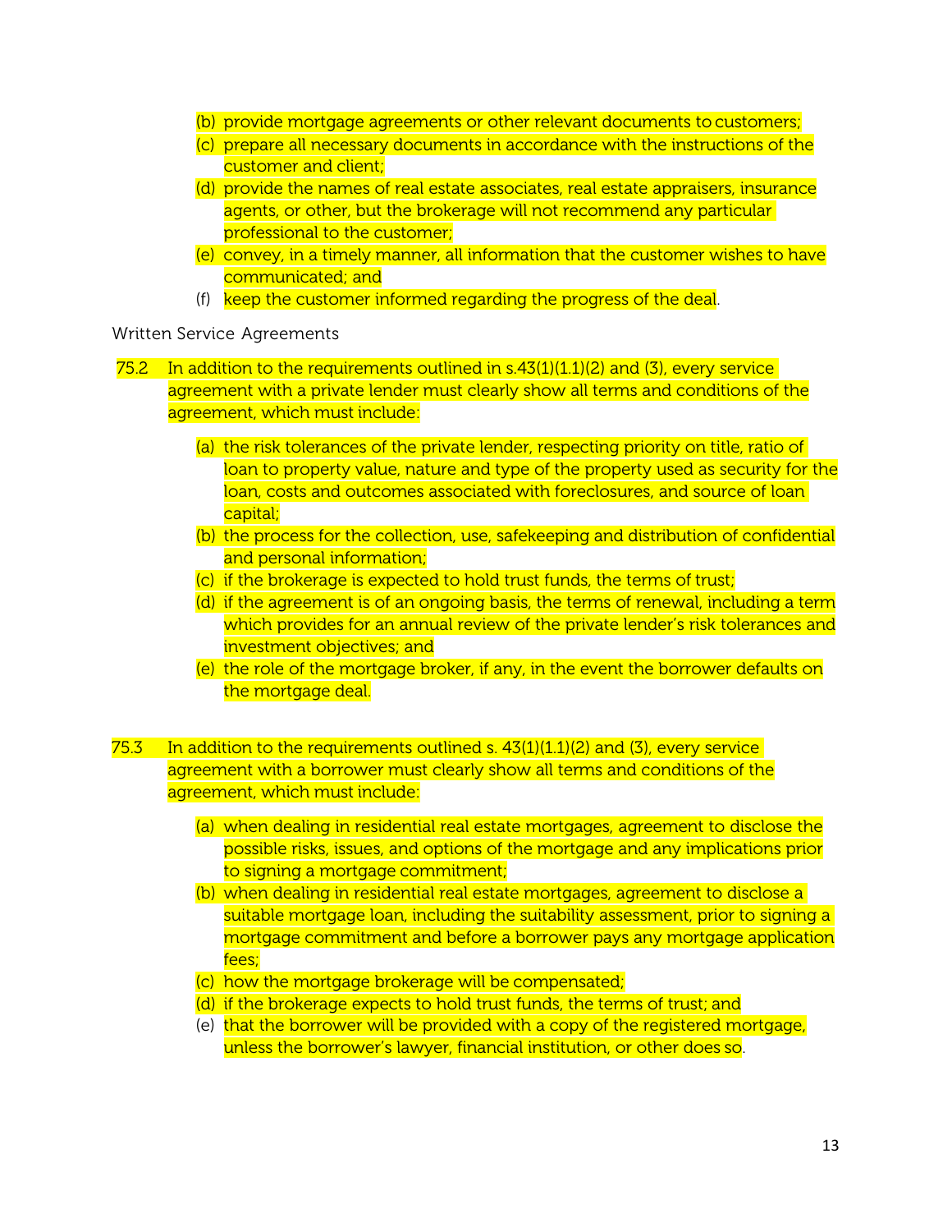(b) provide mortgage agreements or other relevant documents to customers;
(c) prepare all necessary documents in accordance with the instructions of the customer and client;
(d) provide the names of real estate associates, real estate appraisers, insurance agents, or other, but the brokerage will not recommend any particular professional to the customer;
(e) convey, in a timely manner, all information that the customer wishes to have communicated; and
(f) keep the customer informed regarding the progress of the deal.

Written Service Agreements

75.2 In addition to the requirements outlined in s.43(1)(1.1)(2) and (3), every service agreement with a private lender must clearly show all terms and conditions of the agreement, which must include:

(a) the risk tolerances of the private lender, respecting priority on title, ratio of loan to property value, nature and type of the property used as security for the loan, costs and outcomes associated with foreclosures, and source of loan capital;
(b) the process for the collection, use, safekeeping and distribution of confidential and personal information;
(c) if the brokerage is expected to hold trust funds, the terms of trust;
(d) if the agreement is of an ongoing basis, the terms of renewal, including a term which provides for an annual review of the private lender's risk tolerances and investment objectives; and
(e) the role of the mortgage broker, if any, in the event the borrower defaults on the mortgage deal.

75.3 In addition to the requirements outlined s. 43(1)(1.1)(2) and (3), every service agreement with a borrower must clearly show all terms and conditions of the agreement, which must include:

(a) when dealing in residential real estate mortgages, agreement to disclose the possible risks, issues, and options of the mortgage and any implications prior to signing a mortgage commitment;
(b) when dealing in residential real estate mortgages, agreement to disclose a suitable mortgage loan, including the suitability assessment, prior to signing a mortgage commitment and before a borrower pays any mortgage application fees;
(c) how the mortgage brokerage will be compensated;
(d) if the brokerage expects to hold trust funds, the terms of trust; and
(e) that the borrower will be provided with a copy of the registered mortgage, unless the borrower's lawyer, financial institution, or other does so.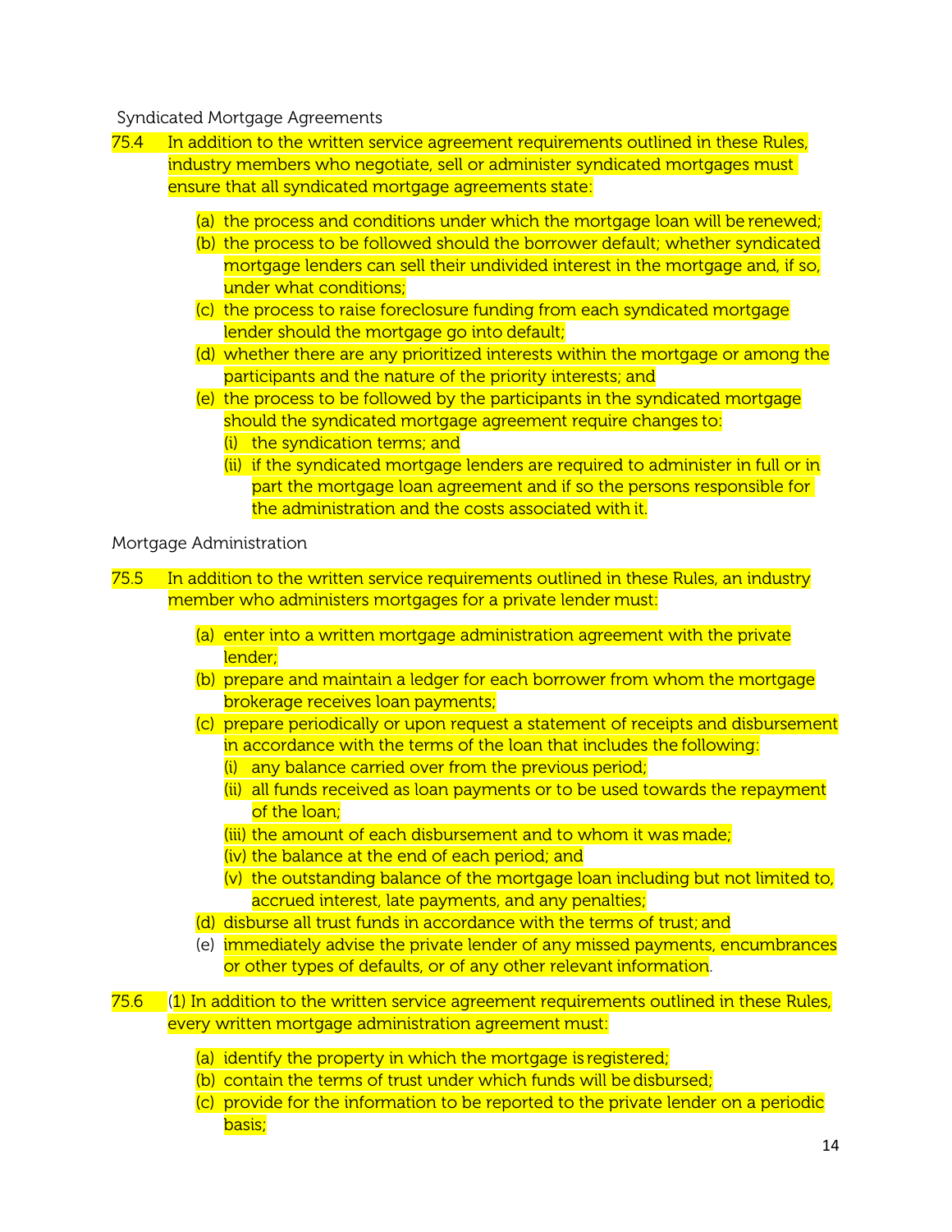Syndicated Mortgage Agreements

75.4 In addition to the written service agreement requirements outlined in these Rules, industry members who negotiate, sell or administer syndicated mortgages must ensure that all syndicated mortgage agreements state:

(a) the process and conditions under which the mortgage loan will be renewed;
(b) the process to be followed should the borrower default; whether syndicated mortgage lenders can sell their undivided interest in the mortgage and, if so, under what conditions;
(c) the process to raise foreclosure funding from each syndicated mortgage lender should the mortgage go into default;
(d) whether there are any prioritized interests within the mortgage or among the participants and the nature of the priority interests; and
(e) the process to be followed by the participants in the syndicated mortgage should the syndicated mortgage agreement require changes to:
    (i) the syndication terms; and
    (ii) if the syndicated mortgage lenders are required to administer in full or in part the mortgage loan agreement and if so the persons responsible for the administration and the costs associated with it.

Mortgage Administration

75.5 In addition to the written service requirements outlined in these Rules, an industry member who administers mortgages for a private lender must:

(a) enter into a written mortgage administration agreement with the private lender;
(b) prepare and maintain a ledger for each borrower from whom the mortgage brokerage receives loan payments;
(c) prepare periodically or upon request a statement of receipts and disbursement in accordance with the terms of the loan that includes the following:
    (i) any balance carried over from the previous period;
    (ii) all funds received as loan payments or to be used towards the repayment of the loan;
    (iii) the amount of each disbursement and to whom it was made;
    (iv) the balance at the end of each period; and
    (v) the outstanding balance of the mortgage loan including but not limited to, accrued interest, late payments, and any penalties;
(d) disburse all trust funds in accordance with the terms of trust; and
(e) immediately advise the private lender of any missed payments, encumbrances or other types of defaults, or of any other relevant information.

75.6 (1) In addition to the written service agreement requirements outlined in these Rules, every written mortgage administration agreement must:

(a) identify the property in which the mortgage is registered;
(b) contain the terms of trust under which funds will be disbursed;
(c) provide for the information to be reported to the private lender on a periodic basis;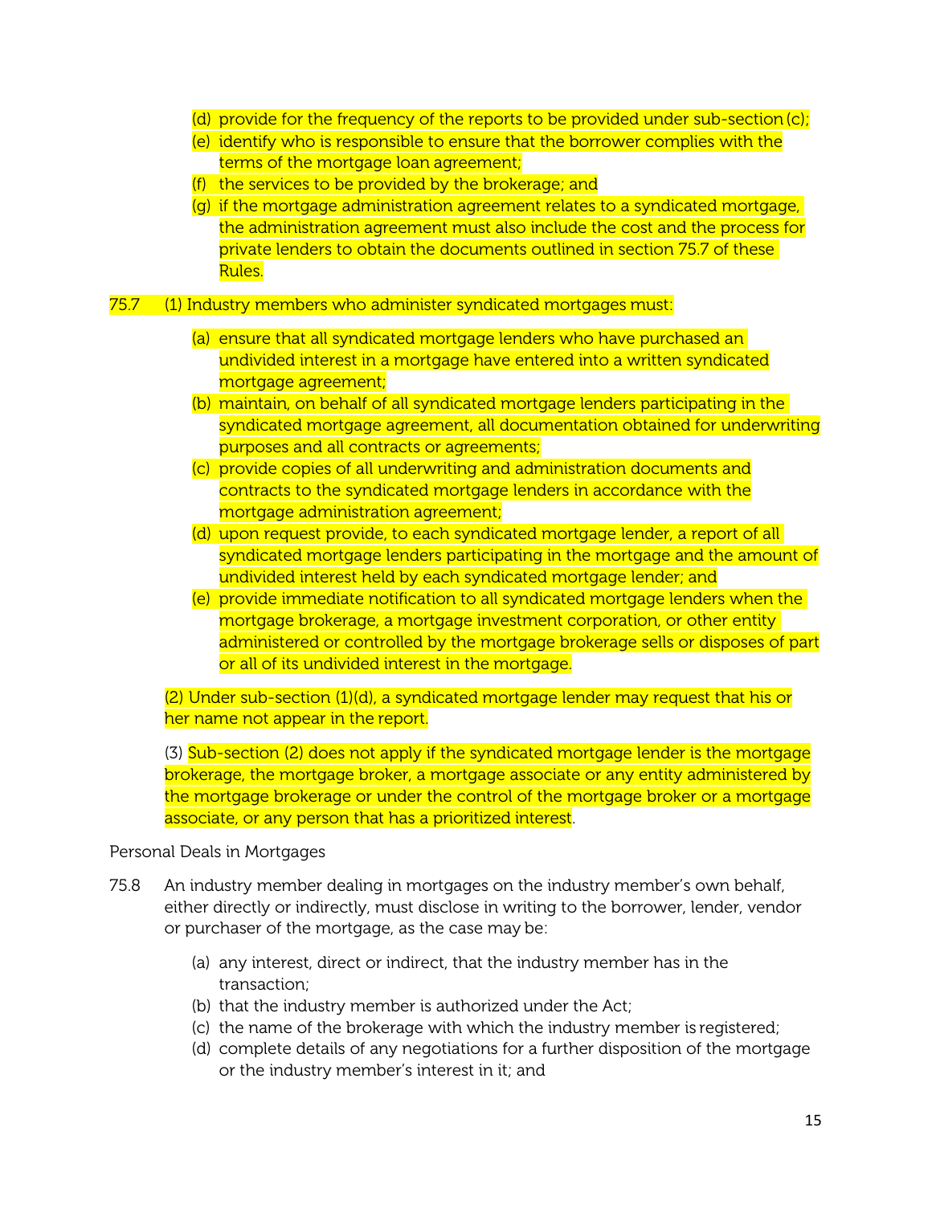(d) provide for the frequency of the reports to be provided under sub-section (c);
(e) identify who is responsible to ensure that the borrower complies with the terms of the mortgage loan agreement;
(f) the services to be provided by the brokerage; and
(g) if the mortgage administration agreement relates to a syndicated mortgage, the administration agreement must also include the cost and the process for private lenders to obtain the documents outlined in section 75.7 of these Rules.

75.7 (1) Industry members who administer syndicated mortgages must:

(a) ensure that all syndicated mortgage lenders who have purchased an undivided interest in a mortgage have entered into a written syndicated mortgage agreement;
(b) maintain, on behalf of all syndicated mortgage lenders participating in the syndicated mortgage agreement, all documentation obtained for underwriting purposes and all contracts or agreements;
(c) provide copies of all underwriting and administration documents and contracts to the syndicated mortgage lenders in accordance with the mortgage administration agreement;
(d) upon request provide, to each syndicated mortgage lender, a report of all syndicated mortgage lenders participating in the mortgage and the amount of undivided interest held by each syndicated mortgage lender; and
(e) provide immediate notification to all syndicated mortgage lenders when the mortgage brokerage, a mortgage investment corporation, or other entity administered or controlled by the mortgage brokerage sells or disposes of part or all of its undivided interest in the mortgage.

(2) Under sub-section (1)(d), a syndicated mortgage lender may request that his or her name not appear in the report.

(3) Sub-section (2) does not apply if the syndicated mortgage lender is the mortgage brokerage, the mortgage broker, a mortgage associate or any entity administered by the mortgage brokerage or under the control of the mortgage broker or a mortgage associate, or any person that has a prioritized interest.

Personal Deals in Mortgages

75.8 An industry member dealing in mortgages on the industry member's own behalf, either directly or indirectly, must disclose in writing to the borrower, lender, vendor or purchaser of the mortgage, as the case may be:

(a) any interest, direct or indirect, that the industry member has in the transaction;
(b) that the industry member is authorized under the Act;
(c) the name of the brokerage with which the industry member is registered;
(d) complete details of any negotiations for a further disposition of the mortgage or the industry member's interest in it; and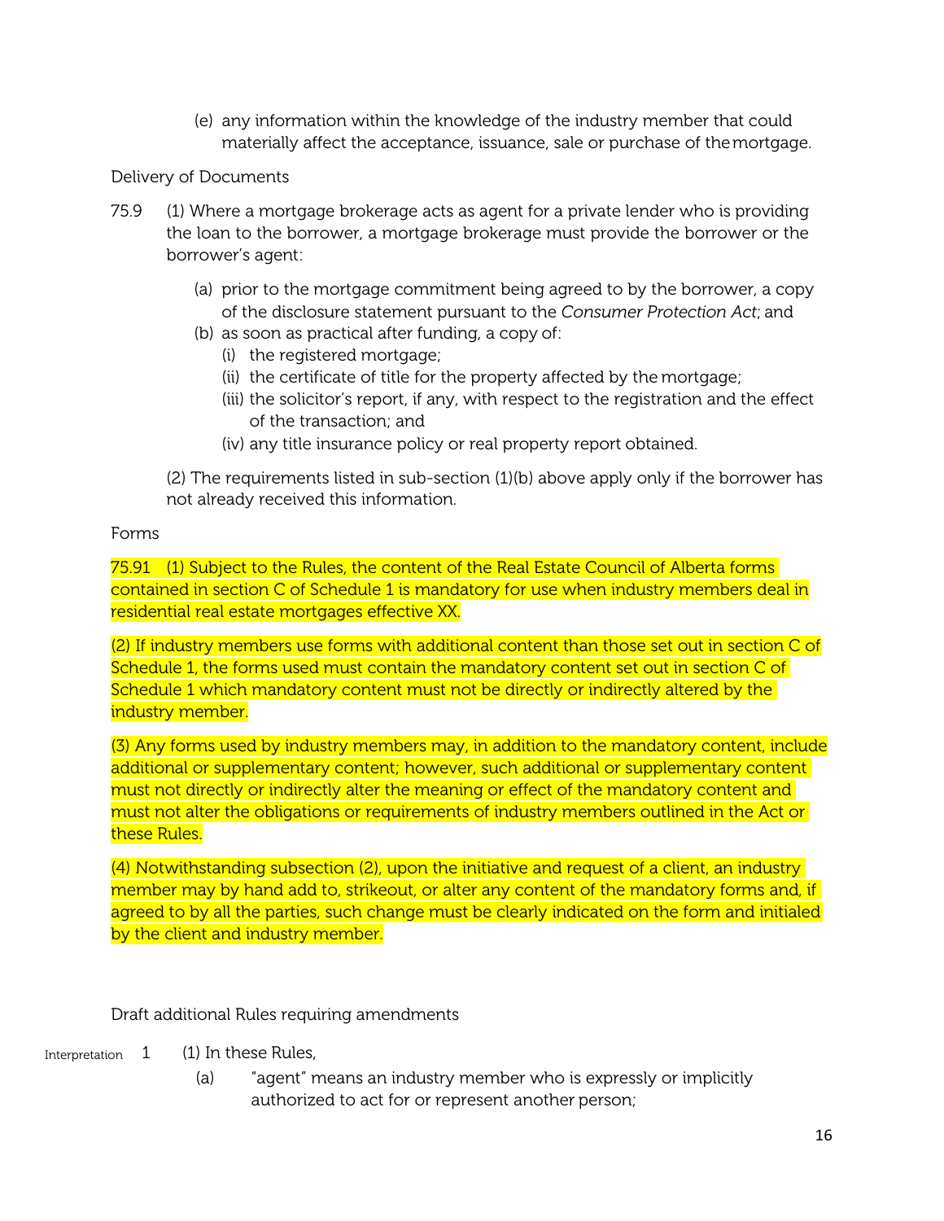(e) any information within the knowledge of the industry member that could materially affect the acceptance, issuance, sale or purchase of the mortgage.

Delivery of Documents

75.9 (1) Where a mortgage brokerage acts as agent for a private lender who is providing the loan to the borrower, a mortgage brokerage must provide the borrower or the borrower's agent:

- (a) prior to the mortgage commitment being agreed to by the borrower, a copy of the disclosure statement pursuant to the *Consumer Protection Act*; and
- (b) as soon as practical after funding, a copy of:
  - (i) the registered mortgage;
  - (ii) the certificate of title for the property affected by the mortgage;
  - (iii) the solicitor's report, if any, with respect to the registration and the effect of the transaction; and
  - (iv) any title insurance policy or real property report obtained.

(2) The requirements listed in sub-section (1)(b) above apply only if the borrower has not already received this information.

Forms

75.91 (1) Subject to the Rules, the content of the Real Estate Council of Alberta forms contained in section C of Schedule 1 is mandatory for use when industry members deal in residential real estate mortgages effective XX.

(2) If industry members use forms with additional content than those set out in section C of Schedule 1, the forms used must contain the mandatory content set out in section C of Schedule 1 which mandatory content must not be directly or indirectly altered by the industry member.

(3) Any forms used by industry members may, in addition to the mandatory content, include additional or supplementary content; however, such additional or supplementary content must not directly or indirectly alter the meaning or effect of the mandatory content and must not alter the obligations or requirements of industry members outlined in the Act or these Rules.

(4) Notwithstanding subsection (2), upon the initiative and request of a client, an industry member may by hand add to, strikeout, or alter any content of the mandatory forms and, if agreed to by all the parties, such change must be clearly indicated on the form and initialed by the client and industry member.

Draft additional Rules requiring amendments

Interpretation 1 (1) In these Rules,

- (a) "agent" means an industry member who is expressly or implicitly authorized to act for or represent another person;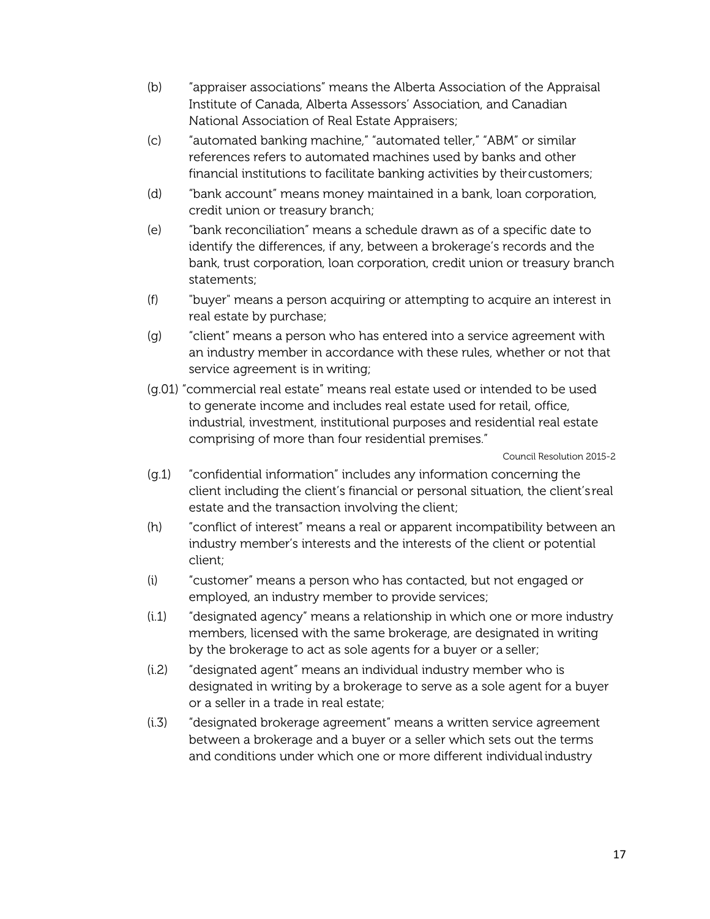(b) "appraiser associations" means the Alberta Association of the Appraisal Institute of Canada, Alberta Assessors' Association, and Canadian National Association of Real Estate Appraisers;

(c) "automated banking machine," "automated teller," "ABM" or similar references refers to automated machines used by banks and other financial institutions to facilitate banking activities by their customers;

(d) "bank account" means money maintained in a bank, loan corporation, credit union or treasury branch;

(e) "bank reconciliation" means a schedule drawn as of a specific date to identify the differences, if any, between a brokerage's records and the bank, trust corporation, loan corporation, credit union or treasury branch statements;

(f) "buyer" means a person acquiring or attempting to acquire an interest in real estate by purchase;

(g) "client" means a person who has entered into a service agreement with an industry member in accordance with these rules, whether or not that service agreement is in writing;

(g.01) "commercial real estate" means real estate used or intended to be used to generate income and includes real estate used for retail, office, industrial, investment, institutional purposes and residential real estate comprising of more than four residential premises."

Council Resolution 2015-2

(g.1) "confidential information" includes any information concerning the client including the client's financial or personal situation, the client's real estate and the transaction involving the client;

(h) "conflict of interest" means a real or apparent incompatibility between an industry member's interests and the interests of the client or potential client;

(i) "customer" means a person who has contacted, but not engaged or employed, an industry member to provide services;

(i.1) "designated agency" means a relationship in which one or more industry members, licensed with the same brokerage, are designated in writing by the brokerage to act as sole agents for a buyer or a seller;

(i.2) "designated agent" means an individual industry member who is designated in writing by a brokerage to serve as a sole agent for a buyer or a seller in a trade in real estate;

(i.3) "designated brokerage agreement" means a written service agreement between a brokerage and a buyer or a seller which sets out the terms and conditions under which one or more different individual industry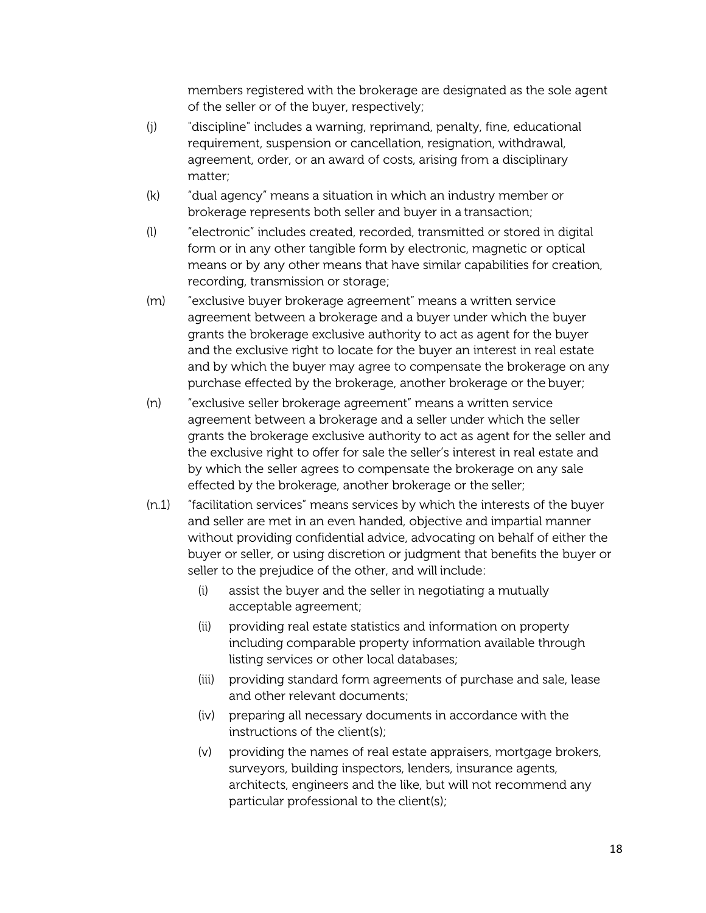members registered with the brokerage are designated as the sole agent of the seller or of the buyer, respectively;

(j) "discipline" includes a warning, reprimand, penalty, fine, educational requirement, suspension or cancellation, resignation, withdrawal, agreement, order, or an award of costs, arising from a disciplinary matter;

(k) "dual agency" means a situation in which an industry member or brokerage represents both seller and buyer in a transaction;

(l) "electronic" includes created, recorded, transmitted or stored in digital form or in any other tangible form by electronic, magnetic or optical means or by any other means that have similar capabilities for creation, recording, transmission or storage;

(m) "exclusive buyer brokerage agreement" means a written service agreement between a brokerage and a buyer under which the buyer grants the brokerage exclusive authority to act as agent for the buyer and the exclusive right to locate for the buyer an interest in real estate and by which the buyer may agree to compensate the brokerage on any purchase effected by the brokerage, another brokerage or the buyer;

(n) "exclusive seller brokerage agreement" means a written service agreement between a brokerage and a seller under which the seller grants the brokerage exclusive authority to act as agent for the seller and the exclusive right to offer for sale the seller's interest in real estate and by which the seller agrees to compensate the brokerage on any sale effected by the brokerage, another brokerage or the seller;

(n.1) "facilitation services" means services by which the interests of the buyer and seller are met in an even handed, objective and impartial manner without providing confidential advice, advocating on behalf of either the buyer or seller, or using discretion or judgment that benefits the buyer or seller to the prejudice of the other, and will include:

  (i) assist the buyer and the seller in negotiating a mutually acceptable agreement;

  (ii) providing real estate statistics and information on property including comparable property information available through listing services or other local databases;

  (iii) providing standard form agreements of purchase and sale, lease and other relevant documents;

  (iv) preparing all necessary documents in accordance with the instructions of the client(s);

  (v) providing the names of real estate appraisers, mortgage brokers, surveyors, building inspectors, lenders, insurance agents, architects, engineers and the like, but will not recommend any particular professional to the client(s);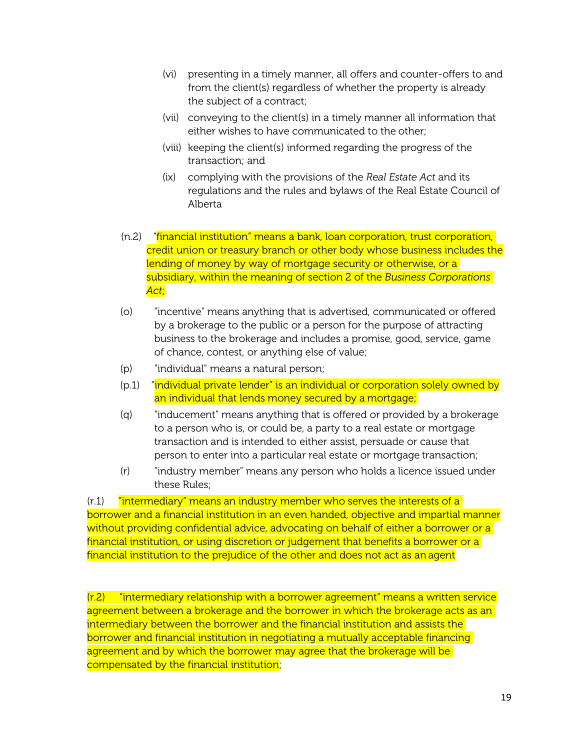(vi) presenting in a timely manner, all offers and counter-offers to and from the client(s) regardless of whether the property is already the subject of a contract;

(vii) conveying to the client(s) in a timely manner all information that either wishes to have communicated to the other;

(viii) keeping the client(s) informed regarding the progress of the transaction; and

(ix) complying with the provisions of the *Real Estate Act* and its regulations and the rules and bylaws of the Real Estate Council of Alberta

(n.2) "financial institution" means a bank, loan corporation, trust corporation, credit union or treasury branch or other body whose business includes the lending of money by way of mortgage security or otherwise, or a subsidiary, within the meaning of section 2 of the *Business Corporations Act*;

(o) "incentive" means anything that is advertised, communicated or offered by a brokerage to the public or a person for the purpose of attracting business to the brokerage and includes a promise, good, service, game of chance, contest, or anything else of value;

(p) "individual" means a natural person;

(p.1) "individual private lender" is an individual or corporation solely owned by an individual that lends money secured by a mortgage;

(q) "inducement" means anything that is offered or provided by a brokerage to a person who is, or could be, a party to a real estate or mortgage transaction and is intended to either assist, persuade or cause that person to enter into a particular real estate or mortgage transaction;

(r) "industry member" means any person who holds a licence issued under these Rules;

(r.1) "intermediary" means an industry member who serves the interests of a borrower and a financial institution in an even handed, objective and impartial manner without providing confidential advice, advocating on behalf of either a borrower or a financial institution, or using discretion or judgement that benefits a borrower or a financial institution to the prejudice of the other and does not act as an agent

(r.2) "intermediary relationship with a borrower agreement" means a written service agreement between a brokerage and the borrower in which the brokerage acts as an intermediary between the borrower and the financial institution and assists the borrower and financial institution in negotiating a mutually acceptable financing agreement and by which the borrower may agree that the brokerage will be compensated by the financial institution;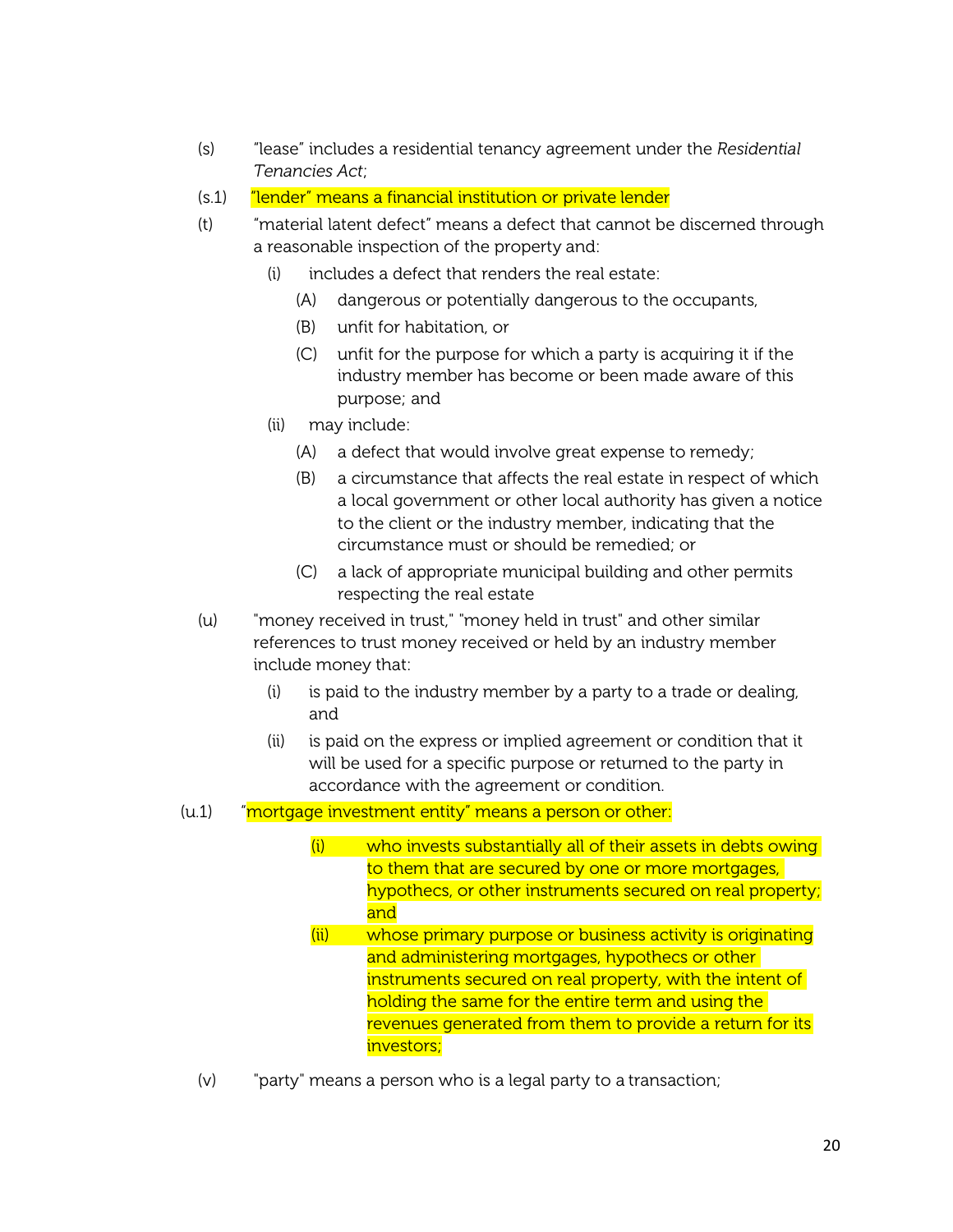(s) "lease" includes a residential tenancy agreement under the *Residential Tenancies Act*;

(s.1) "lender" means a financial institution or private lender

(t) "material latent defect" means a defect that cannot be discerned through a reasonable inspection of the property and:

- (i) includes a defect that renders the real estate:
  - (A) dangerous or potentially dangerous to the occupants,
  - (B) unfit for habitation, or
  - (C) unfit for the purpose for which a party is acquiring it if the industry member has become or been made aware of this purpose; and
- (ii) may include:
  - (A) a defect that would involve great expense to remedy;
  - (B) a circumstance that affects the real estate in respect of which a local government or other local authority has given a notice to the client or the industry member, indicating that the circumstance must or should be remedied; or
  - (C) a lack of appropriate municipal building and other permits respecting the real estate

(u) "money received in trust," "money held in trust" and other similar references to trust money received or held by an industry member include money that:

- (i) is paid to the industry member by a party to a trade or dealing, and
- (ii) is paid on the express or implied agreement or condition that it will be used for a specific purpose or returned to the party in accordance with the agreement or condition.

(u.1) "mortgage investment entity" means a person or other:

- (i) who invests substantially all of their assets in debts owing to them that are secured by one or more mortgages, hypothecs, or other instruments secured on real property; and
- (ii) whose primary purpose or business activity is originating and administering mortgages, hypothecs or other instruments secured on real property, with the intent of holding the same for the entire term and using the revenues generated from them to provide a return for its investors;

(v) "party" means a person who is a legal party to a transaction;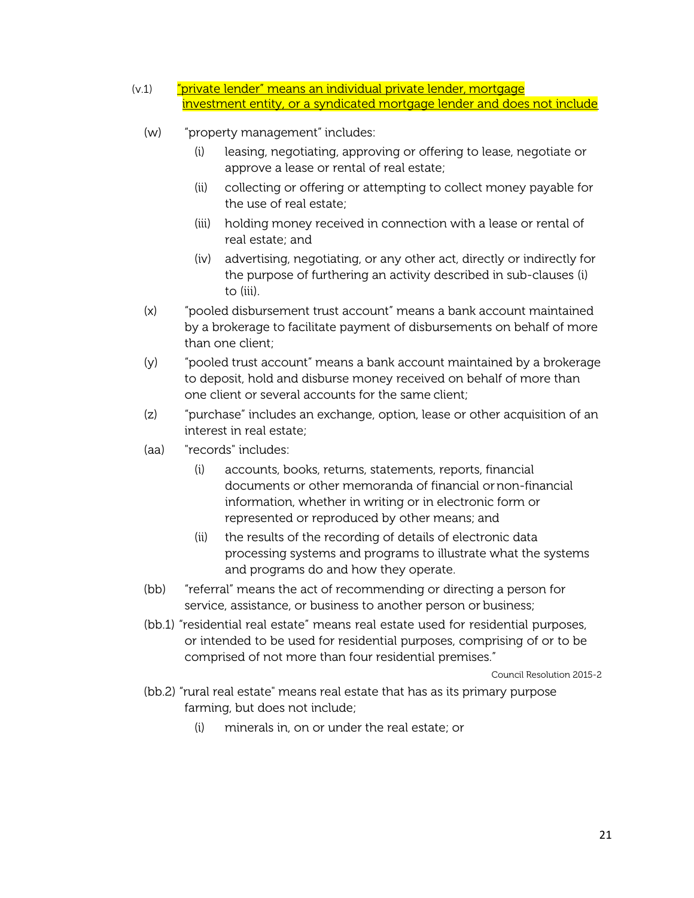(v.1) <u>"private lender" means an individual private lender, mortgage investment entity, or a syndicated mortgage lender and does not include</u>

(w) "property management" includes:

  (i) leasing, negotiating, approving or offering to lease, negotiate or approve a lease or rental of real estate;

  (ii) collecting or offering or attempting to collect money payable for the use of real estate;

  (iii) holding money received in connection with a lease or rental of real estate; and

  (iv) advertising, negotiating, or any other act, directly or indirectly for the purpose of furthering an activity described in sub-clauses (i) to (iii).

(x) "pooled disbursement trust account" means a bank account maintained by a brokerage to facilitate payment of disbursements on behalf of more than one client;

(y) "pooled trust account" means a bank account maintained by a brokerage to deposit, hold and disburse money received on behalf of more than one client or several accounts for the same client;

(z) "purchase" includes an exchange, option, lease or other acquisition of an interest in real estate;

(aa) "records" includes:

  (i) accounts, books, returns, statements, reports, financial documents or other memoranda of financial or non-financial information, whether in writing or in electronic form or represented or reproduced by other means; and

  (ii) the results of the recording of details of electronic data processing systems and programs to illustrate what the systems and programs do and how they operate.

(bb) "referral" means the act of recommending or directing a person for service, assistance, or business to another person or business;

(bb.1) "residential real estate" means real estate used for residential purposes, or intended to be used for residential purposes, comprising of or to be comprised of not more than four residential premises."

Council Resolution 2015-2

(bb.2) "rural real estate" means real estate that has as its primary purpose farming, but does not include;

  (i) minerals in, on or under the real estate; or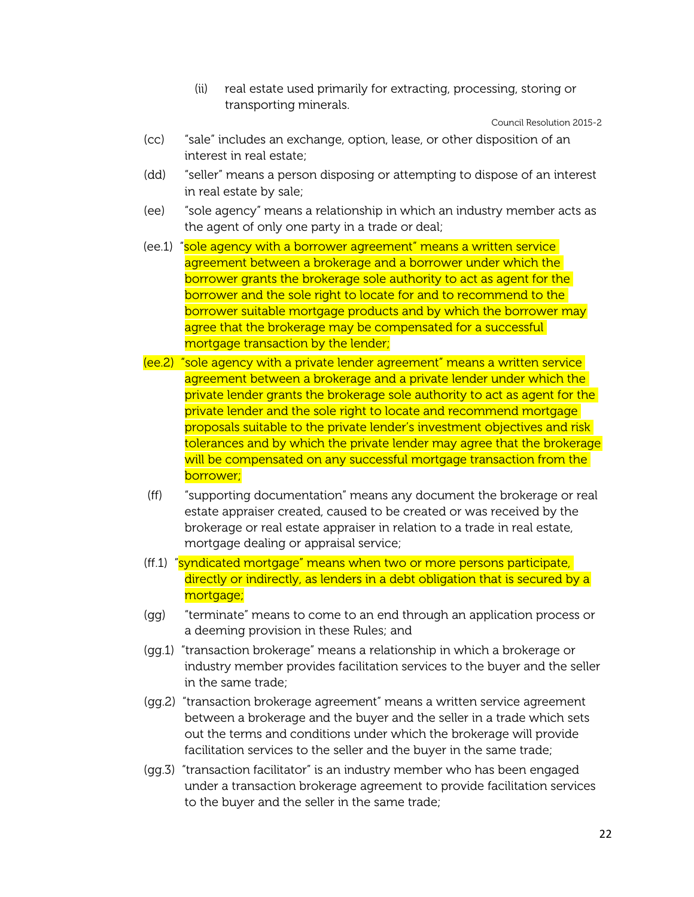(ii) real estate used primarily for extracting, processing, storing or transporting minerals.

Council Resolution 2015-2

(cc) "sale" includes an exchange, option, lease, or other disposition of an interest in real estate;

(dd) "seller" means a person disposing or attempting to dispose of an interest in real estate by sale;

(ee) "sole agency" means a relationship in which an industry member acts as the agent of only one party in a trade or deal;

(ee.1) "sole agency with a borrower agreement" means a written service agreement between a brokerage and a borrower under which the borrower grants the brokerage sole authority to act as agent for the borrower and the sole right to locate for and to recommend to the borrower suitable mortgage products and by which the borrower may agree that the brokerage may be compensated for a successful mortgage transaction by the lender;

(ee.2) "sole agency with a private lender agreement" means a written service agreement between a brokerage and a private lender under which the private lender grants the brokerage sole authority to act as agent for the private lender and the sole right to locate and recommend mortgage proposals suitable to the private lender's investment objectives and risk tolerances and by which the private lender may agree that the brokerage will be compensated on any successful mortgage transaction from the borrower;

(ff) "supporting documentation" means any document the brokerage or real estate appraiser created, caused to be created or was received by the brokerage or real estate appraiser in relation to a trade in real estate, mortgage dealing or appraisal service;

(ff.1) "syndicated mortgage" means when two or more persons participate, directly or indirectly, as lenders in a debt obligation that is secured by a mortgage;

(gg) "terminate" means to come to an end through an application process or a deeming provision in these Rules; and

(gg.1) "transaction brokerage" means a relationship in which a brokerage or industry member provides facilitation services to the buyer and the seller in the same trade;

(gg.2) "transaction brokerage agreement" means a written service agreement between a brokerage and the buyer and the seller in a trade which sets out the terms and conditions under which the brokerage will provide facilitation services to the seller and the buyer in the same trade;

(gg.3) "transaction facilitator" is an industry member who has been engaged under a transaction brokerage agreement to provide facilitation services to the buyer and the seller in the same trade;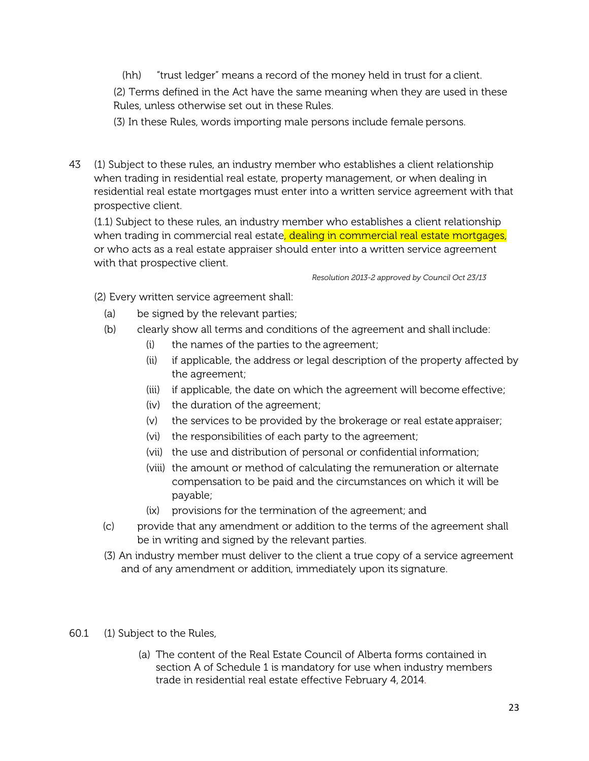(hh) "trust ledger" means a record of the money held in trust for a client.

(2) Terms defined in the Act have the same meaning when they are used in these Rules, unless otherwise set out in these Rules.

(3) In these Rules, words importing male persons include female persons.

43 (1) Subject to these rules, an industry member who establishes a client relationship when trading in residential real estate, property management, or when dealing in residential real estate mortgages must enter into a written service agreement with that prospective client.

(1.1) Subject to these rules, an industry member who establishes a client relationship when trading in commercial real estate, dealing in commercial real estate mortgages, or who acts as a real estate appraiser should enter into a written service agreement with that prospective client.

*Resolution 2013-2 approved by Council Oct 23/13*

(2) Every written service agreement shall:

- (a) be signed by the relevant parties;
- (b) clearly show all terms and conditions of the agreement and shall include:
  - (i) the names of the parties to the agreement;
  - (ii) if applicable, the address or legal description of the property affected by the agreement;
  - (iii) if applicable, the date on which the agreement will become effective;
  - (iv) the duration of the agreement;
  - (v) the services to be provided by the brokerage or real estate appraiser;
  - (vi) the responsibilities of each party to the agreement;
  - (vii) the use and distribution of personal or confidential information;
  - (viii) the amount or method of calculating the remuneration or alternate compensation to be paid and the circumstances on which it will be payable;
  - (ix) provisions for the termination of the agreement; and
- (c) provide that any amendment or addition to the terms of the agreement shall be in writing and signed by the relevant parties.

(3) An industry member must deliver to the client a true copy of a service agreement and of any amendment or addition, immediately upon its signature.

60.1 (1) Subject to the Rules,

- (a) The content of the Real Estate Council of Alberta forms contained in section A of Schedule 1 is mandatory for use when industry members trade in residential real estate effective February 4, 2014.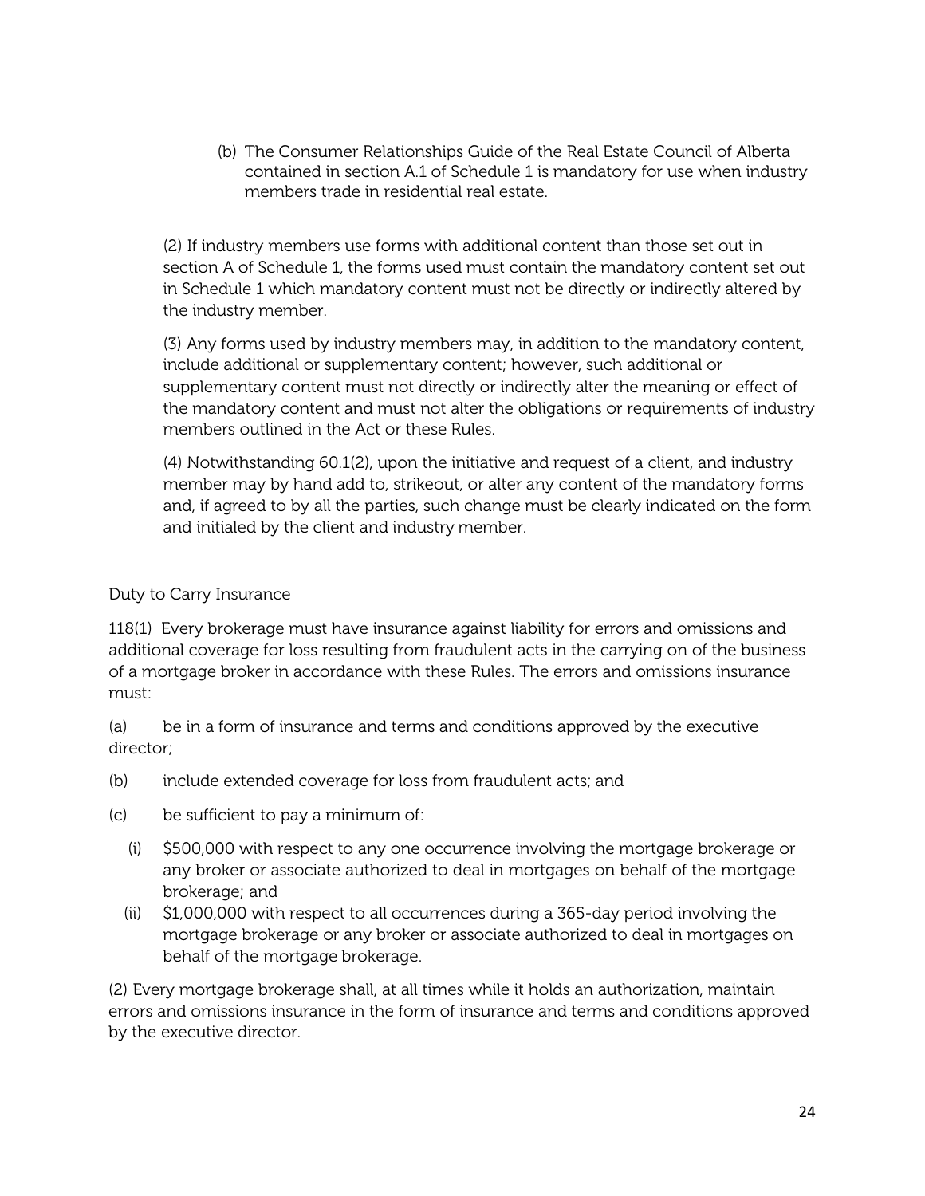(b) The Consumer Relationships Guide of the Real Estate Council of Alberta contained in section A.1 of Schedule 1 is mandatory for use when industry members trade in residential real estate.

(2) If industry members use forms with additional content than those set out in section A of Schedule 1, the forms used must contain the mandatory content set out in Schedule 1 which mandatory content must not be directly or indirectly altered by the industry member.

(3) Any forms used by industry members may, in addition to the mandatory content, include additional or supplementary content; however, such additional or supplementary content must not directly or indirectly alter the meaning or effect of the mandatory content and must not alter the obligations or requirements of industry members outlined in the Act or these Rules.

(4) Notwithstanding 60.1(2), upon the initiative and request of a client, and industry member may by hand add to, strikeout, or alter any content of the mandatory forms and, if agreed to by all the parties, such change must be clearly indicated on the form and initialed by the client and industry member.

Duty to Carry Insurance

118(1) Every brokerage must have insurance against liability for errors and omissions and additional coverage for loss resulting from fraudulent acts in the carrying on of the business of a mortgage broker in accordance with these Rules. The errors and omissions insurance must:

(a) be in a form of insurance and terms and conditions approved by the executive director;

(b) include extended coverage for loss from fraudulent acts; and

(c) be sufficient to pay a minimum of:

(i) $500,000 with respect to any one occurrence involving the mortgage brokerage or any broker or associate authorized to deal in mortgages on behalf of the mortgage brokerage; and

(ii) $1,000,000 with respect to all occurrences during a 365-day period involving the mortgage brokerage or any broker or associate authorized to deal in mortgages on behalf of the mortgage brokerage.

(2) Every mortgage brokerage shall, at all times while it holds an authorization, maintain errors and omissions insurance in the form of insurance and terms and conditions approved by the executive director.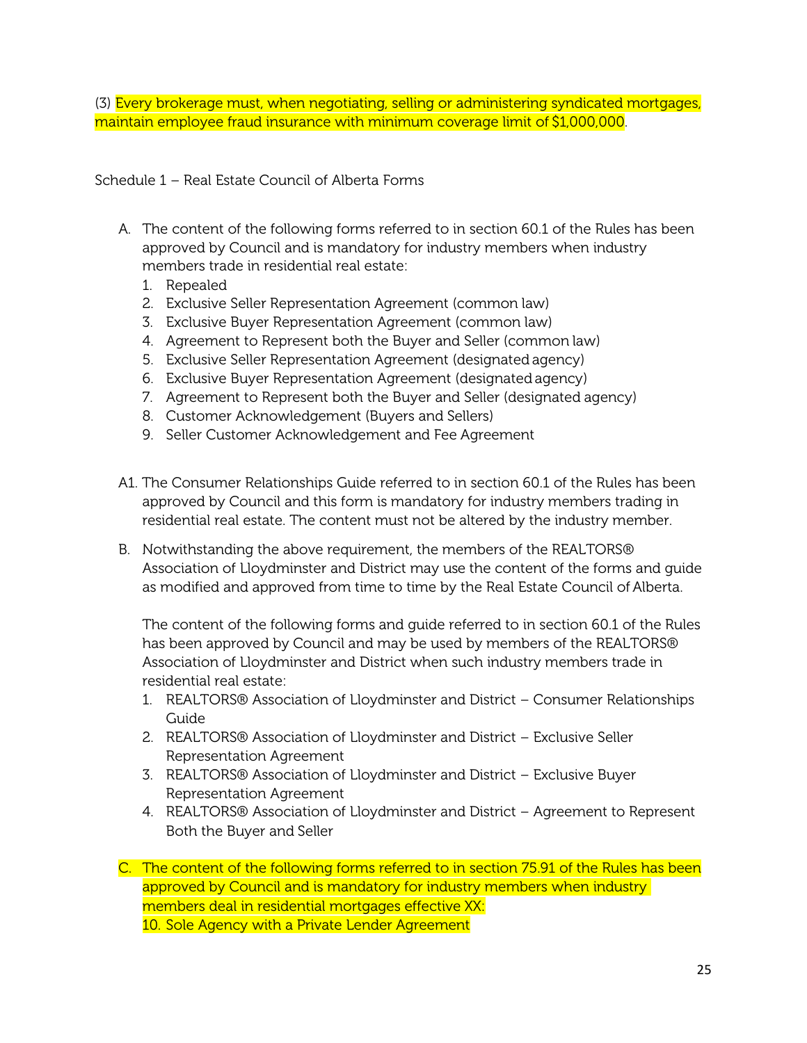(3) Every brokerage must, when negotiating, selling or administering syndicated mortgages, maintain employee fraud insurance with minimum coverage limit of $1,000,000.

Schedule 1 – Real Estate Council of Alberta Forms

A. The content of the following forms referred to in section 60.1 of the Rules has been approved by Council and is mandatory for industry members when industry members trade in residential real estate:
   1. Repealed
   2. Exclusive Seller Representation Agreement (common law)
   3. Exclusive Buyer Representation Agreement (common law)
   4. Agreement to Represent both the Buyer and Seller (common law)
   5. Exclusive Seller Representation Agreement (designated agency)
   6. Exclusive Buyer Representation Agreement (designated agency)
   7. Agreement to Represent both the Buyer and Seller (designated agency)
   8. Customer Acknowledgement (Buyers and Sellers)
   9. Seller Customer Acknowledgement and Fee Agreement

A1. The Consumer Relationships Guide referred to in section 60.1 of the Rules has been approved by Council and this form is mandatory for industry members trading in residential real estate. The content must not be altered by the industry member.

B. Notwithstanding the above requirement, the members of the REALTORS® Association of Lloydminster and District may use the content of the forms and guide as modified and approved from time to time by the Real Estate Council of Alberta.

   The content of the following forms and guide referred to in section 60.1 of the Rules has been approved by Council and may be used by members of the REALTORS® Association of Lloydminster and District when such industry members trade in residential real estate:
   1. REALTORS® Association of Lloydminster and District – Consumer Relationships Guide
   2. REALTORS® Association of Lloydminster and District – Exclusive Seller Representation Agreement
   3. REALTORS® Association of Lloydminster and District – Exclusive Buyer Representation Agreement
   4. REALTORS® Association of Lloydminster and District – Agreement to Represent Both the Buyer and Seller

C. The content of the following forms referred to in section 75.91 of the Rules has been approved by Council and is mandatory for industry members when industry members deal in residential mortgages effective XX:
   10. Sole Agency with a Private Lender Agreement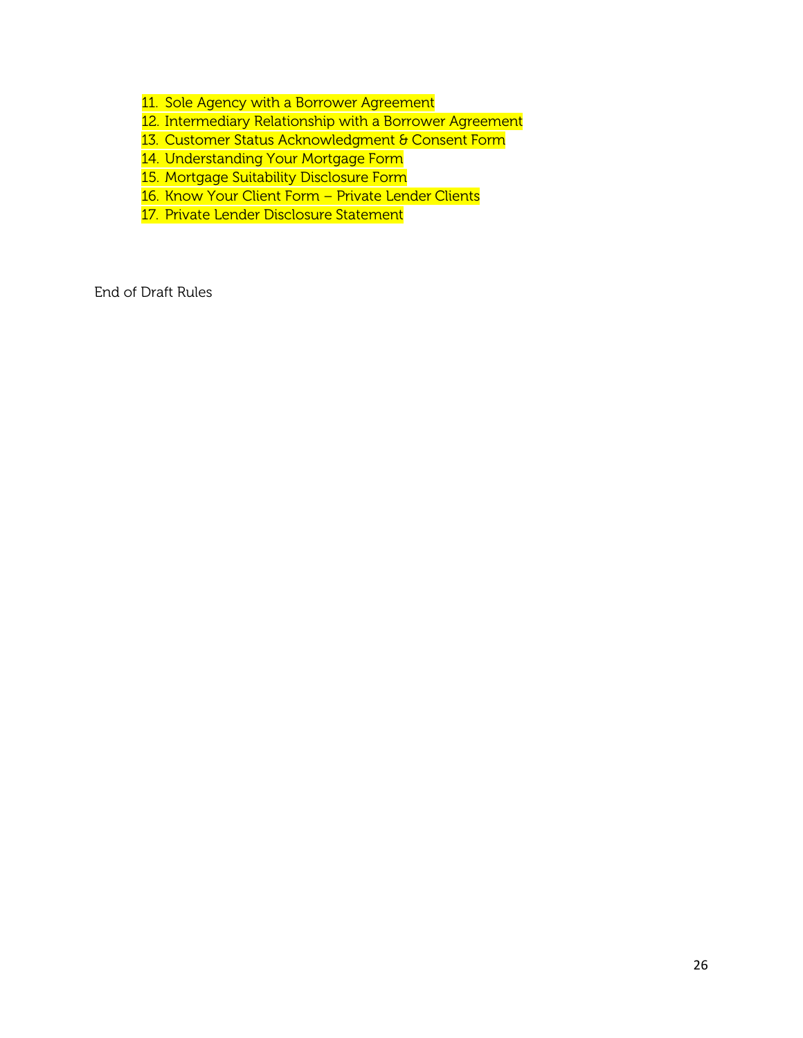11. Sole Agency with a Borrower Agreement
12. Intermediary Relationship with a Borrower Agreement
13. Customer Status Acknowledgment & Consent Form
14. Understanding Your Mortgage Form
15. Mortgage Suitability Disclosure Form
16. Know Your Client Form – Private Lender Clients
17. Private Lender Disclosure Statement

End of Draft Rules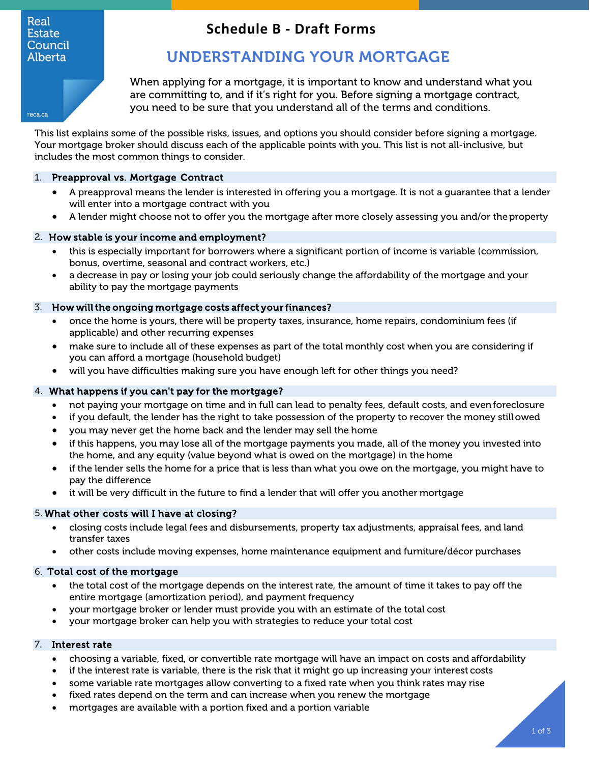Real Estate Council Alberta

reca.ca

# Schedule B - Draft Forms

## UNDERSTANDING YOUR MORTGAGE

When applying for a mortgage, it is important to know and understand what you are committing to, and if it's right for you. Before signing a mortgage contract, you need to be sure that you understand all of the terms and conditions.

This list explains some of the possible risks, issues, and options you should consider before signing a mortgage. Your mortgage broker should discuss each of the applicable points with you. This list is not all-inclusive, but includes the most common things to consider.

### 1. Preapproval vs. Mortgage Contract

- A preapproval means the lender is interested in offering you a mortgage. It is not a guarantee that a lender will enter into a mortgage contract with you
- A lender might choose not to offer you the mortgage after more closely assessing you and/or the property

### 2. How stable is your income and employment?

- this is especially important for borrowers where a significant portion of income is variable (commission, bonus, overtime, seasonal and contract workers, etc.)
- a decrease in pay or losing your job could seriously change the affordability of the mortgage and your ability to pay the mortgage payments

### 3. How will the ongoing mortgage costs affect your finances?

- once the home is yours, there will be property taxes, insurance, home repairs, condominium fees (if applicable) and other recurring expenses
- make sure to include all of these expenses as part of the total monthly cost when you are considering if you can afford a mortgage (household budget)
- will you have difficulties making sure you have enough left for other things you need?

### 4. What happens if you can't pay for the mortgage?

- not paying your mortgage on time and in full can lead to penalty fees, default costs, and even foreclosure
- if you default, the lender has the right to take possession of the property to recover the money still owed
- you may never get the home back and the lender may sell the home
- if this happens, you may lose all of the mortgage payments you made, all of the money you invested into the home, and any equity (value beyond what is owed on the mortgage) in the home
- if the lender sells the home for a price that is less than what you owe on the mortgage, you might have to pay the difference
- it will be very difficult in the future to find a lender that will offer you another mortgage

### 5. What other costs will I have at closing?

- closing costs include legal fees and disbursements, property tax adjustments, appraisal fees, and land transfer taxes
- other costs include moving expenses, home maintenance equipment and furniture/décor purchases

### 6. Total cost of the mortgage

- the total cost of the mortgage depends on the interest rate, the amount of time it takes to pay off the entire mortgage (amortization period), and payment frequency
- your mortgage broker or lender must provide you with an estimate of the total cost
- your mortgage broker can help you with strategies to reduce your total cost

### 7. Interest rate

- choosing a variable, fixed, or convertible rate mortgage will have an impact on costs and affordability
- if the interest rate is variable, there is the risk that it might go up increasing your interest costs
- some variable rate mortgages allow converting to a fixed rate when you think rates may rise
- fixed rates depend on the term and can increase when you renew the mortgage
- mortgages are available with a portion fixed and a portion variable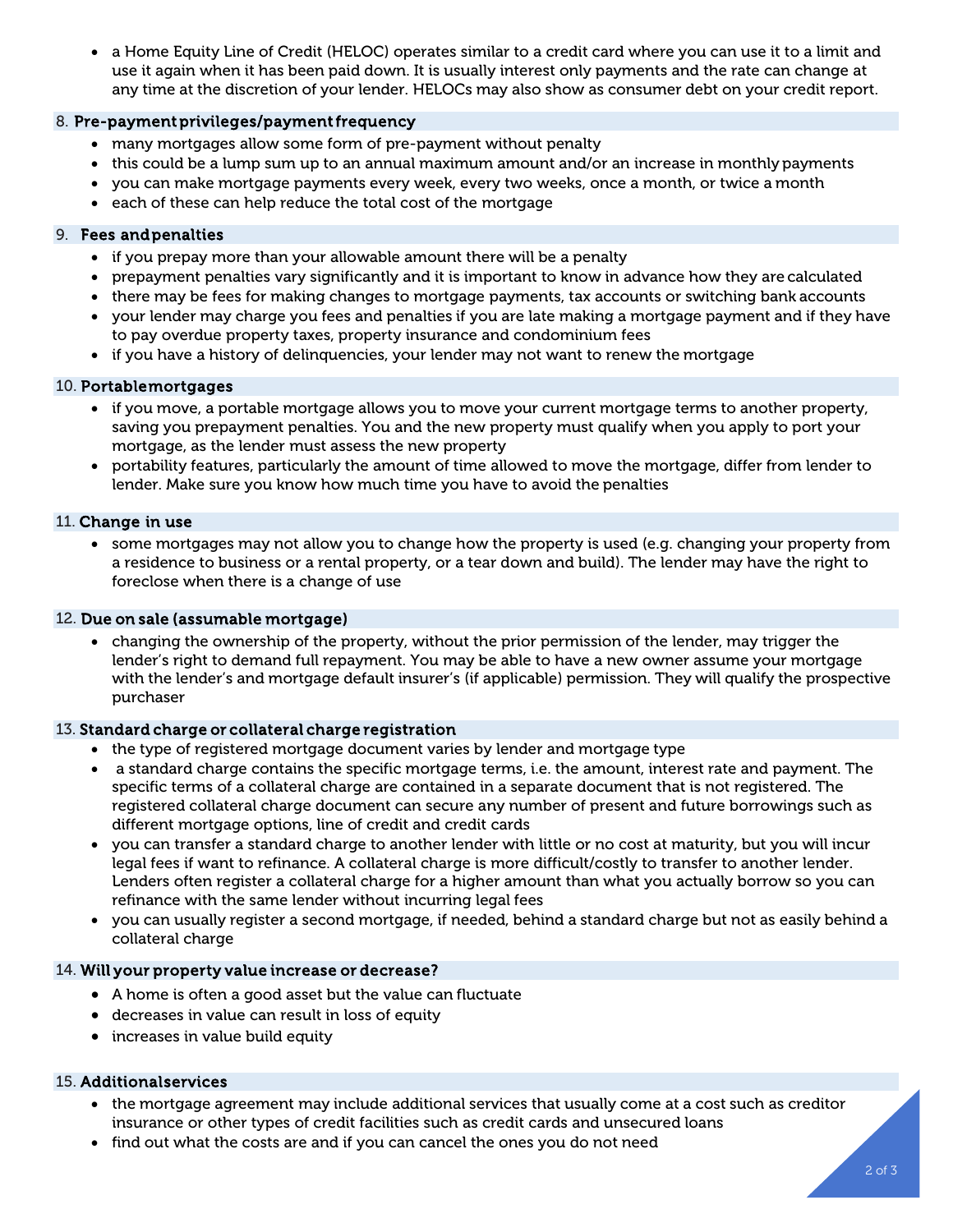- a Home Equity Line of Credit (HELOC) operates similar to a credit card where you can use it to a limit and use it again when it has been paid down. It is usually interest only payments and the rate can change at any time at the discretion of your lender. HELOCs may also show as consumer debt on your credit report.

8. **Pre-payment privileges/payment frequency**
   - many mortgages allow some form of pre-payment without penalty
   - this could be a lump sum up to an annual maximum amount and/or an increase in monthly payments
   - you can make mortgage payments every week, every two weeks, once a month, or twice a month
   - each of these can help reduce the total cost of the mortgage

9. **Fees and penalties**
   - if you prepay more than your allowable amount there will be a penalty
   - prepayment penalties vary significantly and it is important to know in advance how they are calculated
   - there may be fees for making changes to mortgage payments, tax accounts or switching bank accounts
   - your lender may charge you fees and penalties if you are late making a mortgage payment and if they have to pay overdue property taxes, property insurance and condominium fees
   - if you have a history of delinquencies, your lender may not want to renew the mortgage

10. **Portable mortgages**
    - if you move, a portable mortgage allows you to move your current mortgage terms to another property, saving you prepayment penalties. You and the new property must qualify when you apply to port your mortgage, as the lender must assess the new property
    - portability features, particularly the amount of time allowed to move the mortgage, differ from lender to lender. Make sure you know how much time you have to avoid the penalties

11. **Change in use**
    - some mortgages may not allow you to change how the property is used (e.g. changing your property from a residence to business or a rental property, or a tear down and build). The lender may have the right to foreclose when there is a change of use

12. **Due on sale (assumable mortgage)**
    - changing the ownership of the property, without the prior permission of the lender, may trigger the lender's right to demand full repayment. You may be able to have a new owner assume your mortgage with the lender's and mortgage default insurer's (if applicable) permission. They will qualify the prospective purchaser

13. **Standard charge or collateral charge registration**
    - the type of registered mortgage document varies by lender and mortgage type
    - a standard charge contains the specific mortgage terms, i.e. the amount, interest rate and payment. The specific terms of a collateral charge are contained in a separate document that is not registered. The registered collateral charge document can secure any number of present and future borrowings such as different mortgage options, line of credit and credit cards
    - you can transfer a standard charge to another lender with little or no cost at maturity, but you will incur legal fees if want to refinance. A collateral charge is more difficult/costly to transfer to another lender. Lenders often register a collateral charge for a higher amount than what you actually borrow so you can refinance with the same lender without incurring legal fees
    - you can usually register a second mortgage, if needed, behind a standard charge but not as easily behind a collateral charge

14. **Will your property value increase or decrease?**
    - A home is often a good asset but the value can fluctuate
    - decreases in value can result in loss of equity
    - increases in value build equity

15. **Additional services**
    - the mortgage agreement may include additional services that usually come at a cost such as creditor insurance or other types of credit facilities such as credit cards and unsecured loans
    - find out what the costs are and if you can cancel the ones you do not need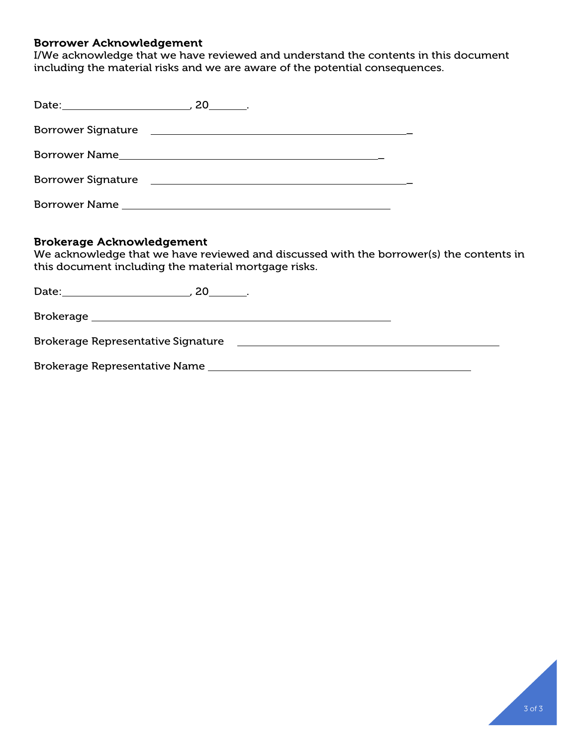### Borrower Acknowledgement

I/We acknowledge that we have reviewed and understand the contents in this document including the material risks and we are aware of the potential consequences.

Date:______________________, 20_______.

Borrower Signature ______________________________________________

Borrower Name______________________________________________

Borrower Signature ______________________________________________

Borrower Name ______________________________________________

### Brokerage Acknowledgement

We acknowledge that we have reviewed and discussed with the borrower(s) the contents in this document including the material mortgage risks.

Date:______________________, 20_______.

Brokerage ______________________________________________

Brokerage Representative Signature ______________________________________________

Brokerage Representative Name ______________________________________________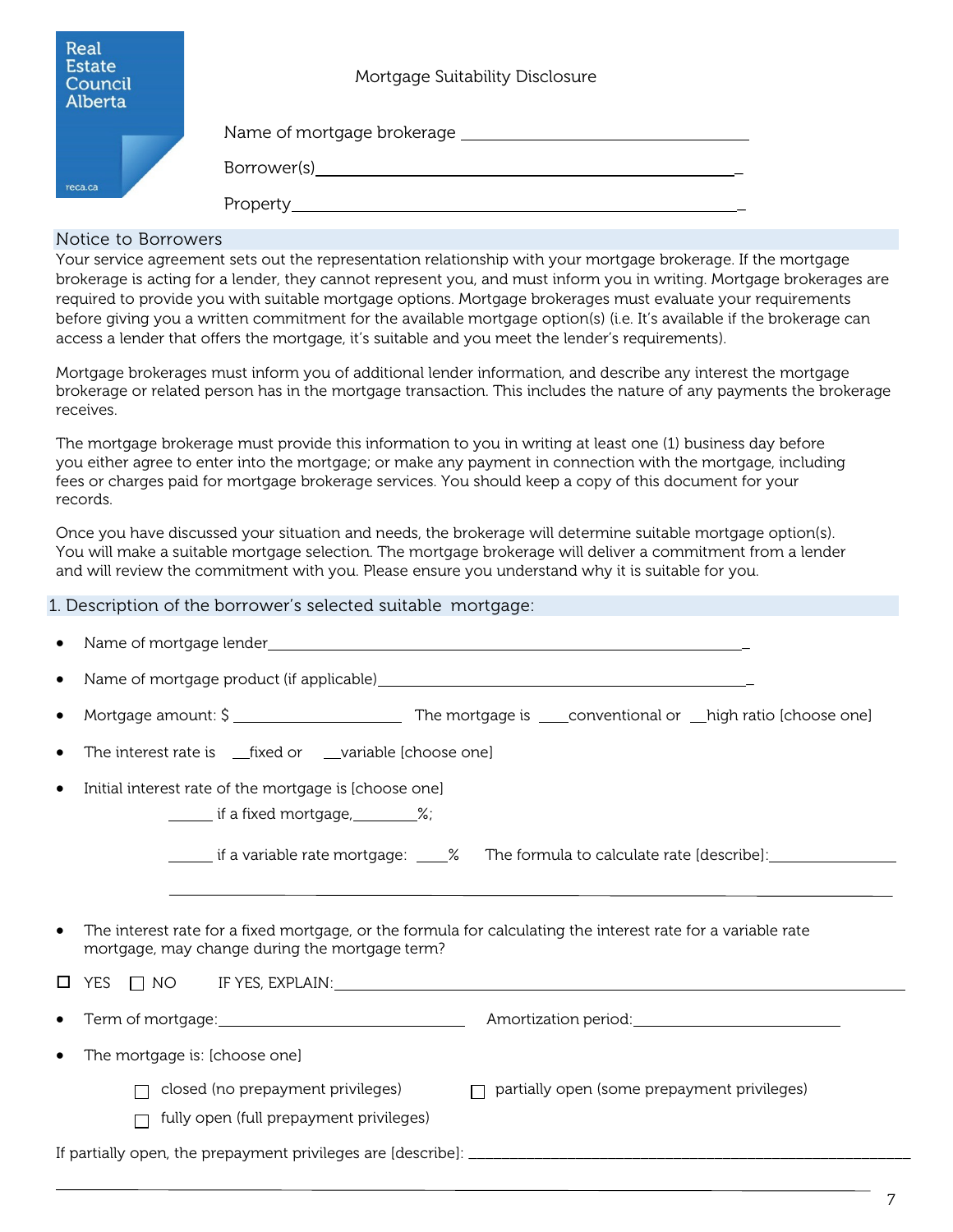Real Estate Council Alberta

reca.ca

Mortgage Suitability Disclosure

Name of mortgage brokerage \_\_\_\_\_\_\_\_\_\_\_\_\_\_\_\_\_\_\_\_\_\_\_\_\_\_\_\_\_\_\_\_\_\_\_\_\_\_\_\_

Borrower(s)\_\_\_\_\_\_\_\_\_\_\_\_\_\_\_\_\_\_\_\_\_\_\_\_\_\_\_\_\_\_\_\_\_\_\_\_\_\_\_\_\_\_\_\_\_\_\_\_\_\_

Property\_\_\_\_\_\_\_\_\_\_\_\_\_\_\_\_\_\_\_\_\_\_\_\_\_\_\_\_\_\_\_\_\_\_\_\_\_\_\_\_\_\_\_\_\_\_\_\_\_\_\_\_\_\_

## Notice to Borrowers

Your service agreement sets out the representation relationship with your mortgage brokerage. If the mortgage brokerage is acting for a lender, they cannot represent you, and must inform you in writing. Mortgage brokerages are required to provide you with suitable mortgage options. Mortgage brokerages must evaluate your requirements before giving you a written commitment for the available mortgage option(s) (i.e. It's available if the brokerage can access a lender that offers the mortgage, it's suitable and you meet the lender's requirements).

Mortgage brokerages must inform you of additional lender information, and describe any interest the mortgage brokerage or related person has in the mortgage transaction. This includes the nature of any payments the brokerage receives.

The mortgage brokerage must provide this information to you in writing at least one (1) business day before you either agree to enter into the mortgage; or make any payment in connection with the mortgage, including fees or charges paid for mortgage brokerage services. You should keep a copy of this document for your records.

Once you have discussed your situation and needs, the brokerage will determine suitable mortgage option(s). You will make a suitable mortgage selection. The mortgage brokerage will deliver a commitment from a lender and will review the commitment with you. Please ensure you understand why it is suitable for you.

## 1. Description of the borrower's selected suitable mortgage:

- Name of mortgage lender\_\_\_\_\_\_\_\_\_\_\_\_\_\_\_\_\_\_\_\_\_\_\_\_\_\_\_\_\_\_\_\_\_\_\_\_\_\_\_\_\_\_\_\_\_\_\_\_\_\_
- Name of mortgage product (if applicable)\_\_\_\_\_\_\_\_\_\_\_\_\_\_\_\_\_\_\_\_\_\_\_\_\_\_\_\_\_\_\_\_\_\_\_\_\_\_\_\_
- Mortgage amount: $ \_\_\_\_\_\_\_\_\_\_\_\_\_\_\_\_\_\_\_\_ The mortgage is \_\_\_\_conventional or \_\_high ratio [choose one]
- The interest rate is \_\_fixed or \_\_variable [choose one]
- Initial interest rate of the mortgage is [choose one]

  \_\_\_\_\_ if a fixed mortgage,\_\_\_\_\_\_\_\_%;

  \_\_\_\_\_ if a variable rate mortgage: \_\_\_\_% The formula to calculate rate [describe]:\_\_\_\_\_\_\_\_\_\_\_\_\_\_\_\_

  \_\_\_\_\_\_\_\_\_\_\_\_\_\_\_\_\_\_\_\_\_\_\_\_\_\_\_\_\_\_\_\_\_\_\_\_\_\_\_\_\_\_\_\_\_\_\_\_\_\_\_\_\_\_\_\_\_\_\_\_\_\_\_\_\_\_\_\_\_\_\_\_\_\_\_\_

- The interest rate for a fixed mortgage, or the formula for calculating the interest rate for a variable rate mortgage, may change during the mortgage term?

☐ YES ☐ NO IF YES, EXPLAIN:\_\_\_\_\_\_\_\_\_\_\_\_\_\_\_\_\_\_\_\_\_\_\_\_\_\_\_\_\_\_\_\_\_\_\_\_\_\_\_\_\_\_\_\_\_\_\_\_\_\_\_\_\_\_\_\_\_\_\_\_

- Term of mortgage:\_\_\_\_\_\_\_\_\_\_\_\_\_\_\_\_\_\_\_\_\_\_\_\_\_\_\_\_\_\_ Amortization period:\_\_\_\_\_\_\_\_\_\_\_\_\_\_\_\_\_\_\_\_\_\_\_\_\_
- The mortgage is: [choose one]

  ☐ closed (no prepayment privileges) ☐ partially open (some prepayment privileges)

  ☐ fully open (full prepayment privileges)

If partially open, the prepayment privileges are [describe]: \_\_\_\_\_\_\_\_\_\_\_\_\_\_\_\_\_\_\_\_\_\_\_\_\_\_\_\_\_\_\_\_\_\_\_\_\_\_\_\_\_\_\_\_\_\_\_\_\_\_\_\_\_

\_\_\_\_\_\_\_\_\_\_\_\_\_\_\_\_\_\_\_\_\_\_\_\_\_\_\_\_\_\_\_\_\_\_\_\_\_\_\_\_\_\_\_\_\_\_\_\_\_\_\_\_\_\_\_\_\_\_\_\_\_\_\_\_\_\_\_\_\_\_\_\_\_\_\_\_\_\_\_\_\_\_\_\_\_\_\_\_\_\_\_\_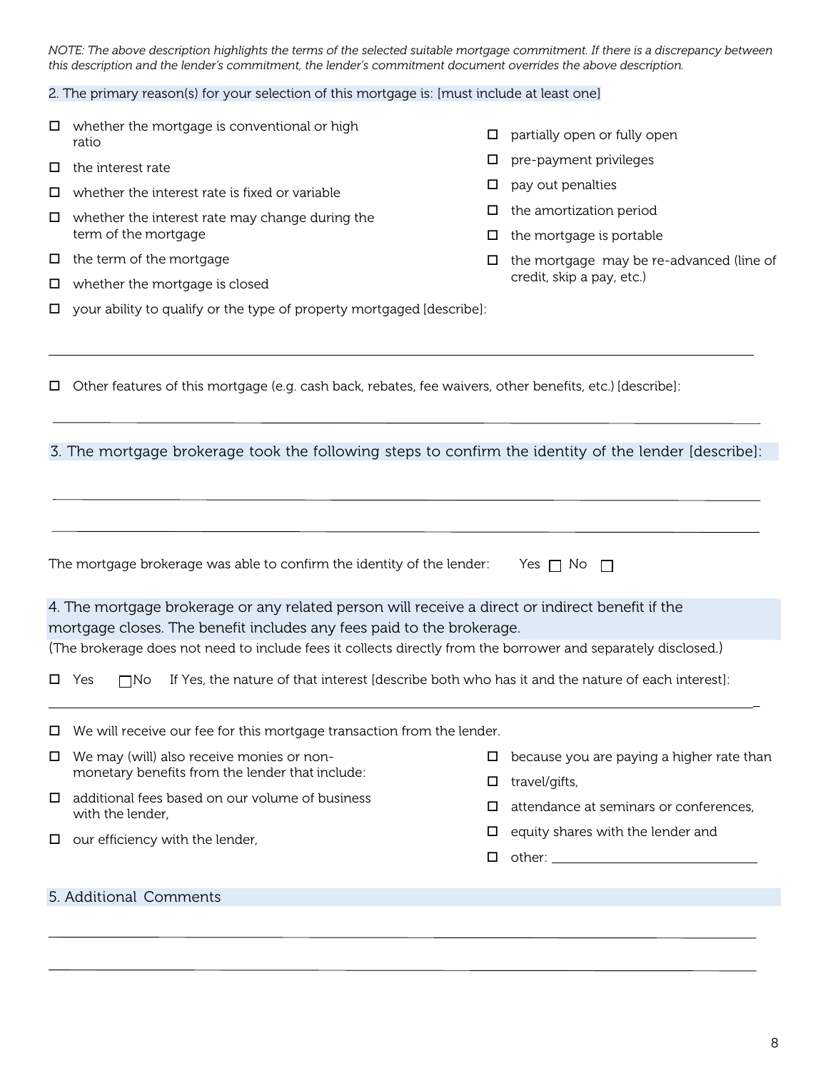*NOTE: The above description highlights the terms of the selected suitable mortgage commitment. If there is a discrepancy between this description and the lender's commitment, the lender's commitment document overrides the above description.*

2. The primary reason(s) for your selection of this mortgage is: [must include at least one]

- ☐ whether the mortgage is conventional or high ratio
- ☐ the interest rate
- ☐ whether the interest rate is fixed or variable
- ☐ whether the interest rate may change during the term of the mortgage
- ☐ the term of the mortgage
- ☐ whether the mortgage is closed
- ☐ partially open or fully open
- ☐ pre-payment privileges
- ☐ pay out penalties
- ☐ the amortization period
- ☐ the mortgage is portable
- ☐ the mortgage may be re-advanced (line of credit, skip a pay, etc.)
- ☐ your ability to qualify or the type of property mortgaged [describe]:

______________________________________________________________________

- ☐ Other features of this mortgage (e.g. cash back, rebates, fee waivers, other benefits, etc.) [describe]:

______________________________________________________________________

3. The mortgage brokerage took the following steps to confirm the identity of the lender [describe]:

______________________________________________________________________

______________________________________________________________________

The mortgage brokerage was able to confirm the identity of the lender: Yes ☐ No ☐

4. The mortgage brokerage or any related person will receive a direct or indirect benefit if the mortgage closes. The benefit includes any fees paid to the brokerage.

(The brokerage does not need to include fees it collects directly from the borrower and separately disclosed.)

☐ Yes ☐ No If Yes, the nature of that interest [describe both who has it and the nature of each interest]:

______________________________________________________________________

- ☐ We will receive our fee for this mortgage transaction from the lender.
- ☐ We may (will) also receive monies or non-monetary benefits from the lender that include:
- ☐ additional fees based on our volume of business with the lender,
- ☐ our efficiency with the lender,
- ☐ because you are paying a higher rate than
- ☐ travel/gifts,
- ☐ attendance at seminars or conferences,
- ☐ equity shares with the lender and
- ☐ other: ____________________

5. Additional Comments

______________________________________________________________________

______________________________________________________________________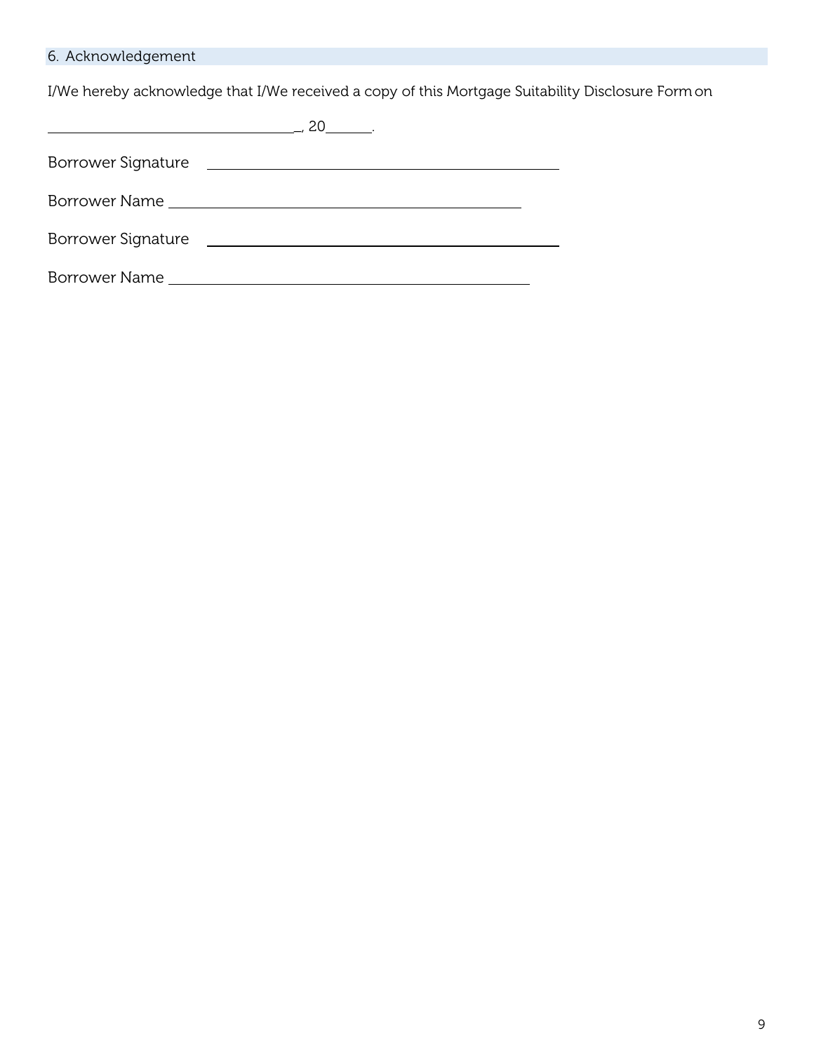## 6. Acknowledgement

I/We hereby acknowledge that I/We received a copy of this Mortgage Suitability Disclosure Form on

\_\_\_\_\_\_\_\_\_\_\_\_\_\_\_\_\_\_\_\_\_\_\_\_\_\_\_\_\_\_\_\_, 20\_\_\_\_\_\_.

Borrower Signature \_\_\_\_\_\_\_\_\_\_\_\_\_\_\_\_\_\_\_\_\_\_\_\_\_\_\_\_\_\_\_\_\_\_\_\_\_\_\_\_\_\_\_\_

Borrower Name \_\_\_\_\_\_\_\_\_\_\_\_\_\_\_\_\_\_\_\_\_\_\_\_\_\_\_\_\_\_\_\_\_\_\_\_\_\_\_\_\_\_\_\_

Borrower Signature \_\_\_\_\_\_\_\_\_\_\_\_\_\_\_\_\_\_\_\_\_\_\_\_\_\_\_\_\_\_\_\_\_\_\_\_\_\_\_\_\_\_\_\_

Borrower Name \_\_\_\_\_\_\_\_\_\_\_\_\_\_\_\_\_\_\_\_\_\_\_\_\_\_\_\_\_\_\_\_\_\_\_\_\_\_\_\_\_\_\_\_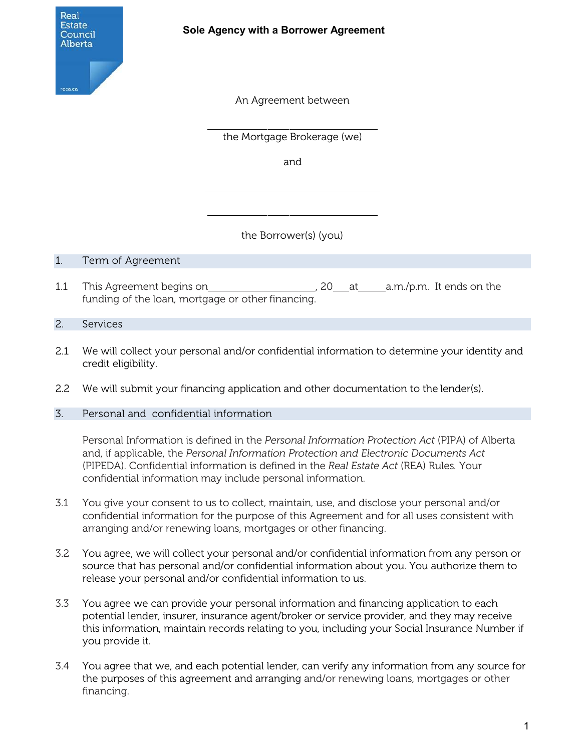Real Estate Council Alberta

# Sole Agency with a Borrower Agreement

An Agreement between

______________________________

the Mortgage Brokerage (we)

and

______________________________

______________________________

the Borrower(s) (you)

## 1. Term of Agreement

1.1 This Agreement begins on____________________, 20___at_____a.m./p.m. It ends on the funding of the loan, mortgage or other financing.

## 2. Services

2.1 We will collect your personal and/or confidential information to determine your identity and credit eligibility.

2.2 We will submit your financing application and other documentation to the lender(s).

## 3. Personal and confidential information

Personal Information is defined in the *Personal Information Protection Act* (PIPA) of Alberta and, if applicable, the *Personal Information Protection and Electronic Documents Act* (PIPEDA). Confidential information is defined in the *Real Estate Act* (REA) Rules. Your confidential information may include personal information.

3.1 You give your consent to us to collect, maintain, use, and disclose your personal and/or confidential information for the purpose of this Agreement and for all uses consistent with arranging and/or renewing loans, mortgages or other financing.

3.2 You agree, we will collect your personal and/or confidential information from any person or source that has personal and/or confidential information about you. You authorize them to release your personal and/or confidential information to us.

3.3 You agree we can provide your personal information and financing application to each potential lender, insurer, insurance agent/broker or service provider, and they may receive this information, maintain records relating to you, including your Social Insurance Number if you provide it.

3.4 You agree that we, and each potential lender, can verify any information from any source for the purposes of this agreement and arranging and/or renewing loans, mortgages or other financing.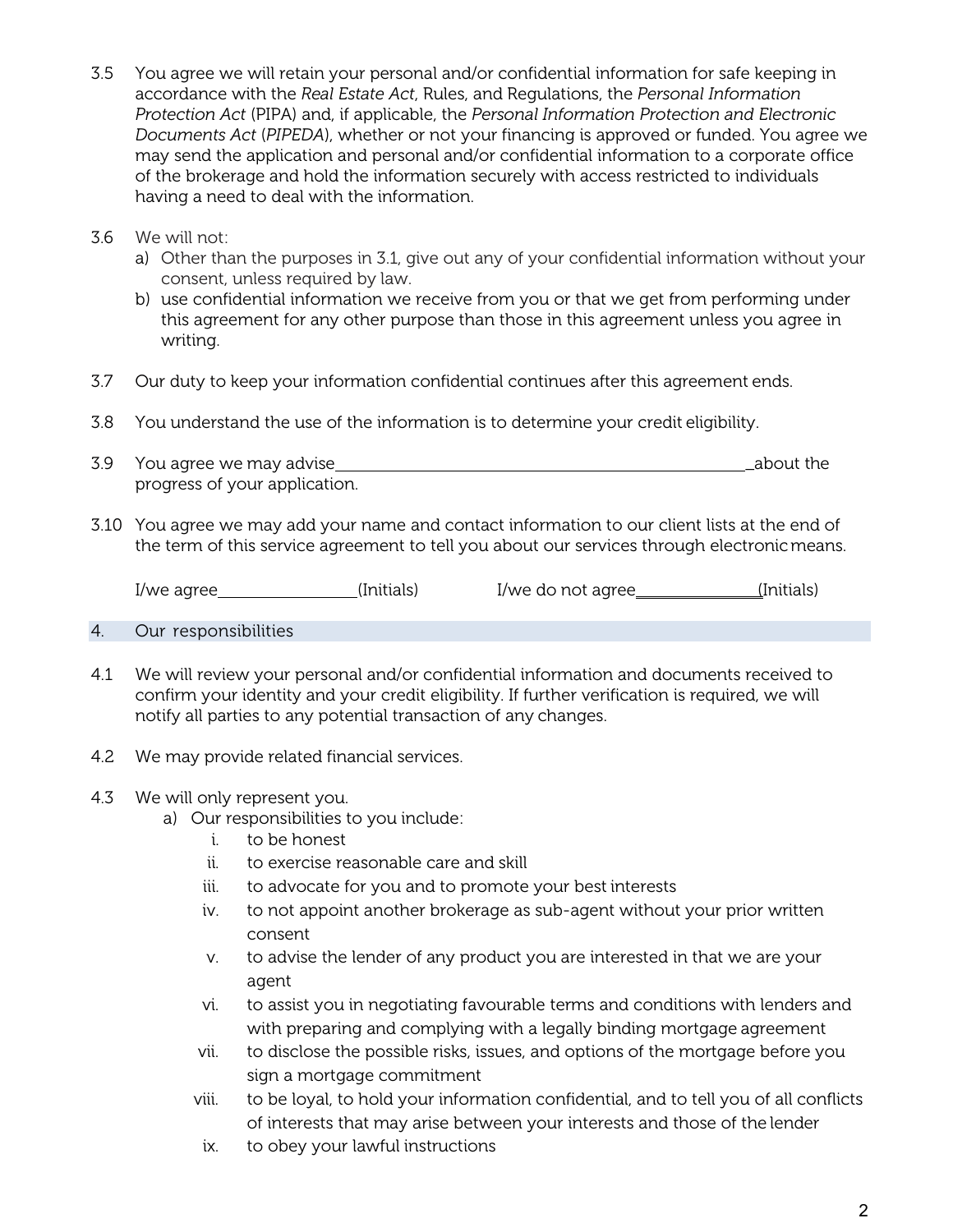3.5 You agree we will retain your personal and/or confidential information for safe keeping in accordance with the *Real Estate Act*, Rules, and Regulations, the *Personal Information Protection Act* (PIPA) and, if applicable, the *Personal Information Protection and Electronic Documents Act* (*PIPEDA*), whether or not your financing is approved or funded. You agree we may send the application and personal and/or confidential information to a corporate office of the brokerage and hold the information securely with access restricted to individuals having a need to deal with the information.

3.6 We will not:

   a) Other than the purposes in 3.1, give out any of your confidential information without your consent, unless required by law.
   b) use confidential information we receive from you or that we get from performing under this agreement for any other purpose than those in this agreement unless you agree in writing.

3.7 Our duty to keep your information confidential continues after this agreement ends.

3.8 You understand the use of the information is to determine your credit eligibility.

3.9 You agree we may advise ______________________________________________ about the progress of your application.

3.10 You agree we may add your name and contact information to our client lists at the end of the term of this service agreement to tell you about our services through electronic means.

I/we agree ________________ (Initials)     I/we do not agree ______________ (Initials)

## 4. Our responsibilities

4.1 We will review your personal and/or confidential information and documents received to confirm your identity and your credit eligibility. If further verification is required, we will notify all parties to any potential transaction of any changes.

4.2 We may provide related financial services.

4.3 We will only represent you.

   a) Our responsibilities to you include:
      i. to be honest
      ii. to exercise reasonable care and skill
      iii. to advocate for you and to promote your best interests
      iv. to not appoint another brokerage as sub-agent without your prior written consent
      v. to advise the lender of any product you are interested in that we are your agent
      vi. to assist you in negotiating favourable terms and conditions with lenders and with preparing and complying with a legally binding mortgage agreement
      vii. to disclose the possible risks, issues, and options of the mortgage before you sign a mortgage commitment
      viii. to be loyal, to hold your information confidential, and to tell you of all conflicts of interests that may arise between your interests and those of the lender
      ix. to obey your lawful instructions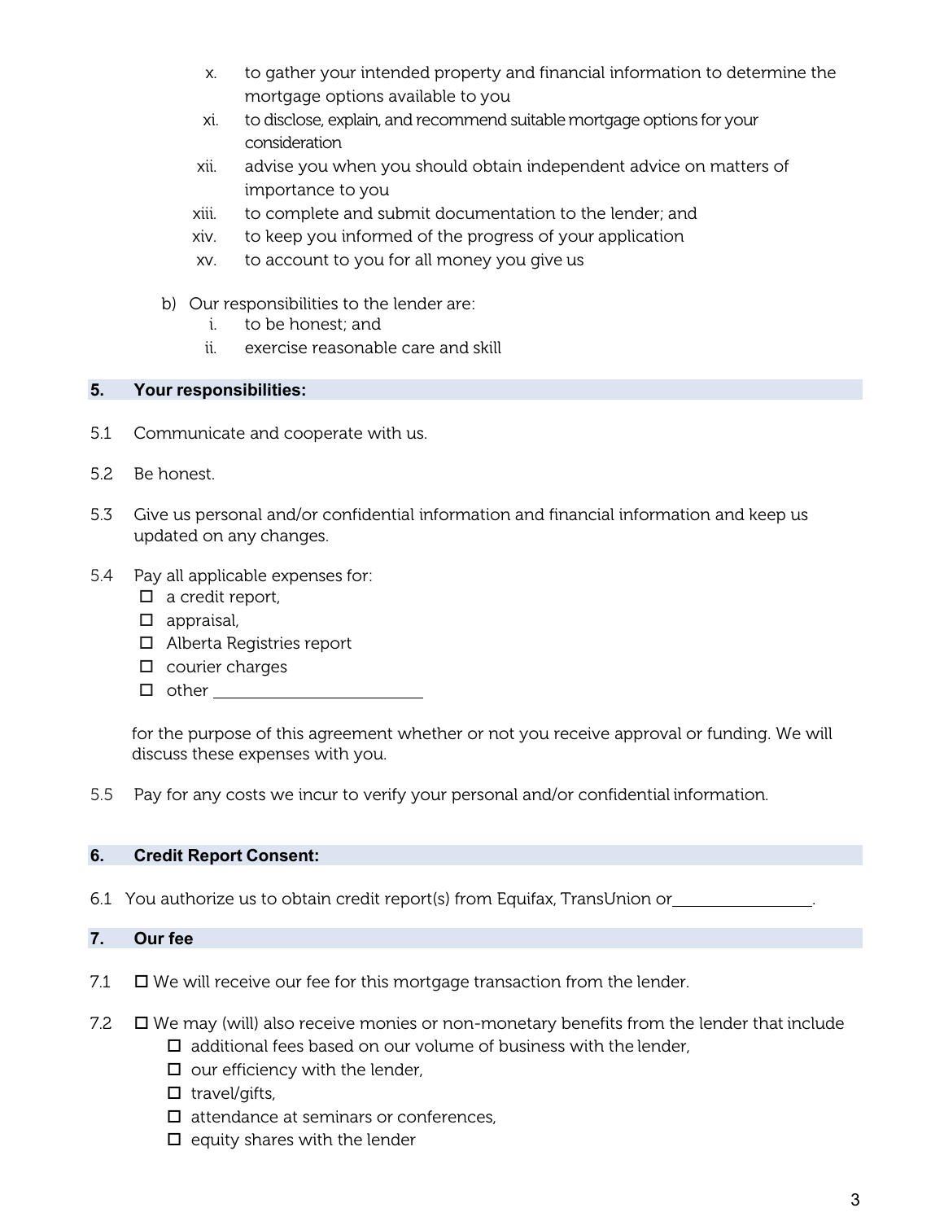x. to gather your intended property and financial information to determine the mortgage options available to you
xi. to disclose, explain, and recommend suitable mortgage options for your consideration
xii. advise you when you should obtain independent advice on matters of importance to you
xiii. to complete and submit documentation to the lender; and
xiv. to keep you informed of the progress of your application
xv. to account to you for all money you give us

b) Our responsibilities to the lender are:
   i. to be honest; and
   ii. exercise reasonable care and skill

## 5. Your responsibilities:

5.1 Communicate and cooperate with us.

5.2 Be honest.

5.3 Give us personal and/or confidential information and financial information and keep us updated on any changes.

5.4 Pay all applicable expenses for:
- ☐ a credit report,
- ☐ appraisal,
- ☐ Alberta Registries report
- ☐ courier charges
- ☐ other ________________________

for the purpose of this agreement whether or not you receive approval or funding. We will discuss these expenses with you.

5.5 Pay for any costs we incur to verify your personal and/or confidential information.

## 6. Credit Report Consent:

6.1 You authorize us to obtain credit report(s) from Equifax, TransUnion or________________.

## 7. Our fee

7.1 ☐ We will receive our fee for this mortgage transaction from the lender.

7.2 ☐ We may (will) also receive monies or non-monetary benefits from the lender that include
- ☐ additional fees based on our volume of business with the lender,
- ☐ our efficiency with the lender,
- ☐ travel/gifts,
- ☐ attendance at seminars or conferences,
- ☐ equity shares with the lender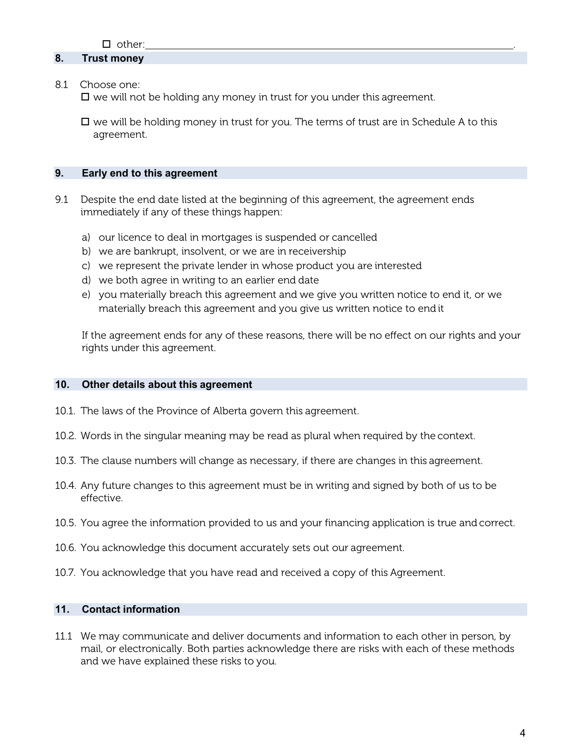☐ other: ______________________________________________.

## 8. Trust money

8.1 Choose one:

☐ we will not be holding any money in trust for you under this agreement.

☐ we will be holding money in trust for you. The terms of trust are in Schedule A to this agreement.

## 9. Early end to this agreement

9.1 Despite the end date listed at the beginning of this agreement, the agreement ends immediately if any of these things happen:

a) our licence to deal in mortgages is suspended or cancelled
b) we are bankrupt, insolvent, or we are in receivership
c) we represent the private lender in whose product you are interested
d) we both agree in writing to an earlier end date
e) you materially breach this agreement and we give you written notice to end it, or we materially breach this agreement and you give us written notice to end it

If the agreement ends for any of these reasons, there will be no effect on our rights and your rights under this agreement.

## 10. Other details about this agreement

10.1. The laws of the Province of Alberta govern this agreement.

10.2. Words in the singular meaning may be read as plural when required by the context.

10.3. The clause numbers will change as necessary, if there are changes in this agreement.

10.4. Any future changes to this agreement must be in writing and signed by both of us to be effective.

10.5. You agree the information provided to us and your financing application is true and correct.

10.6. You acknowledge this document accurately sets out our agreement.

10.7. You acknowledge that you have read and received a copy of this Agreement.

## 11. Contact information

11.1 We may communicate and deliver documents and information to each other in person, by mail, or electronically. Both parties acknowledge there are risks with each of these methods and we have explained these risks to you.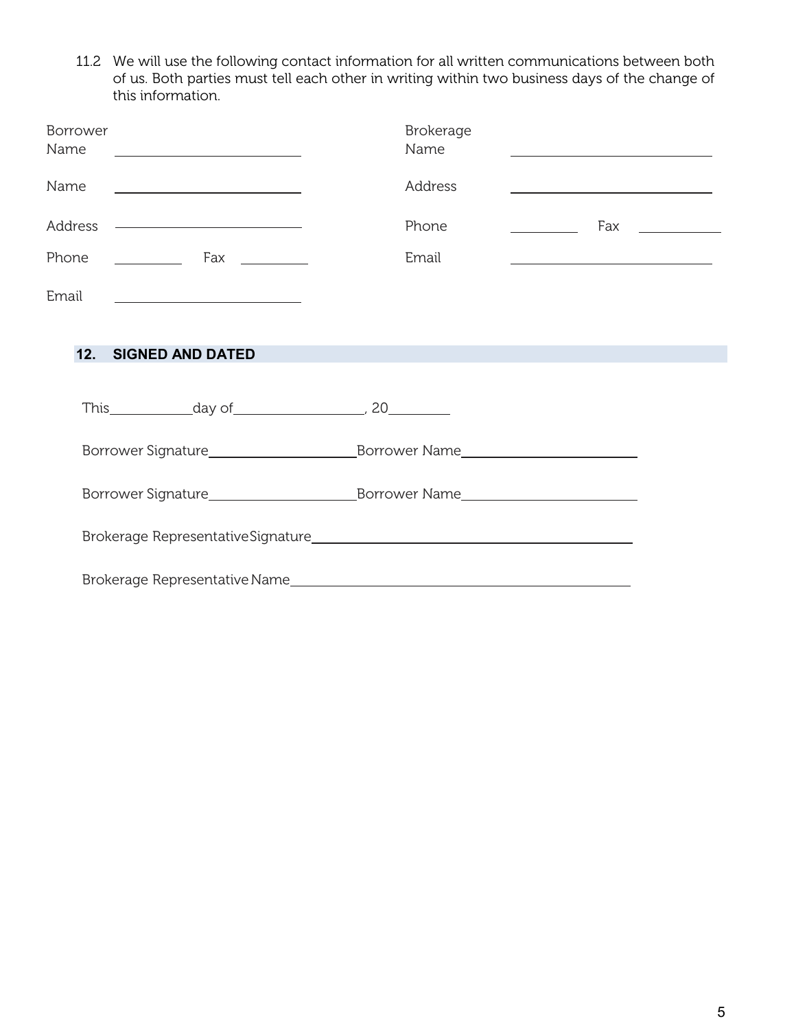11.2 We will use the following contact information for all written communications between both of us. Both parties must tell each other in writing within two business days of the change of this information.

| | | | |
|---|---|---|---|
| Borrower Name | ______________________ | Brokerage Name | ______________________ |
| Name | ______________________ | Address | ______________________ |
| Address | ______________________ | Phone | __________ Fax __________ |
| Phone | __________ Fax __________ | Email | ______________________ |
| Email | ______________________ | | |

## 12. SIGNED AND DATED

This__________day of_______________, 20________

Borrower Signature__________________ Borrower Name____________________

Borrower Signature__________________ Borrower Name____________________

Brokerage Representative Signature______________________________________

Brokerage Representative Name_________________________________________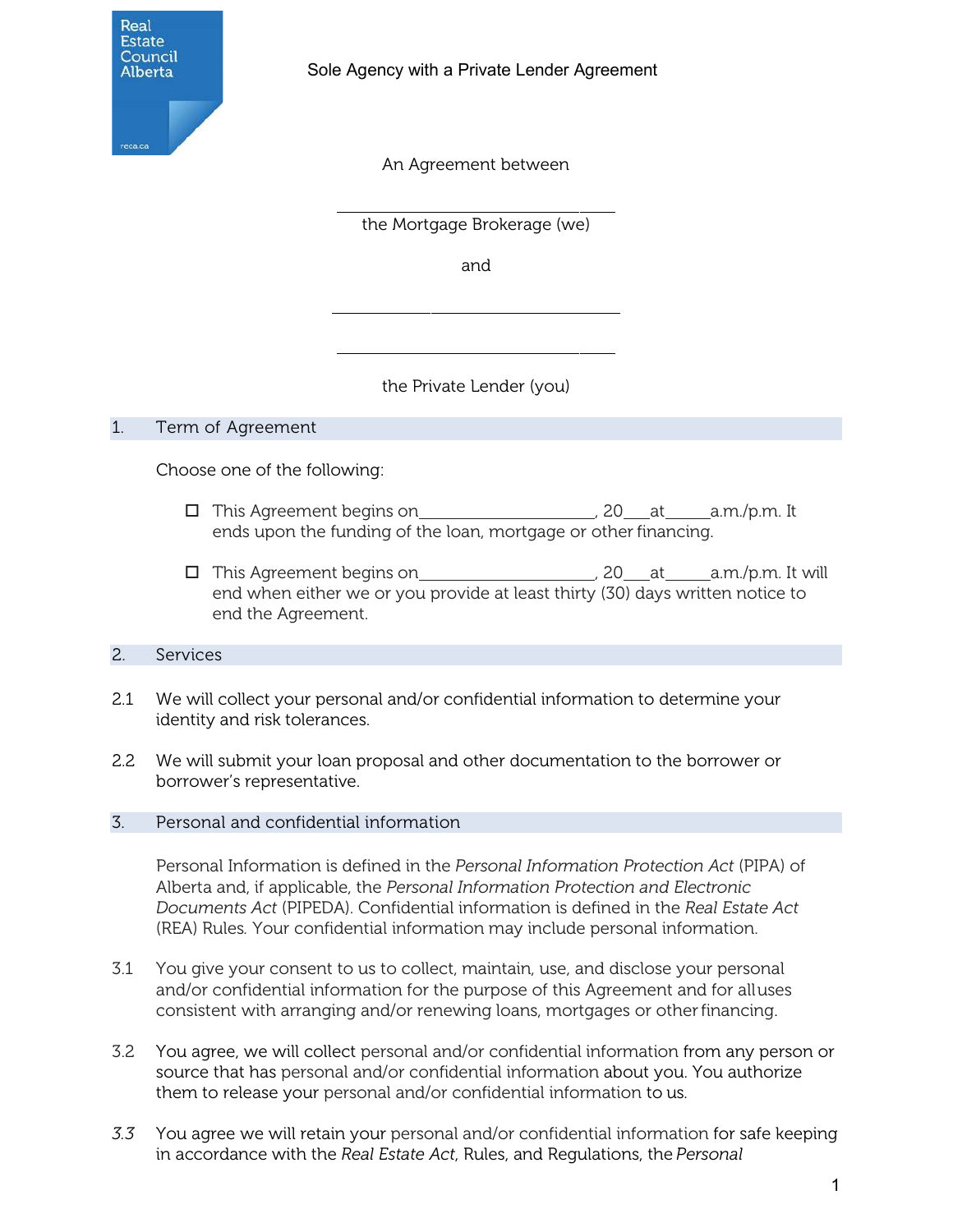Real Estate Council Alberta

# Sole Agency with a Private Lender Agreement

An Agreement between

______________________________

the Mortgage Brokerage (we)

and

______________________________

______________________________

the Private Lender (you)

## 1. Term of Agreement

Choose one of the following:

- ☐ This Agreement begins on____________________, 20___at_____a.m./p.m. It ends upon the funding of the loan, mortgage or other financing.
- ☐ This Agreement begins on____________________, 20___at_____a.m./p.m. It will end when either we or you provide at least thirty (30) days written notice to end the Agreement.

## 2. Services

2.1 We will collect your personal and/or confidential information to determine your identity and risk tolerances.

2.2 We will submit your loan proposal and other documentation to the borrower or borrower's representative.

## 3. Personal and confidential information

Personal Information is defined in the *Personal Information Protection Act* (PIPA) of Alberta and, if applicable, the *Personal Information Protection and Electronic Documents Act* (PIPEDA). Confidential information is defined in the *Real Estate Act* (REA) Rules. Your confidential information may include personal information.

3.1 You give your consent to us to collect, maintain, use, and disclose your personal and/or confidential information for the purpose of this Agreement and for all uses consistent with arranging and/or renewing loans, mortgages or other financing.

3.2 You agree, we will collect personal and/or confidential information from any person or source that has personal and/or confidential information about you. You authorize them to release your personal and/or confidential information to us.

*3.3* You agree we will retain your personal and/or confidential information for safe keeping in accordance with the *Real Estate Act*, Rules, and Regulations, the *Personal*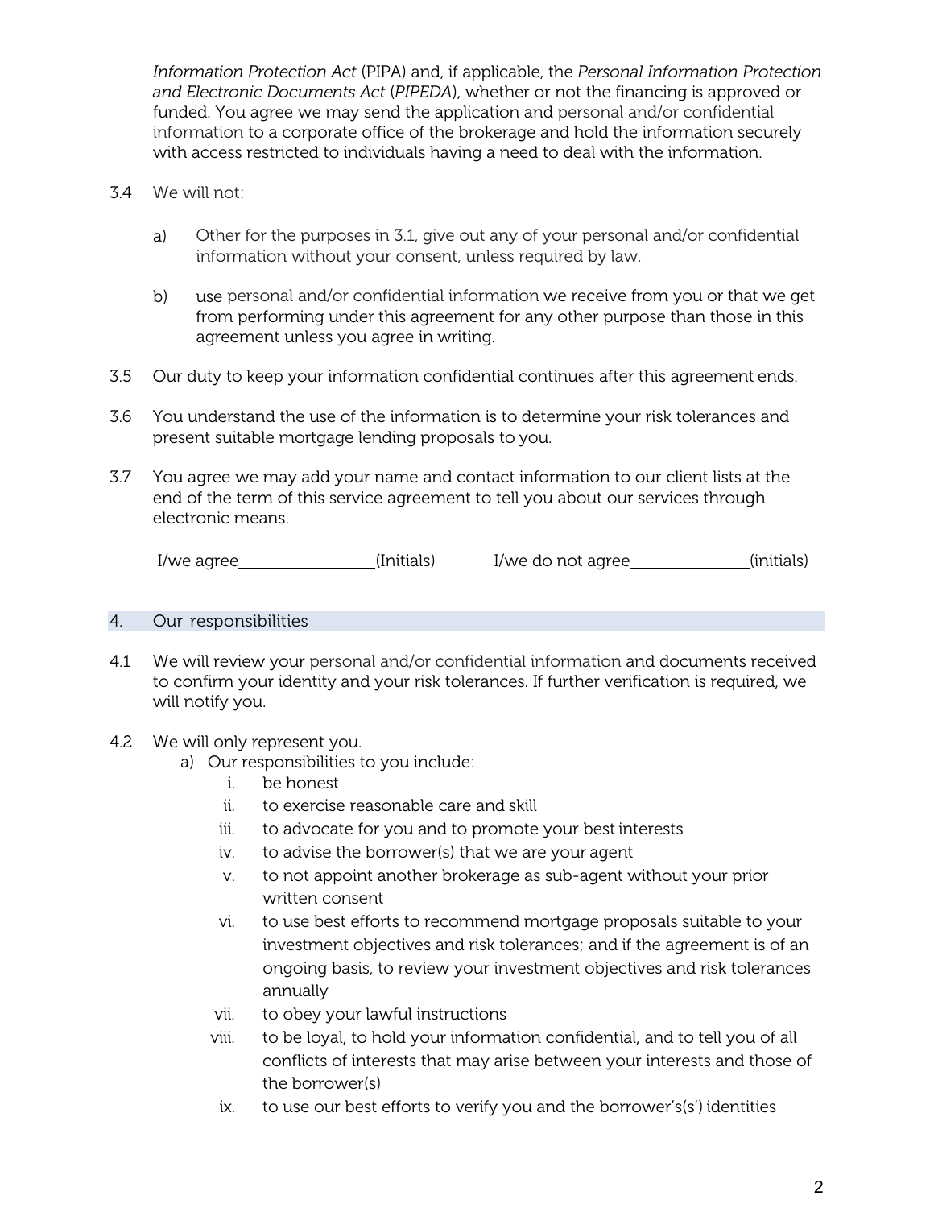*Information Protection Act* (PIPA) and, if applicable, the *Personal Information Protection and Electronic Documents Act* (*PIPEDA*), whether or not the financing is approved or funded. You agree we may send the application and personal and/or confidential information to a corporate office of the brokerage and hold the information securely with access restricted to individuals having a need to deal with the information.

3.4 We will not:

a) Other for the purposes in 3.1, give out any of your personal and/or confidential information without your consent, unless required by law.

b) use personal and/or confidential information we receive from you or that we get from performing under this agreement for any other purpose than those in this agreement unless you agree in writing.

3.5 Our duty to keep your information confidential continues after this agreement ends.

3.6 You understand the use of the information is to determine your risk tolerances and present suitable mortgage lending proposals to you.

3.7 You agree we may add your name and contact information to our client lists at the end of the term of this service agreement to tell you about our services through electronic means.

I/we agree________________(Initials) I/we do not agree______________(initials)

## 4. Our responsibilities

4.1 We will review your personal and/or confidential information and documents received to confirm your identity and your risk tolerances. If further verification is required, we will notify you.

4.2 We will only represent you.

a) Our responsibilities to you include:

i. be honest
ii. to exercise reasonable care and skill
iii. to advocate for you and to promote your best interests
iv. to advise the borrower(s) that we are your agent
v. to not appoint another brokerage as sub-agent without your prior written consent
vi. to use best efforts to recommend mortgage proposals suitable to your investment objectives and risk tolerances; and if the agreement is of an ongoing basis, to review your investment objectives and risk tolerances annually
vii. to obey your lawful instructions
viii. to be loyal, to hold your information confidential, and to tell you of all conflicts of interests that may arise between your interests and those of the borrower(s)
ix. to use our best efforts to verify you and the borrower's(s') identities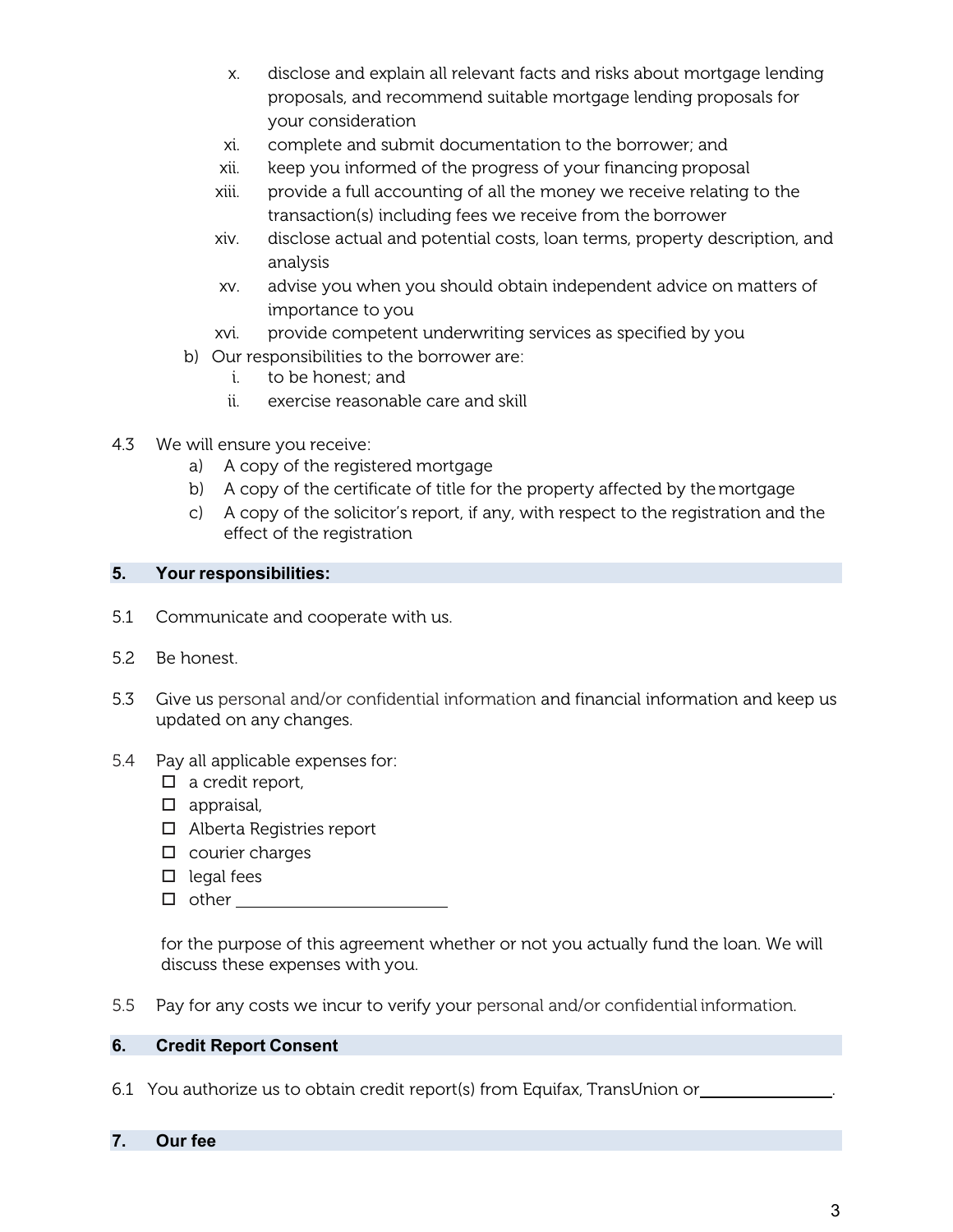x. disclose and explain all relevant facts and risks about mortgage lending proposals, and recommend suitable mortgage lending proposals for your consideration

xi. complete and submit documentation to the borrower; and

xii. keep you informed of the progress of your financing proposal

xiii. provide a full accounting of all the money we receive relating to the transaction(s) including fees we receive from the borrower

xiv. disclose actual and potential costs, loan terms, property description, and analysis

xv. advise you when you should obtain independent advice on matters of importance to you

xvi. provide competent underwriting services as specified by you

b) Our responsibilities to the borrower are:

i. to be honest; and

ii. exercise reasonable care and skill

4.3 We will ensure you receive:

a) A copy of the registered mortgage

b) A copy of the certificate of title for the property affected by the mortgage

c) A copy of the solicitor's report, if any, with respect to the registration and the effect of the registration

## 5. Your responsibilities:

5.1 Communicate and cooperate with us.

5.2 Be honest.

5.3 Give us personal and/or confidential information and financial information and keep us updated on any changes.

5.4 Pay all applicable expenses for:

- ☐ a credit report,
- ☐ appraisal,
- ☐ Alberta Registries report
- ☐ courier charges
- ☐ legal fees
- ☐ other ________________________

for the purpose of this agreement whether or not you actually fund the loan. We will discuss these expenses with you.

5.5 Pay for any costs we incur to verify your personal and/or confidential information.

## 6. Credit Report Consent

6.1 You authorize us to obtain credit report(s) from Equifax, TransUnion or________________.

## 7. Our fee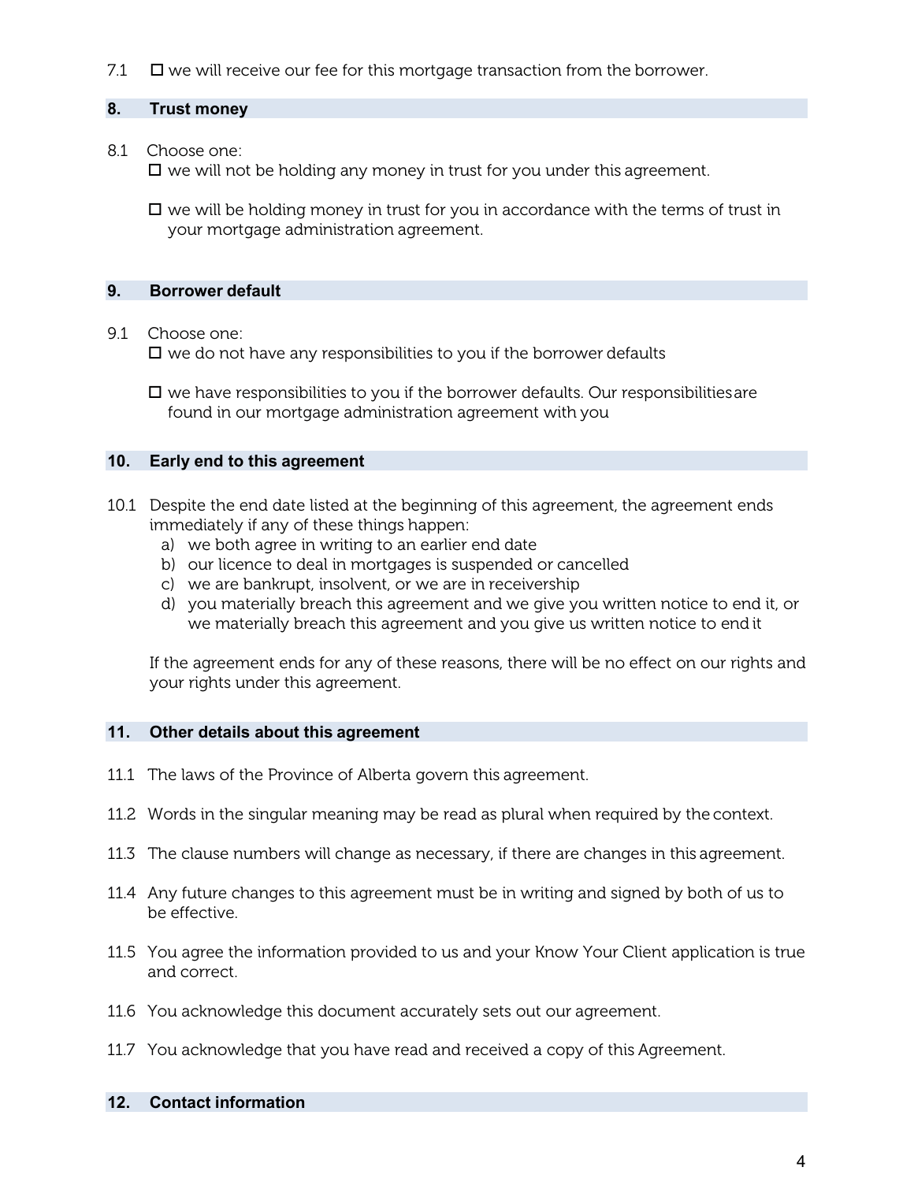7.1 ☐ we will receive our fee for this mortgage transaction from the borrower.

## 8. Trust money

8.1 Choose one:

☐ we will not be holding any money in trust for you under this agreement.

☐ we will be holding money in trust for you in accordance with the terms of trust in your mortgage administration agreement.

## 9. Borrower default

9.1 Choose one:

☐ we do not have any responsibilities to you if the borrower defaults

☐ we have responsibilities to you if the borrower defaults. Our responsibilities are found in our mortgage administration agreement with you

## 10. Early end to this agreement

10.1 Despite the end date listed at the beginning of this agreement, the agreement ends immediately if any of these things happen:

a) we both agree in writing to an earlier end date
b) our licence to deal in mortgages is suspended or cancelled
c) we are bankrupt, insolvent, or we are in receivership
d) you materially breach this agreement and we give you written notice to end it, or we materially breach this agreement and you give us written notice to end it

If the agreement ends for any of these reasons, there will be no effect on our rights and your rights under this agreement.

## 11. Other details about this agreement

11.1 The laws of the Province of Alberta govern this agreement.

11.2 Words in the singular meaning may be read as plural when required by the context.

11.3 The clause numbers will change as necessary, if there are changes in this agreement.

11.4 Any future changes to this agreement must be in writing and signed by both of us to be effective.

11.5 You agree the information provided to us and your Know Your Client application is true and correct.

11.6 You acknowledge this document accurately sets out our agreement.

11.7 You acknowledge that you have read and received a copy of this Agreement.

## 12. Contact information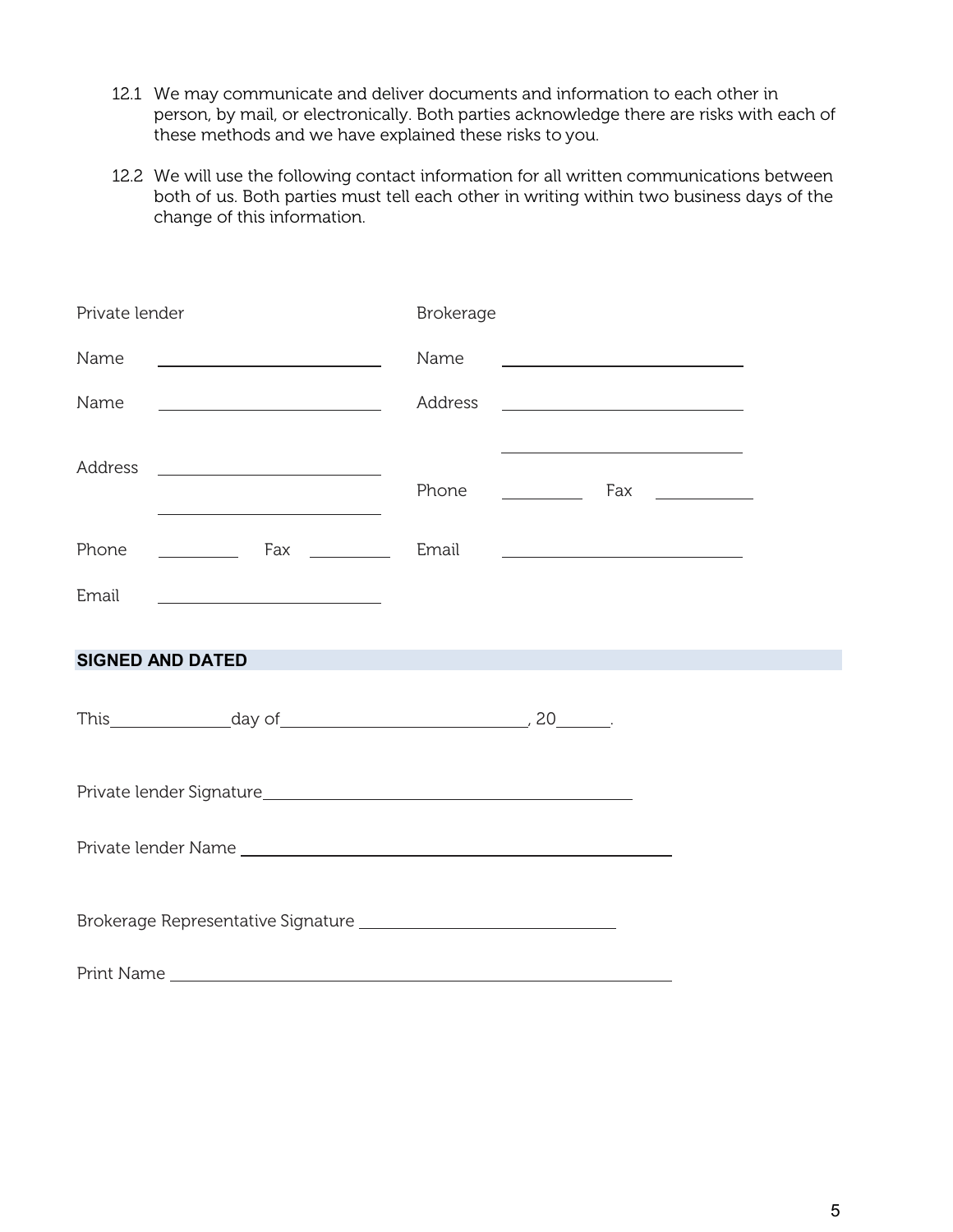12.1 We may communicate and deliver documents and information to each other in person, by mail, or electronically. Both parties acknowledge there are risks with each of these methods and we have explained these risks to you.

12.2 We will use the following contact information for all written communications between both of us. Both parties must tell each other in writing within two business days of the change of this information.

| Private lender | | Brokerage | |
|---|---|---|---|
| Name | ______________ | Name | ______________ |
| Name | ______________ | Address | ______________ |
| | | | ______________ |
| Address | ______________ | Phone | ________ Fax ________ |
| | ______________ | | |
| Phone | ________ Fax ________ | Email | ______________ |
| Email | ______________ | | |

## SIGNED AND DATED

This______________day of____________________________, 20______.

Private lender Signature_____________________________________________

Private lender Name _________________________________________________

Brokerage Representative Signature _____________________________

Print Name _________________________________________________________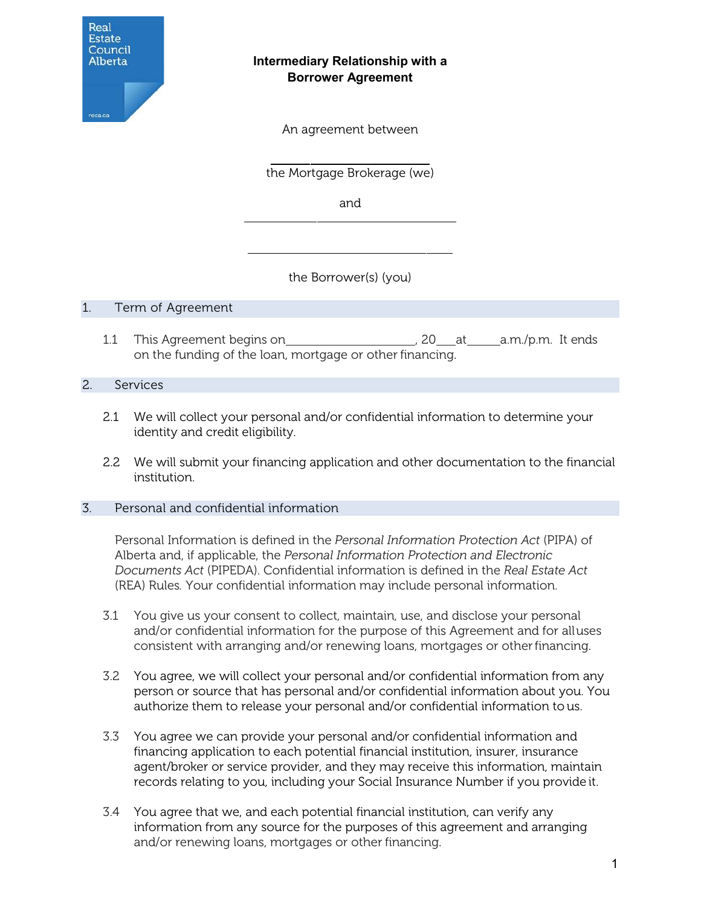Real Estate Council Alberta

reca.ca

**Intermediary Relationship with a Borrower Agreement**

An agreement between

______________________________

the Mortgage Brokerage (we)

and

______________________________

______________________________

the Borrower(s) (you)

## 1. Term of Agreement

1.1 This Agreement begins on____________________, 20___at_____a.m./p.m. It ends on the funding of the loan, mortgage or other financing.

## 2. Services

2.1 We will collect your personal and/or confidential information to determine your identity and credit eligibility.

2.2 We will submit your financing application and other documentation to the financial institution.

## 3. Personal and confidential information

Personal Information is defined in the *Personal Information Protection Act* (PIPA) of Alberta and, if applicable, the *Personal Information Protection and Electronic Documents Act* (PIPEDA). Confidential information is defined in the *Real Estate Act* (REA) Rules. Your confidential information may include personal information.

3.1 You give us your consent to collect, maintain, use, and disclose your personal and/or confidential information for the purpose of this Agreement and for all uses consistent with arranging and/or renewing loans, mortgages or other financing.

3.2 You agree, we will collect your personal and/or confidential information from any person or source that has personal and/or confidential information about you. You authorize them to release your personal and/or confidential information to us.

3.3 You agree we can provide your personal and/or confidential information and financing application to each potential financial institution, insurer, insurance agent/broker or service provider, and they may receive this information, maintain records relating to you, including your Social Insurance Number if you provide it.

3.4 You agree that we, and each potential financial institution, can verify any information from any source for the purposes of this agreement and arranging and/or renewing loans, mortgages or other financing.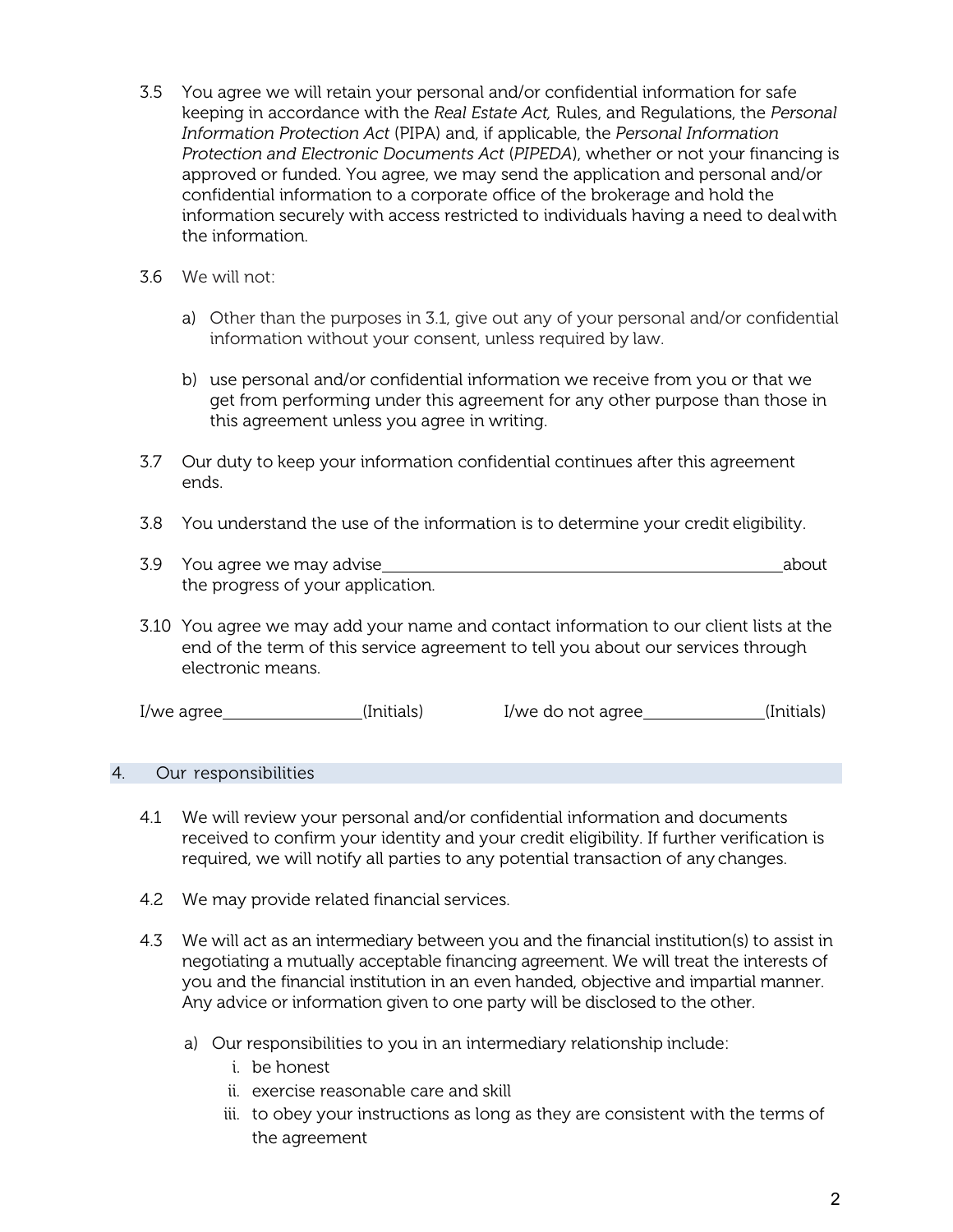3.5 You agree we will retain your personal and/or confidential information for safe keeping in accordance with the *Real Estate Act,* Rules, and Regulations, the *Personal Information Protection Act* (PIPA) and, if applicable, the *Personal Information Protection and Electronic Documents Act* (*PIPEDA*), whether or not your financing is approved or funded. You agree, we may send the application and personal and/or confidential information to a corporate office of the brokerage and hold the information securely with access restricted to individuals having a need to deal with the information.

3.6 We will not:

a) Other than the purposes in 3.1, give out any of your personal and/or confidential information without your consent, unless required by law.

b) use personal and/or confidential information we receive from you or that we get from performing under this agreement for any other purpose than those in this agreement unless you agree in writing.

3.7 Our duty to keep your information confidential continues after this agreement ends.

3.8 You understand the use of the information is to determine your credit eligibility.

3.9 You agree we may advise ________________________________________________ about the progress of your application.

3.10 You agree we may add your name and contact information to our client lists at the end of the term of this service agreement to tell you about our services through electronic means.

I/we agree________________(Initials) I/we do not agree______________(Initials)

## 4. Our responsibilities

4.1 We will review your personal and/or confidential information and documents received to confirm your identity and your credit eligibility. If further verification is required, we will notify all parties to any potential transaction of any changes.

4.2 We may provide related financial services.

4.3 We will act as an intermediary between you and the financial institution(s) to assist in negotiating a mutually acceptable financing agreement. We will treat the interests of you and the financial institution in an even handed, objective and impartial manner. Any advice or information given to one party will be disclosed to the other.

a) Our responsibilities to you in an intermediary relationship include:

   i. be honest
   ii. exercise reasonable care and skill
   iii. to obey your instructions as long as they are consistent with the terms of the agreement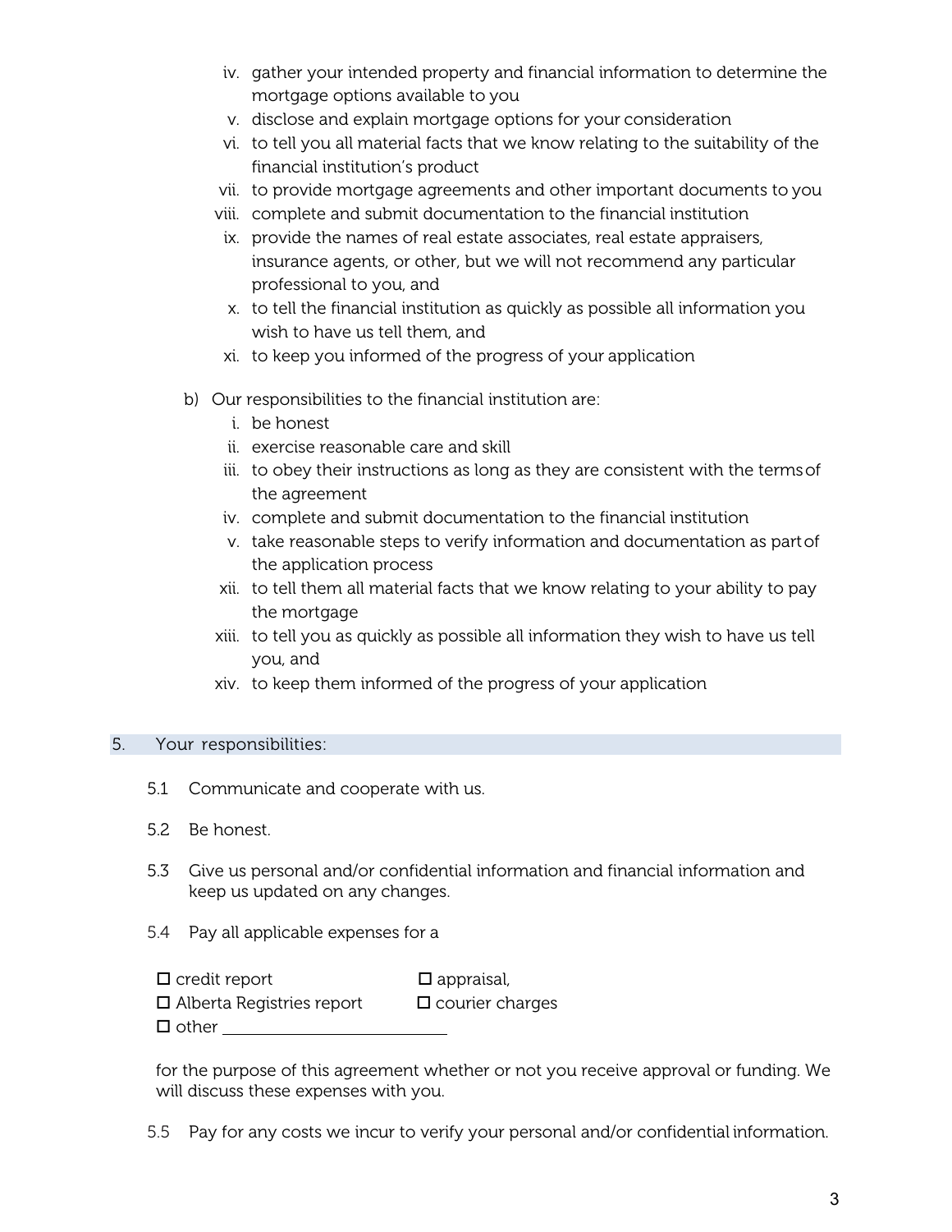iv. gather your intended property and financial information to determine the mortgage options available to you
v. disclose and explain mortgage options for your consideration
vi. to tell you all material facts that we know relating to the suitability of the financial institution's product
vii. to provide mortgage agreements and other important documents to you
viii. complete and submit documentation to the financial institution
ix. provide the names of real estate associates, real estate appraisers, insurance agents, or other, but we will not recommend any particular professional to you, and
x. to tell the financial institution as quickly as possible all information you wish to have us tell them, and
xi. to keep you informed of the progress of your application

b) Our responsibilities to the financial institution are:
i. be honest
ii. exercise reasonable care and skill
iii. to obey their instructions as long as they are consistent with the terms of the agreement
iv. complete and submit documentation to the financial institution
v. take reasonable steps to verify information and documentation as part of the application process
xii. to tell them all material facts that we know relating to your ability to pay the mortgage
xiii. to tell you as quickly as possible all information they wish to have us tell you, and
xiv. to keep them informed of the progress of your application

## 5. Your responsibilities:

5.1 Communicate and cooperate with us.

5.2 Be honest.

5.3 Give us personal and/or confidential information and financial information and keep us updated on any changes.

5.4 Pay all applicable expenses for a

☐ credit report ☐ appraisal,
☐ Alberta Registries report ☐ courier charges
☐ other ____________________

for the purpose of this agreement whether or not you receive approval or funding. We will discuss these expenses with you.

5.5 Pay for any costs we incur to verify your personal and/or confidential information.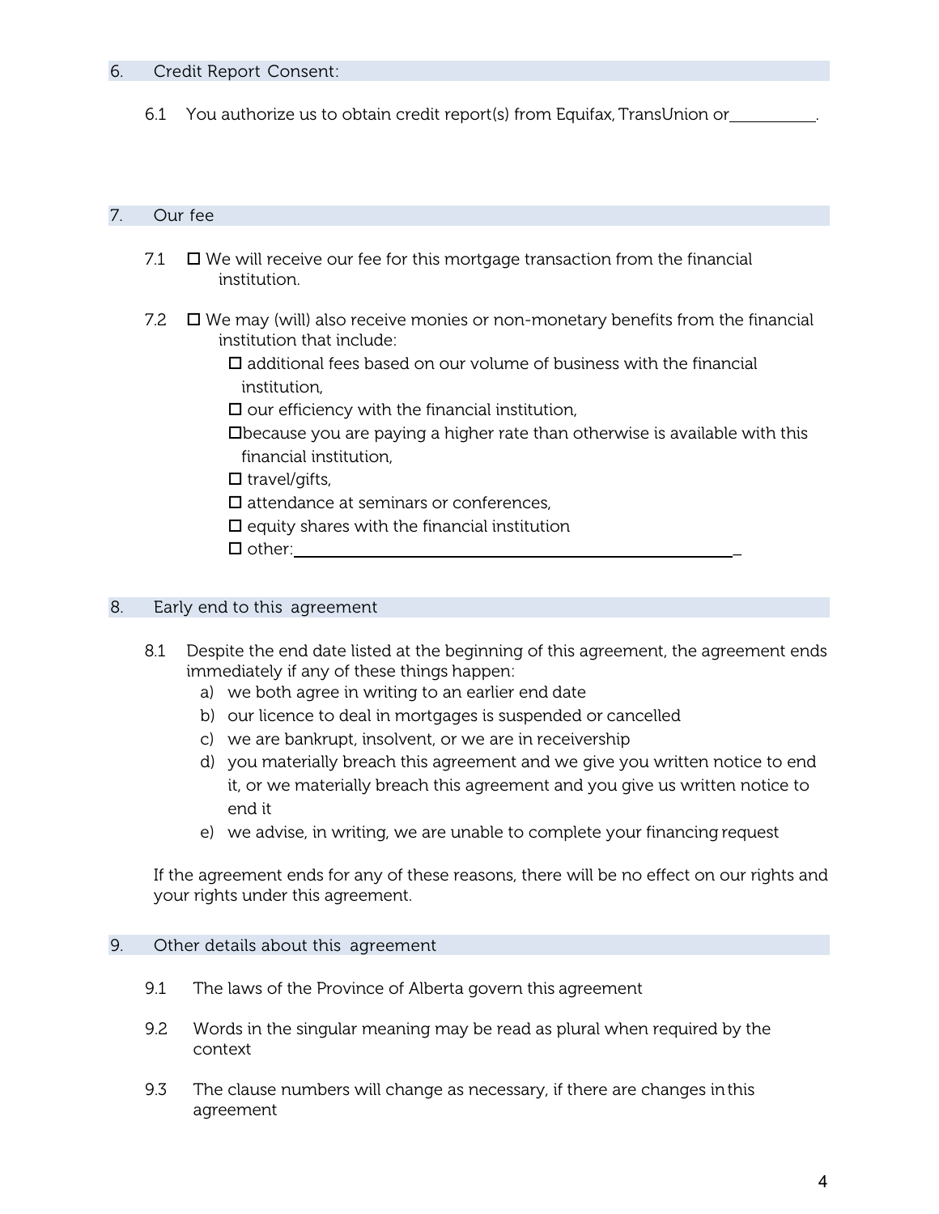## 6. Credit Report Consent:

6.1 You authorize us to obtain credit report(s) from Equifax, TransUnion or\_\_\_\_\_\_\_\_\_\_.

## 7. Our fee

7.1 ☐ We will receive our fee for this mortgage transaction from the financial institution.

7.2 ☐ We may (will) also receive monies or non-monetary benefits from the financial institution that include:

- ☐ additional fees based on our volume of business with the financial institution,
- ☐ our efficiency with the financial institution,
- ☐because you are paying a higher rate than otherwise is available with this financial institution,
- ☐ travel/gifts,
- ☐ attendance at seminars or conferences,
- ☐ equity shares with the financial institution
- ☐ other:\_\_\_\_\_\_\_\_\_\_\_\_\_\_\_\_\_\_\_\_\_\_\_\_\_\_\_\_\_\_\_\_\_\_\_\_\_\_\_\_

## 8. Early end to this agreement

8.1 Despite the end date listed at the beginning of this agreement, the agreement ends immediately if any of these things happen:

a) we both agree in writing to an earlier end date
b) our licence to deal in mortgages is suspended or cancelled
c) we are bankrupt, insolvent, or we are in receivership
d) you materially breach this agreement and we give you written notice to end it, or we materially breach this agreement and you give us written notice to end it
e) we advise, in writing, we are unable to complete your financing request

If the agreement ends for any of these reasons, there will be no effect on our rights and your rights under this agreement.

## 9. Other details about this agreement

9.1 The laws of the Province of Alberta govern this agreement

9.2 Words in the singular meaning may be read as plural when required by the context

9.3 The clause numbers will change as necessary, if there are changes in this agreement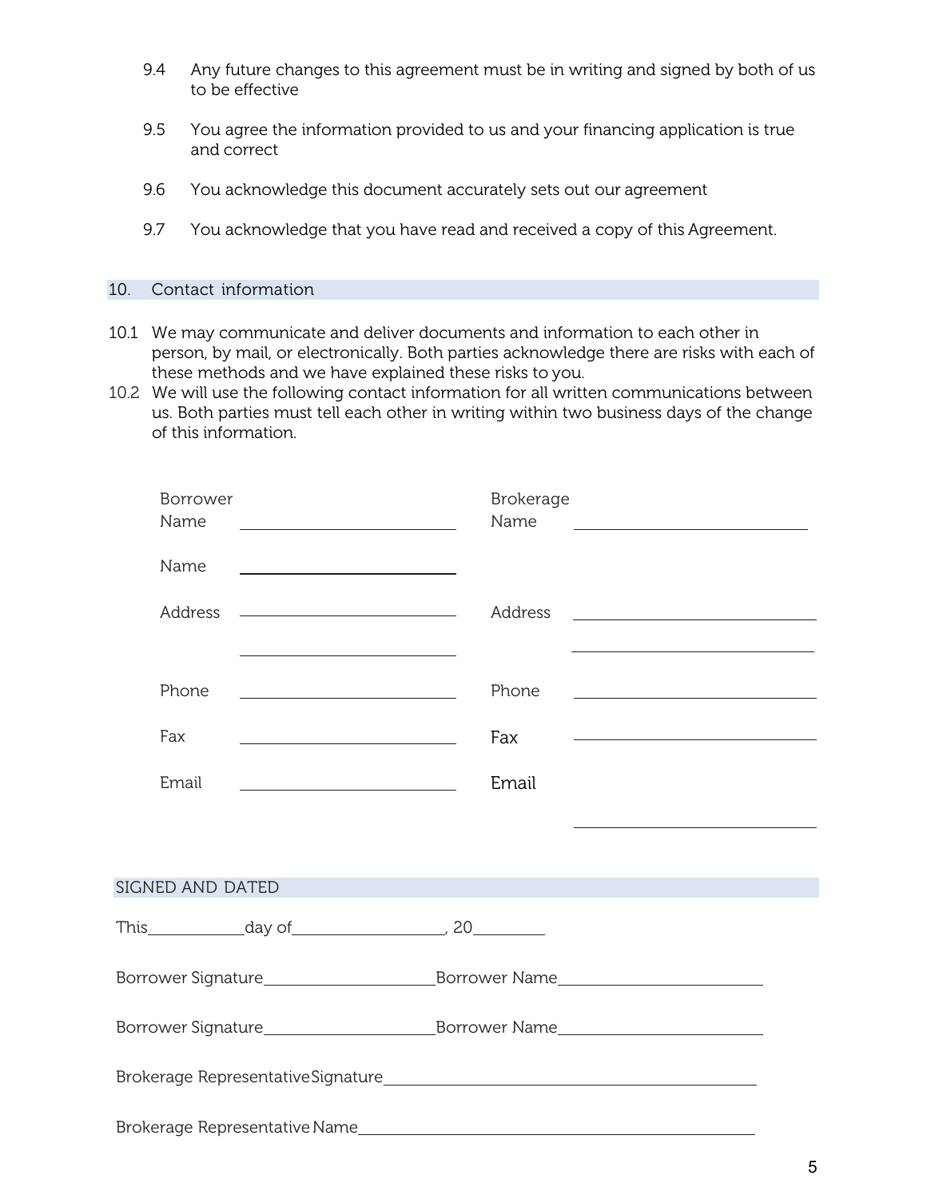9.4 Any future changes to this agreement must be in writing and signed by both of us to be effective

9.5 You agree the information provided to us and your financing application is true and correct

9.6 You acknowledge this document accurately sets out our agreement

9.7 You acknowledge that you have read and received a copy of this Agreement.

## 10. Contact information

10.1 We may communicate and deliver documents and information to each other in person, by mail, or electronically. Both parties acknowledge there are risks with each of these methods and we have explained these risks to you.

10.2 We will use the following contact information for all written communications between us. Both parties must tell each other in writing within two business days of the change of this information.

| | | | |
|---|---|---|---|
| Borrower Name | ______________________ | Brokerage Name | ______________________ |
| Name | ______________________ | | |
| Address | ______________________ | Address | ______________________ |
| | ______________________ | | ______________________ |
| Phone | ______________________ | Phone | ______________________ |
| Fax | ______________________ | Fax | ______________________ |
| Email | ______________________ | Email | ______________________ |

## SIGNED AND DATED

This__________day of________________, 20________

Borrower Signature__________________ Borrower Name______________________

Borrower Signature__________________ Borrower Name______________________

Brokerage Representative Signature________________________________________

Brokerage Representative Name__________________________________________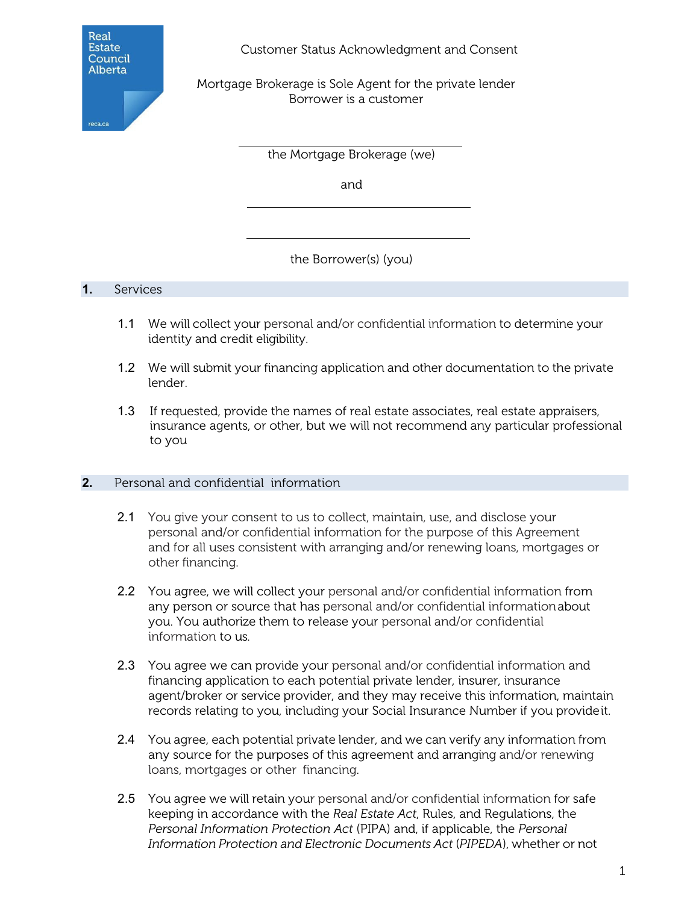Real Estate Council Alberta

Customer Status Acknowledgment and Consent

Mortgage Brokerage is Sole Agent for the private lender
Borrower is a customer

\_\_\_\_\_\_\_\_\_\_\_\_\_\_\_\_\_\_\_\_\_\_\_\_\_\_\_\_\_\_\_\_

the Mortgage Brokerage (we)

and

\_\_\_\_\_\_\_\_\_\_\_\_\_\_\_\_\_\_\_\_\_\_\_\_\_\_\_\_\_\_\_\_

\_\_\_\_\_\_\_\_\_\_\_\_\_\_\_\_\_\_\_\_\_\_\_\_\_\_\_\_\_\_\_\_

the Borrower(s) (you)

## 1. Services

1.1 We will collect your personal and/or confidential information to determine your identity and credit eligibility.

1.2 We will submit your financing application and other documentation to the private lender.

1.3 If requested, provide the names of real estate associates, real estate appraisers, insurance agents, or other, but we will not recommend any particular professional to you

## 2. Personal and confidential information

2.1 You give your consent to us to collect, maintain, use, and disclose your personal and/or confidential information for the purpose of this Agreement and for all uses consistent with arranging and/or renewing loans, mortgages or other financing.

2.2 You agree, we will collect your personal and/or confidential information from any person or source that has personal and/or confidential information about you. You authorize them to release your personal and/or confidential information to us.

2.3 You agree we can provide your personal and/or confidential information and financing application to each potential private lender, insurer, insurance agent/broker or service provider, and they may receive this information, maintain records relating to you, including your Social Insurance Number if you provide it.

2.4 You agree, each potential private lender, and we can verify any information from any source for the purposes of this agreement and arranging and/or renewing loans, mortgages or other financing.

2.5 You agree we will retain your personal and/or confidential information for safe keeping in accordance with the *Real Estate Act*, Rules, and Regulations, the *Personal Information Protection Act* (PIPA) and, if applicable, the *Personal Information Protection and Electronic Documents Act* (*PIPEDA*), whether or not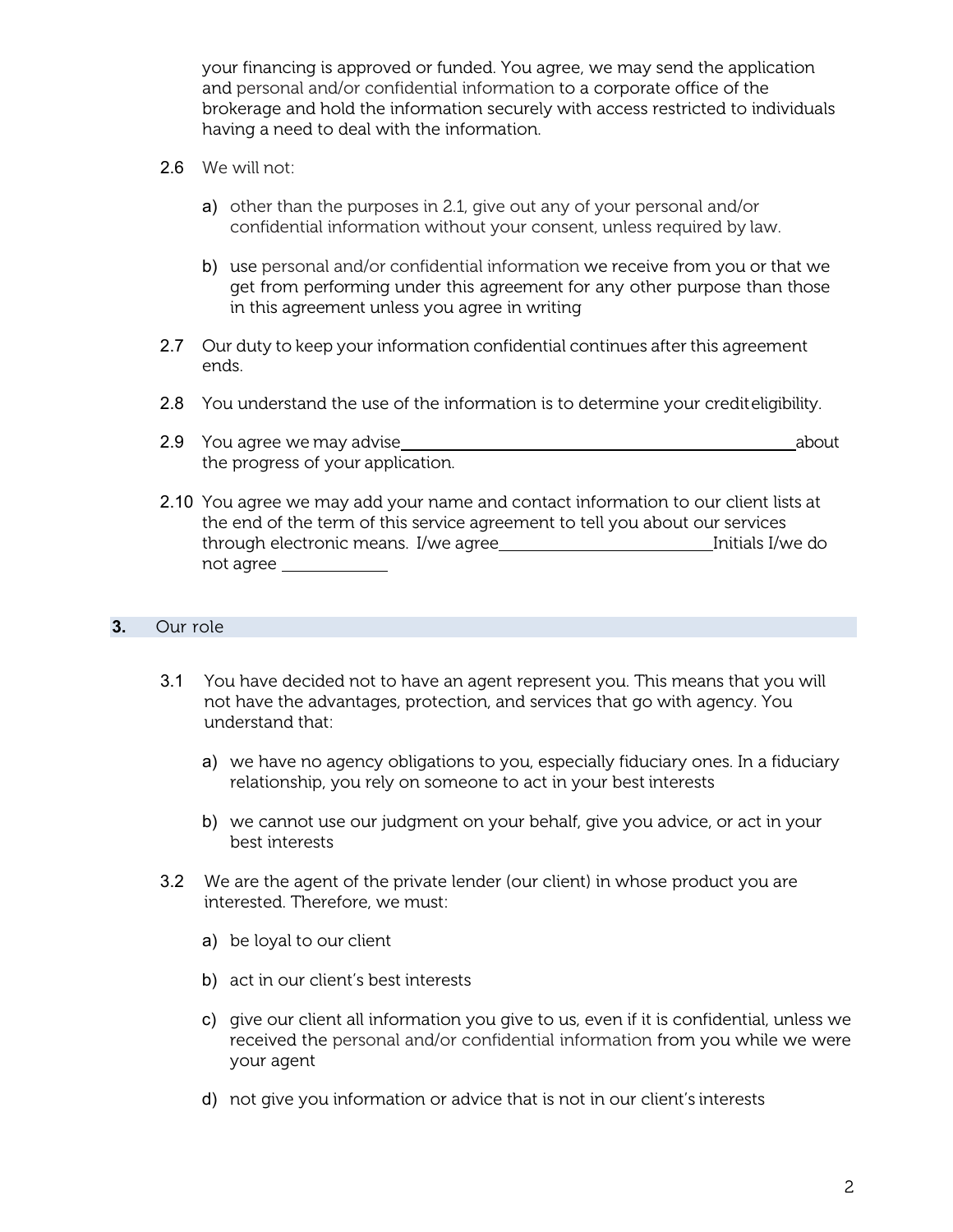your financing is approved or funded. You agree, we may send the application and personal and/or confidential information to a corporate office of the brokerage and hold the information securely with access restricted to individuals having a need to deal with the information.

2.6 We will not:

a) other than the purposes in 2.1, give out any of your personal and/or confidential information without your consent, unless required by law.

b) use personal and/or confidential information we receive from you or that we get from performing under this agreement for any other purpose than those in this agreement unless you agree in writing

2.7 Our duty to keep your information confidential continues after this agreement ends.

2.8 You understand the use of the information is to determine your credit eligibility.

2.9 You agree we may advise ________________________________________________ about the progress of your application.

2.10 You agree we may add your name and contact information to our client lists at the end of the term of this service agreement to tell you about our services through electronic means. I/we agree __________________________ Initials I/we do not agree ____________

## 3. Our role

3.1 You have decided not to have an agent represent you. This means that you will not have the advantages, protection, and services that go with agency. You understand that:

a) we have no agency obligations to you, especially fiduciary ones. In a fiduciary relationship, you rely on someone to act in your best interests

b) we cannot use our judgment on your behalf, give you advice, or act in your best interests

3.2 We are the agent of the private lender (our client) in whose product you are interested. Therefore, we must:

a) be loyal to our client

b) act in our client's best interests

c) give our client all information you give to us, even if it is confidential, unless we received the personal and/or confidential information from you while we were your agent

d) not give you information or advice that is not in our client's interests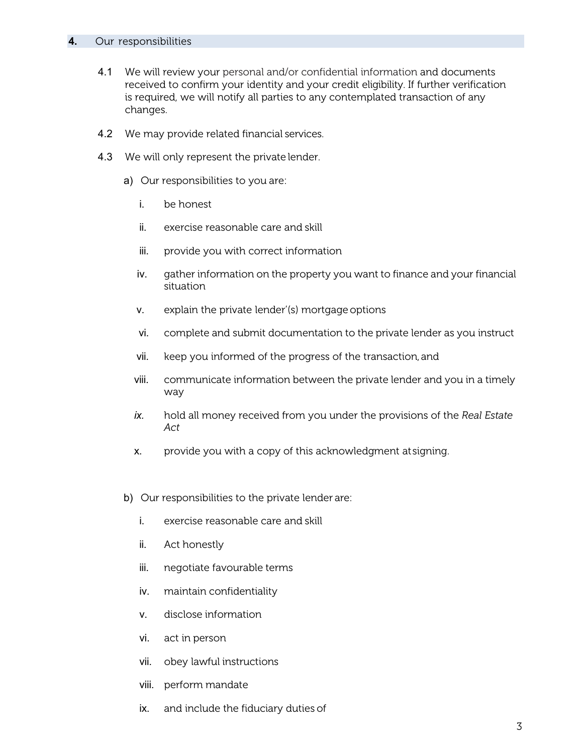## 4. Our responsibilities

4.1 We will review your personal and/or confidential information and documents received to confirm your identity and your credit eligibility. If further verification is required, we will notify all parties to any contemplated transaction of any changes.

4.2 We may provide related financial services.

4.3 We will only represent the private lender.

a) Our responsibilities to you are:

   i. be honest

   ii. exercise reasonable care and skill

   iii. provide you with correct information

   iv. gather information on the property you want to finance and your financial situation

   v. explain the private lender'(s) mortgage options

   vi. complete and submit documentation to the private lender as you instruct

   vii. keep you informed of the progress of the transaction, and

   viii. communicate information between the private lender and you in a timely way

   *ix.* hold all money received from you under the provisions of the *Real Estate Act*

   x. provide you with a copy of this acknowledgment at signing.

b) Our responsibilities to the private lender are:

   i. exercise reasonable care and skill

   ii. Act honestly

   iii. negotiate favourable terms

   iv. maintain confidentiality

   v. disclose information

   vi. act in person

   vii. obey lawful instructions

   viii. perform mandate

   ix. and include the fiduciary duties of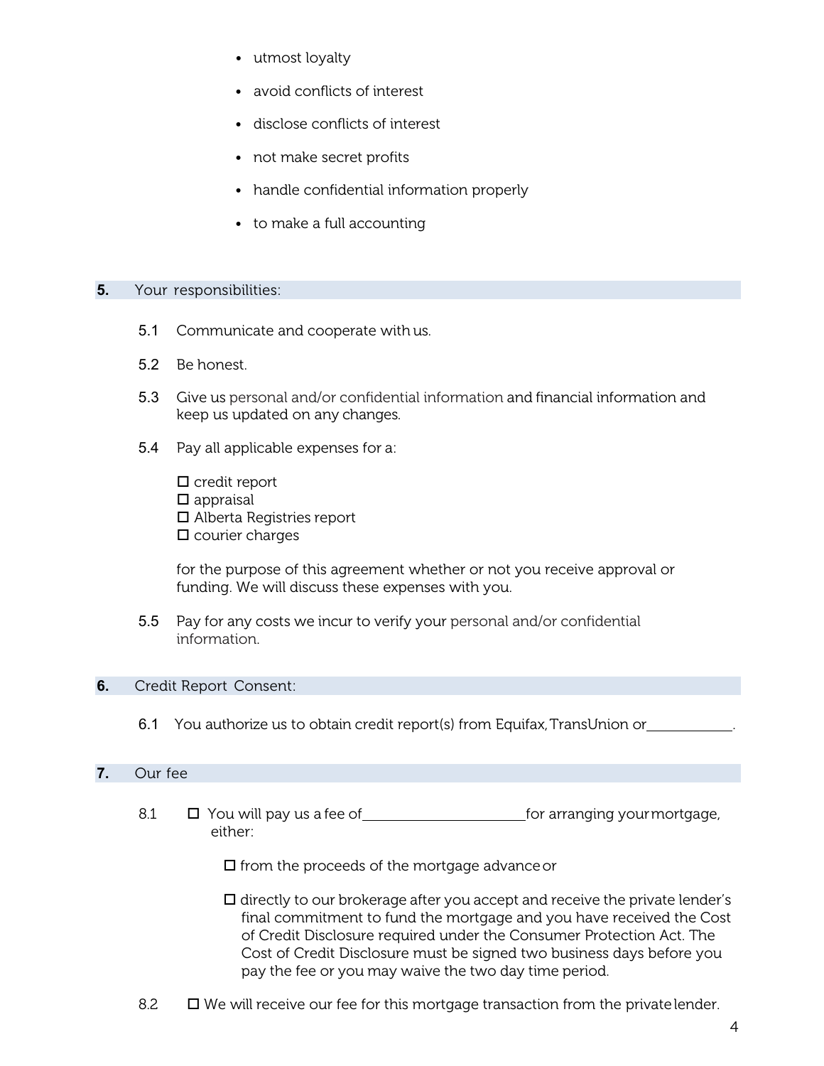- utmost loyalty
- avoid conflicts of interest
- disclose conflicts of interest
- not make secret profits
- handle confidential information properly
- to make a full accounting

## 5. Your responsibilities:

5.1 Communicate and cooperate with us.

5.2 Be honest.

5.3 Give us personal and/or confidential information and financial information and keep us updated on any changes.

5.4 Pay all applicable expenses for a:

☐ credit report
☐ appraisal
☐ Alberta Registries report
☐ courier charges

for the purpose of this agreement whether or not you receive approval or funding. We will discuss these expenses with you.

5.5 Pay for any costs we incur to verify your personal and/or confidential information.

## 6. Credit Report Consent:

6.1 You authorize us to obtain credit report(s) from Equifax, TransUnion or\_\_\_\_\_\_\_\_\_\_\_\_.

## 7. Our fee

8.1 ☐ You will pay us a fee of\_\_\_\_\_\_\_\_\_\_\_\_\_\_\_\_\_\_\_\_\_\_for arranging your mortgage, either:

☐ from the proceeds of the mortgage advance or

☐ directly to our brokerage after you accept and receive the private lender's final commitment to fund the mortgage and you have received the Cost of Credit Disclosure required under the Consumer Protection Act. The Cost of Credit Disclosure must be signed two business days before you pay the fee or you may waive the two day time period.

8.2 ☐ We will receive our fee for this mortgage transaction from the private lender.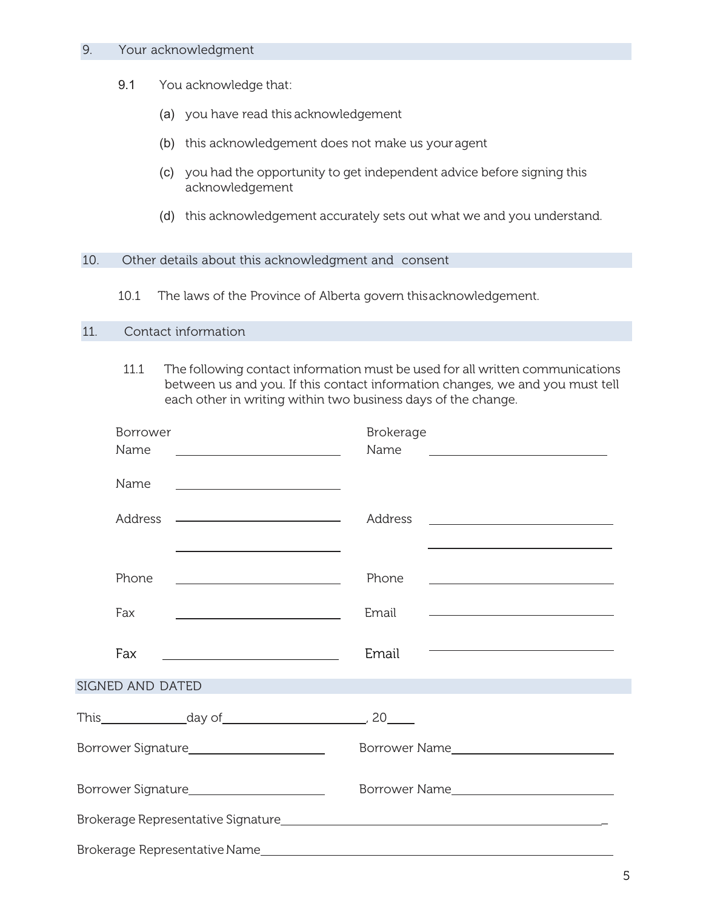## 9. Your acknowledgment

9.1 You acknowledge that:

(a) you have read this acknowledgement

(b) this acknowledgement does not make us your agent

(c) you had the opportunity to get independent advice before signing this acknowledgement

(d) this acknowledgement accurately sets out what we and you understand.

## 10. Other details about this acknowledgment and consent

10.1 The laws of the Province of Alberta govern this acknowledgement.

## 11. Contact information

11.1 The following contact information must be used for all written communications between us and you. If this contact information changes, we and you must tell each other in writing within two business days of the change.

| Borrower | | Brokerage | |
|---|---|---|---|
| Name | ____________________ | Name | ____________________ |
| Name | ____________________ | | |
| Address | ____________________ | Address | ____________________ |
| | ____________________ | | ____________________ |
| Phone | ____________________ | Phone | ____________________ |
| Fax | ____________________ | Email | ____________________ |
| Fax | ____________________ | Email | ____________________ |

## SIGNED AND DATED

This____________day of____________________, 20____

Borrower Signature____________________ Borrower Name____________________

Borrower Signature____________________ Borrower Name____________________

Brokerage Representative Signature________________________________________

Brokerage Representative Name________________________________________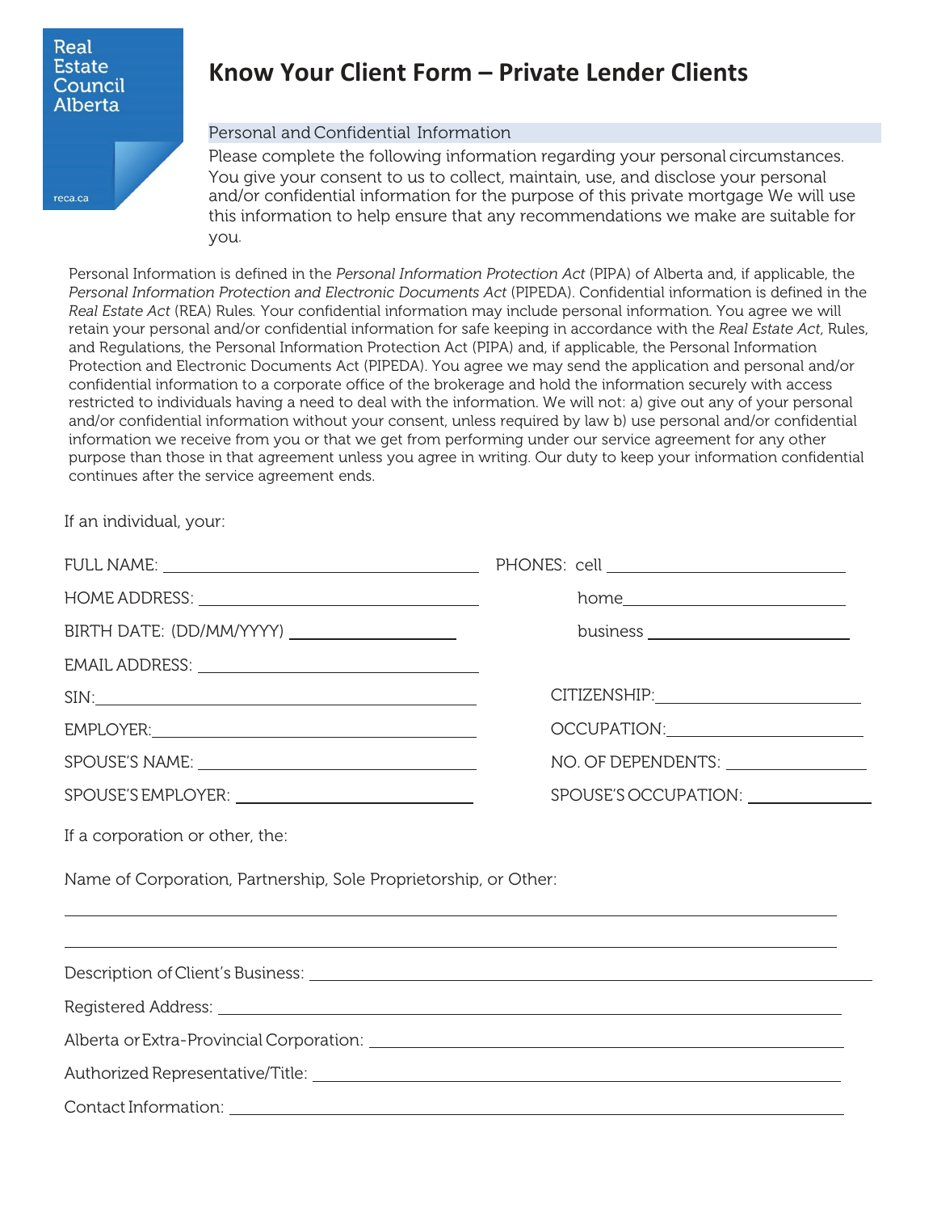Real Estate Council Alberta

reca.ca

# Know Your Client Form – Private Lender Clients

## Personal and Confidential Information

Please complete the following information regarding your personal circumstances. You give your consent to us to collect, maintain, use, and disclose your personal and/or confidential information for the purpose of this private mortgage We will use this information to help ensure that any recommendations we make are suitable for you.

Personal Information is defined in the *Personal Information Protection Act* (PIPA) of Alberta and, if applicable, the *Personal Information Protection and Electronic Documents Act* (PIPEDA). Confidential information is defined in the *Real Estate Act* (REA) Rules. Your confidential information may include personal information. You agree we will retain your personal and/or confidential information for safe keeping in accordance with the *Real Estate Act*, Rules, and Regulations, the Personal Information Protection Act (PIPA) and, if applicable, the Personal Information Protection and Electronic Documents Act (PIPEDA). You agree we may send the application and personal and/or confidential information to a corporate office of the brokerage and hold the information securely with access restricted to individuals having a need to deal with the information. We will not: a) give out any of your personal and/or confidential information without your consent, unless required by law b) use personal and/or confidential information we receive from you or that we get from performing under our service agreement for any other purpose than those in that agreement unless you agree in writing. Our duty to keep your information confidential continues after the service agreement ends.

If an individual, your:

FULL NAME: ______________________

HOME ADDRESS: ______________________

BIRTH DATE: (DD/MM/YYYY) ______________________

EMAIL ADDRESS: ______________________

SIN: ______________________

EMPLOYER: ______________________

SPOUSE'S NAME: ______________________

SPOUSE'S EMPLOYER: ______________________

PHONES: cell ______________________

home ______________________

business ______________________

CITIZENSHIP: ______________________

OCCUPATION: ______________________

NO. OF DEPENDENTS: ______________________

SPOUSE'S OCCUPATION: ______________________

If a corporation or other, the:

Name of Corporation, Partnership, Sole Proprietorship, or Other:

______________________

______________________

Description of Client's Business: ______________________

Registered Address: ______________________

Alberta or Extra-Provincial Corporation: ______________________

Authorized Representative/Title: ______________________

Contact Information: ______________________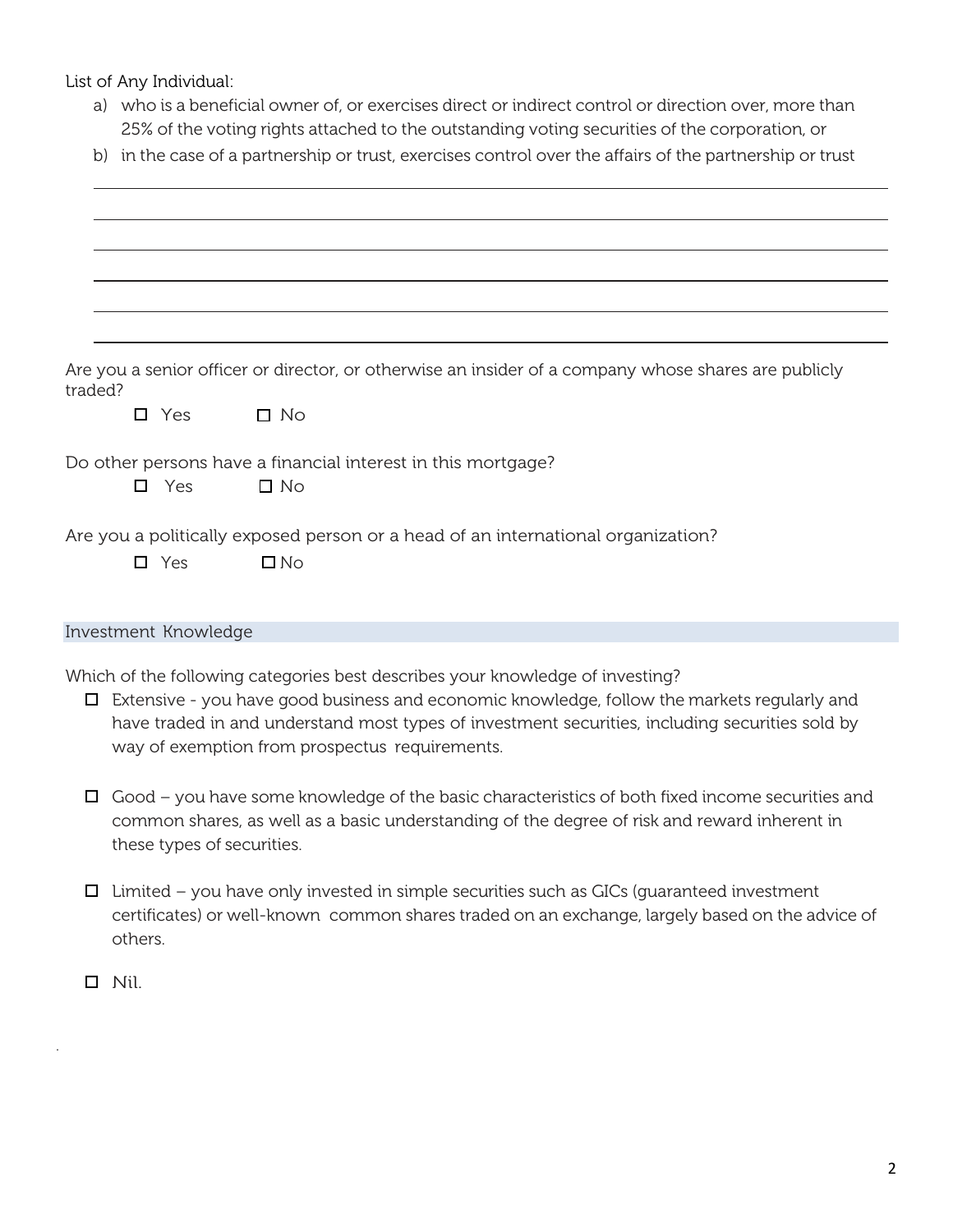List of Any Individual:

a) who is a beneficial owner of, or exercises direct or indirect control or direction over, more than 25% of the voting rights attached to the outstanding voting securities of the corporation, or
b) in the case of a partnership or trust, exercises control over the affairs of the partnership or trust

\_\_\_\_\_\_\_\_\_\_\_\_\_\_\_\_\_\_\_\_\_\_\_\_\_\_\_\_\_\_\_\_\_\_\_\_\_\_\_\_\_\_\_\_\_\_\_\_\_\_\_\_\_\_\_\_\_\_\_\_

\_\_\_\_\_\_\_\_\_\_\_\_\_\_\_\_\_\_\_\_\_\_\_\_\_\_\_\_\_\_\_\_\_\_\_\_\_\_\_\_\_\_\_\_\_\_\_\_\_\_\_\_\_\_\_\_\_\_\_\_

\_\_\_\_\_\_\_\_\_\_\_\_\_\_\_\_\_\_\_\_\_\_\_\_\_\_\_\_\_\_\_\_\_\_\_\_\_\_\_\_\_\_\_\_\_\_\_\_\_\_\_\_\_\_\_\_\_\_\_\_

\_\_\_\_\_\_\_\_\_\_\_\_\_\_\_\_\_\_\_\_\_\_\_\_\_\_\_\_\_\_\_\_\_\_\_\_\_\_\_\_\_\_\_\_\_\_\_\_\_\_\_\_\_\_\_\_\_\_\_\_

\_\_\_\_\_\_\_\_\_\_\_\_\_\_\_\_\_\_\_\_\_\_\_\_\_\_\_\_\_\_\_\_\_\_\_\_\_\_\_\_\_\_\_\_\_\_\_\_\_\_\_\_\_\_\_\_\_\_\_\_

\_\_\_\_\_\_\_\_\_\_\_\_\_\_\_\_\_\_\_\_\_\_\_\_\_\_\_\_\_\_\_\_\_\_\_\_\_\_\_\_\_\_\_\_\_\_\_\_\_\_\_\_\_\_\_\_\_\_\_\_

Are you a senior officer or director, or otherwise an insider of a company whose shares are publicly traded?

☐ Yes ☐ No

Do other persons have a financial interest in this mortgage?

☐ Yes ☐ No

Are you a politically exposed person or a head of an international organization?

☐ Yes ☐ No

## Investment Knowledge

Which of the following categories best describes your knowledge of investing?

☐ Extensive - you have good business and economic knowledge, follow the markets regularly and have traded in and understand most types of investment securities, including securities sold by way of exemption from prospectus requirements.

☐ Good – you have some knowledge of the basic characteristics of both fixed income securities and common shares, as well as a basic understanding of the degree of risk and reward inherent in these types of securities.

☐ Limited – you have only invested in simple securities such as GICs (guaranteed investment certificates) or well-known common shares traded on an exchange, largely based on the advice of others.

☐ Nil.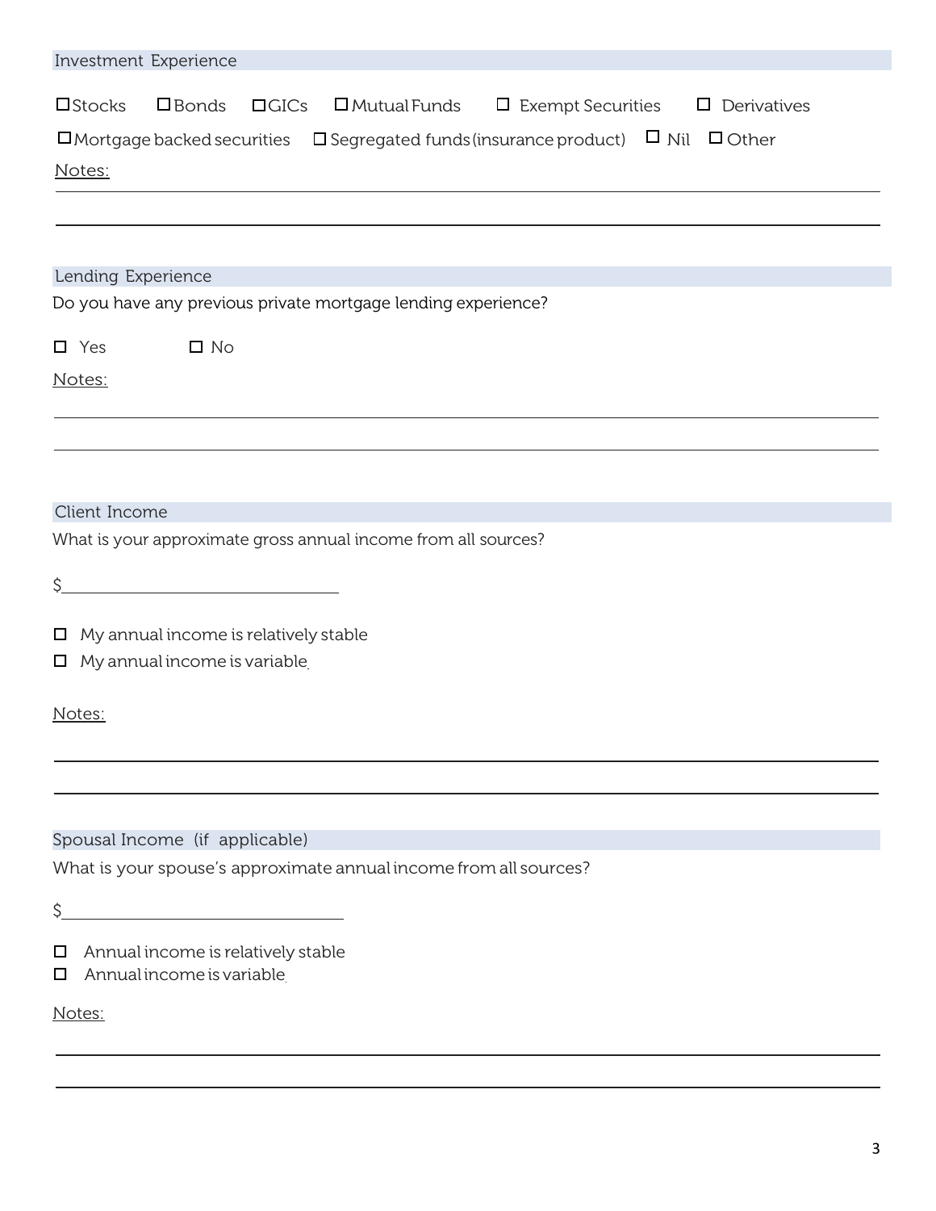## Investment Experience

☐ Stocks ☐ Bonds ☐ GICs ☐ Mutual Funds ☐ Exempt Securities ☐ Derivatives

☐ Mortgage backed securities ☐ Segregated funds (insurance product) ☐ Nil ☐ Other

Notes:

______________________________________________________________________________

______________________________________________________________________________

## Lending Experience

Do you have any previous private mortgage lending experience?

☐ Yes ☐ No

Notes:

______________________________________________________________________________

______________________________________________________________________________

## Client Income

What is your approximate gross annual income from all sources?

$______________________________

☐ My annual income is relatively stable
☐ My annual income is variable

Notes:

______________________________________________________________________________

______________________________________________________________________________

## Spousal Income (if applicable)

What is your spouse's approximate annual income from all sources?

$______________________________

☐ Annual income is relatively stable
☐ Annual income is variable

Notes:

______________________________________________________________________________

______________________________________________________________________________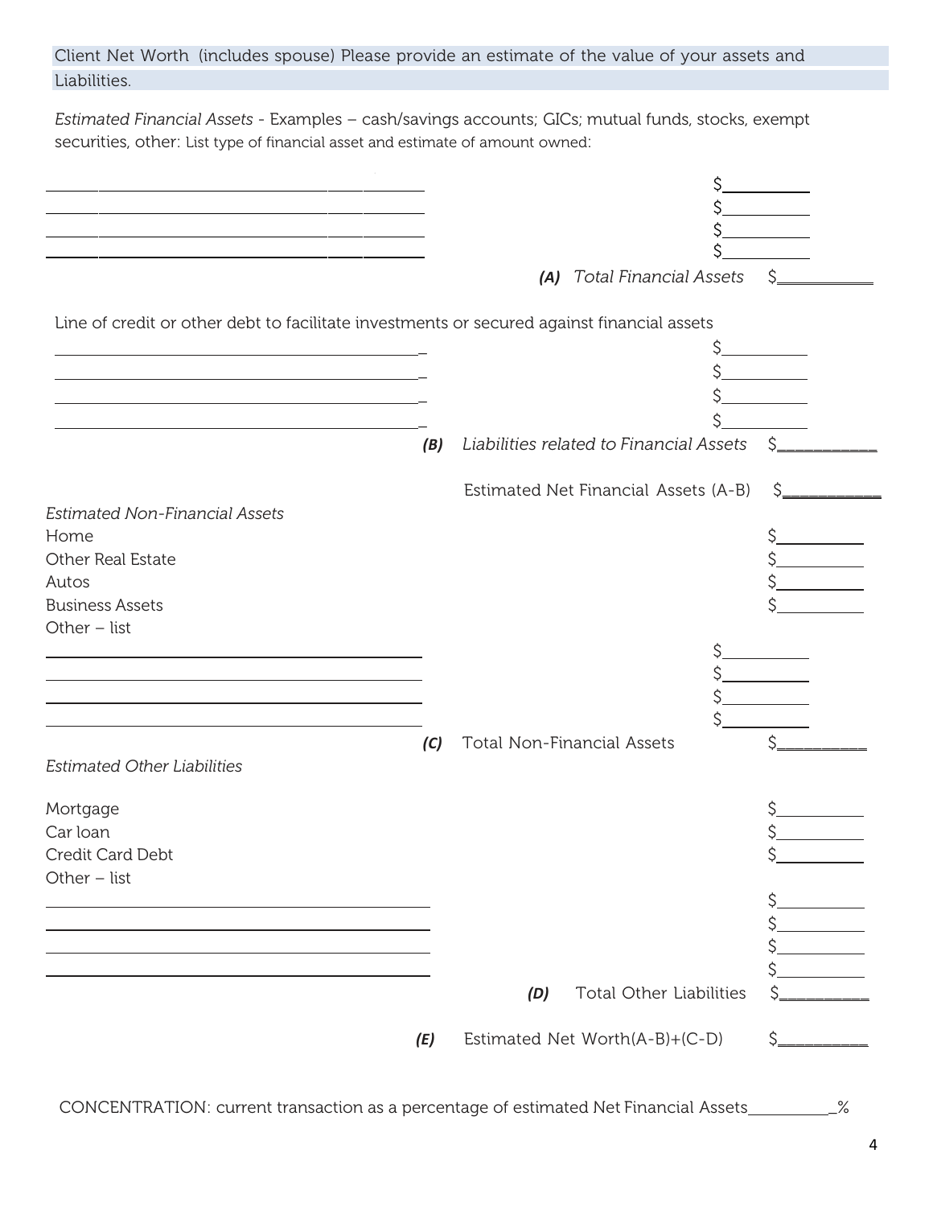Client Net Worth (includes spouse) Please provide an estimate of the value of your assets and Liabilities.

*Estimated Financial Assets* - Examples – cash/savings accounts; GICs; mutual funds, stocks, exempt securities, other: List type of financial asset and estimate of amount owned:

| | |
|---|---|
| ________________________________________ | $__________ |
| ________________________________________ | $__________ |
| ________________________________________ | $__________ |
| ________________________________________ | $__________ |
| ***(A)*** *Total Financial Assets* | $__________ |

Line of credit or other debt to facilitate investments or secured against financial assets

| | |
|---|---|
| ________________________________________ | $__________ |
| ________________________________________ | $__________ |
| ________________________________________ | $__________ |
| ________________________________________ | $__________ |
| ***(B)*** *Liabilities related to Financial Assets* | $__________ |
| Estimated Net Financial Assets (A-B) | $__________ |

*Estimated Non-Financial Assets*

| | |
|---|---|
| Home | $__________ |
| Other Real Estate | $__________ |
| Autos | $__________ |
| Business Assets | $__________ |
| Other – list | |
| ________________________________________ | $__________ |
| ________________________________________ | $__________ |
| ________________________________________ | $__________ |
| ________________________________________ | $__________ |
| ***(C)*** Total Non-Financial Assets | $__________ |

*Estimated Other Liabilities*

| | |
|---|---|
| Mortgage | $__________ |
| Car loan | $__________ |
| Credit Card Debt | $__________ |
| Other – list | |
| ________________________________________ | $__________ |
| ________________________________________ | $__________ |
| ________________________________________ | $__________ |
| ________________________________________ | $__________ |
| ***(D)*** Total Other Liabilities | $__________ |
| ***(E)*** Estimated Net Worth(A-B)+(C-D) | $__________ |

CONCENTRATION: current transaction as a percentage of estimated Net Financial Assets__________%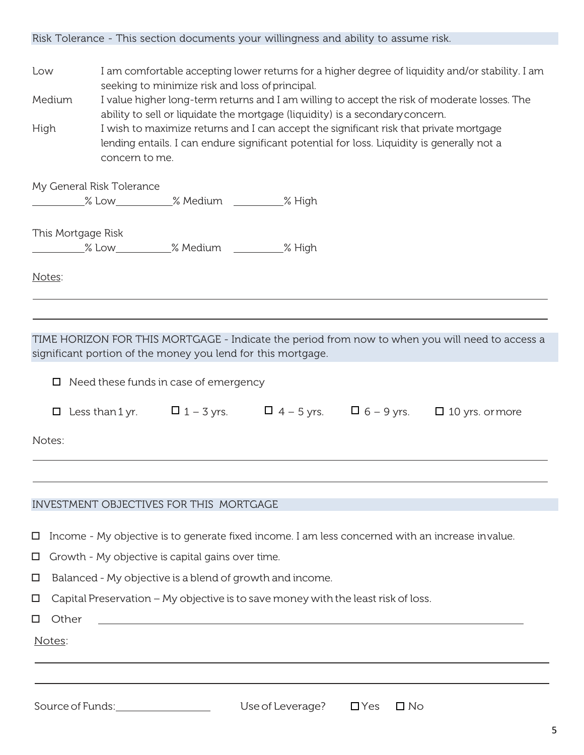## Risk Tolerance - This section documents your willingness and ability to assume risk.

Low — I am comfortable accepting lower returns for a higher degree of liquidity and/or stability. I am seeking to minimize risk and loss of principal.

Medium — I value higher long-term returns and I am willing to accept the risk of moderate losses. The ability to sell or liquidate the mortgage (liquidity) is a secondary concern.

High — I wish to maximize returns and I accept the significant risk that private mortgage lending entails. I can endure significant potential for loss. Liquidity is generally not a concern to me.

My General Risk Tolerance

\_\_\_\_\_\_\_\_\_% Low\_\_\_\_\_\_\_\_\_\_% Medium \_\_\_\_\_\_\_\_\_% High

This Mortgage Risk

\_\_\_\_\_\_\_\_\_% Low\_\_\_\_\_\_\_\_\_\_% Medium \_\_\_\_\_\_\_\_\_% High

Notes:

\_\_\_\_\_\_\_\_\_\_\_\_\_\_\_\_\_\_\_\_\_\_\_\_\_\_\_\_\_\_\_\_\_\_\_\_\_\_\_\_\_\_\_\_\_\_\_\_\_\_\_\_\_\_\_\_\_\_\_\_\_\_\_\_\_\_\_\_\_\_\_\_\_\_\_\_

\_\_\_\_\_\_\_\_\_\_\_\_\_\_\_\_\_\_\_\_\_\_\_\_\_\_\_\_\_\_\_\_\_\_\_\_\_\_\_\_\_\_\_\_\_\_\_\_\_\_\_\_\_\_\_\_\_\_\_\_\_\_\_\_\_\_\_\_\_\_\_\_\_\_\_\_

## TIME HORIZON FOR THIS MORTGAGE - Indicate the period from now to when you will need to access a significant portion of the money you lend for this mortgage.

- ☐ Need these funds in case of emergency

☐ Less than 1 yr. ☐ 1 – 3 yrs. ☐ 4 – 5 yrs. ☐ 6 – 9 yrs. ☐ 10 yrs. or more

Notes:

\_\_\_\_\_\_\_\_\_\_\_\_\_\_\_\_\_\_\_\_\_\_\_\_\_\_\_\_\_\_\_\_\_\_\_\_\_\_\_\_\_\_\_\_\_\_\_\_\_\_\_\_\_\_\_\_\_\_\_\_\_\_\_\_\_\_\_\_\_\_\_\_\_\_\_\_

\_\_\_\_\_\_\_\_\_\_\_\_\_\_\_\_\_\_\_\_\_\_\_\_\_\_\_\_\_\_\_\_\_\_\_\_\_\_\_\_\_\_\_\_\_\_\_\_\_\_\_\_\_\_\_\_\_\_\_\_\_\_\_\_\_\_\_\_\_\_\_\_\_\_\_\_

## INVESTMENT OBJECTIVES FOR THIS MORTGAGE

- ☐ Income - My objective is to generate fixed income. I am less concerned with an increase in value.
- ☐ Growth - My objective is capital gains over time.
- ☐ Balanced - My objective is a blend of growth and income.
- ☐ Capital Preservation – My objective is to save money with the least risk of loss.
- ☐ Other \_\_\_\_\_\_\_\_\_\_\_\_\_\_\_\_\_\_\_\_\_\_\_\_\_\_\_\_\_\_\_\_\_\_\_\_\_\_\_\_\_\_\_\_\_\_\_\_\_\_\_\_\_\_\_\_\_\_\_\_\_\_\_\_

Notes:

\_\_\_\_\_\_\_\_\_\_\_\_\_\_\_\_\_\_\_\_\_\_\_\_\_\_\_\_\_\_\_\_\_\_\_\_\_\_\_\_\_\_\_\_\_\_\_\_\_\_\_\_\_\_\_\_\_\_\_\_\_\_\_\_\_\_\_\_\_\_\_\_\_\_\_\_

\_\_\_\_\_\_\_\_\_\_\_\_\_\_\_\_\_\_\_\_\_\_\_\_\_\_\_\_\_\_\_\_\_\_\_\_\_\_\_\_\_\_\_\_\_\_\_\_\_\_\_\_\_\_\_\_\_\_\_\_\_\_\_\_\_\_\_\_\_\_\_\_\_\_\_\_

Source of Funds:\_\_\_\_\_\_\_\_\_\_\_\_\_\_\_\_\_ Use of Leverage? ☐ Yes ☐ No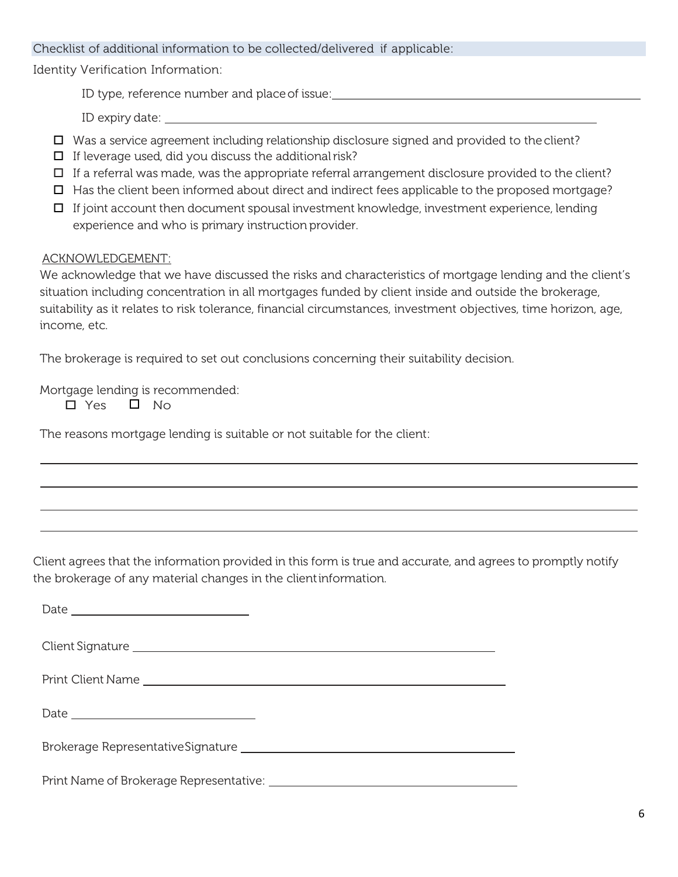Checklist of additional information to be collected/delivered if applicable:

Identity Verification Information:

ID type, reference number and place of issue: \_\_\_\_\_\_\_\_\_\_\_\_\_\_\_\_\_\_\_\_\_\_\_\_\_\_\_\_\_\_

ID expiry date: \_\_\_\_\_\_\_\_\_\_\_\_\_\_\_\_\_\_\_\_\_\_\_\_\_\_\_\_\_\_

- ☐ Was a service agreement including relationship disclosure signed and provided to the client?
- ☐ If leverage used, did you discuss the additional risk?
- ☐ If a referral was made, was the appropriate referral arrangement disclosure provided to the client?
- ☐ Has the client been informed about direct and indirect fees applicable to the proposed mortgage?
- ☐ If joint account then document spousal investment knowledge, investment experience, lending experience and who is primary instruction provider.

ACKNOWLEDGEMENT:

We acknowledge that we have discussed the risks and characteristics of mortgage lending and the client's situation including concentration in all mortgages funded by client inside and outside the brokerage, suitability as it relates to risk tolerance, financial circumstances, investment objectives, time horizon, age, income, etc.

The brokerage is required to set out conclusions concerning their suitability decision.

Mortgage lending is recommended:

☐ Yes ☐ No

The reasons mortgage lending is suitable or not suitable for the client:

\_\_\_\_\_\_\_\_\_\_\_\_\_\_\_\_\_\_\_\_\_\_\_\_\_\_\_\_\_\_\_\_\_\_\_\_\_\_\_\_\_\_\_\_\_\_\_\_\_\_\_\_\_\_\_\_

\_\_\_\_\_\_\_\_\_\_\_\_\_\_\_\_\_\_\_\_\_\_\_\_\_\_\_\_\_\_\_\_\_\_\_\_\_\_\_\_\_\_\_\_\_\_\_\_\_\_\_\_\_\_\_\_

\_\_\_\_\_\_\_\_\_\_\_\_\_\_\_\_\_\_\_\_\_\_\_\_\_\_\_\_\_\_\_\_\_\_\_\_\_\_\_\_\_\_\_\_\_\_\_\_\_\_\_\_\_\_\_\_

\_\_\_\_\_\_\_\_\_\_\_\_\_\_\_\_\_\_\_\_\_\_\_\_\_\_\_\_\_\_\_\_\_\_\_\_\_\_\_\_\_\_\_\_\_\_\_\_\_\_\_\_\_\_\_\_

Client agrees that the information provided in this form is true and accurate, and agrees to promptly notify the brokerage of any material changes in the client information.

Date \_\_\_\_\_\_\_\_\_\_\_\_\_\_\_\_\_\_\_\_\_\_\_\_

Client Signature \_\_\_\_\_\_\_\_\_\_\_\_\_\_\_\_\_\_\_\_\_\_\_\_\_\_\_\_\_\_

Print Client Name \_\_\_\_\_\_\_\_\_\_\_\_\_\_\_\_\_\_\_\_\_\_\_\_\_\_\_\_\_\_

Date \_\_\_\_\_\_\_\_\_\_\_\_\_\_\_\_\_\_\_\_\_\_\_\_

Brokerage Representative Signature \_\_\_\_\_\_\_\_\_\_\_\_\_\_\_\_\_\_\_\_\_\_\_\_\_\_\_\_\_\_

Print Name of Brokerage Representative: \_\_\_\_\_\_\_\_\_\_\_\_\_\_\_\_\_\_\_\_\_\_\_\_\_\_\_\_\_\_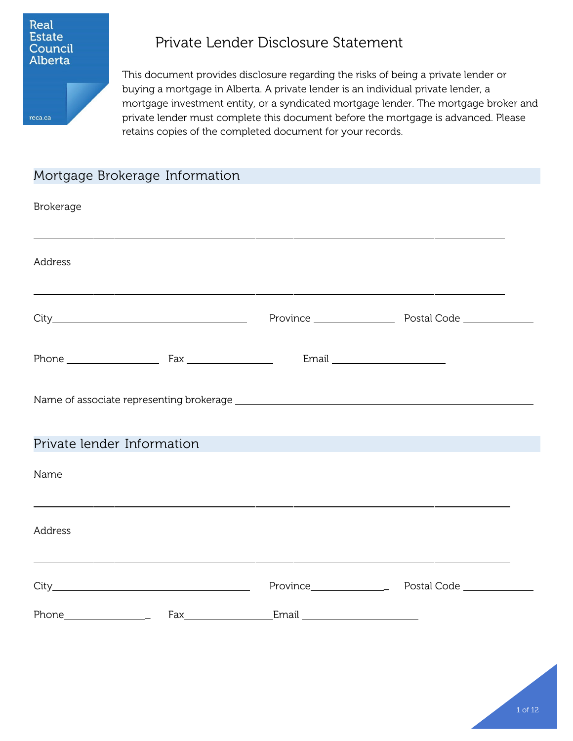Real Estate Council Alberta

reca.ca

# Private Lender Disclosure Statement

This document provides disclosure regarding the risks of being a private lender or buying a mortgage in Alberta. A private lender is an individual private lender, a mortgage investment entity, or a syndicated mortgage lender. The mortgage broker and private lender must complete this document before the mortgage is advanced. Please retains copies of the completed document for your records.

## Mortgage Brokerage Information

Brokerage

______________________________________________________________________

Address

______________________________________________________________________

City ______________________ Province ____________ Postal Code ____________

Phone ____________ Fax ____________ Email ____________________

Name of associate representing brokerage ______________________________________

## Private lender Information

Name

______________________________________________________________________

Address

______________________________________________________________________

City ______________________ Province ____________ Postal Code ____________

Phone ____________ Fax ____________ Email ____________________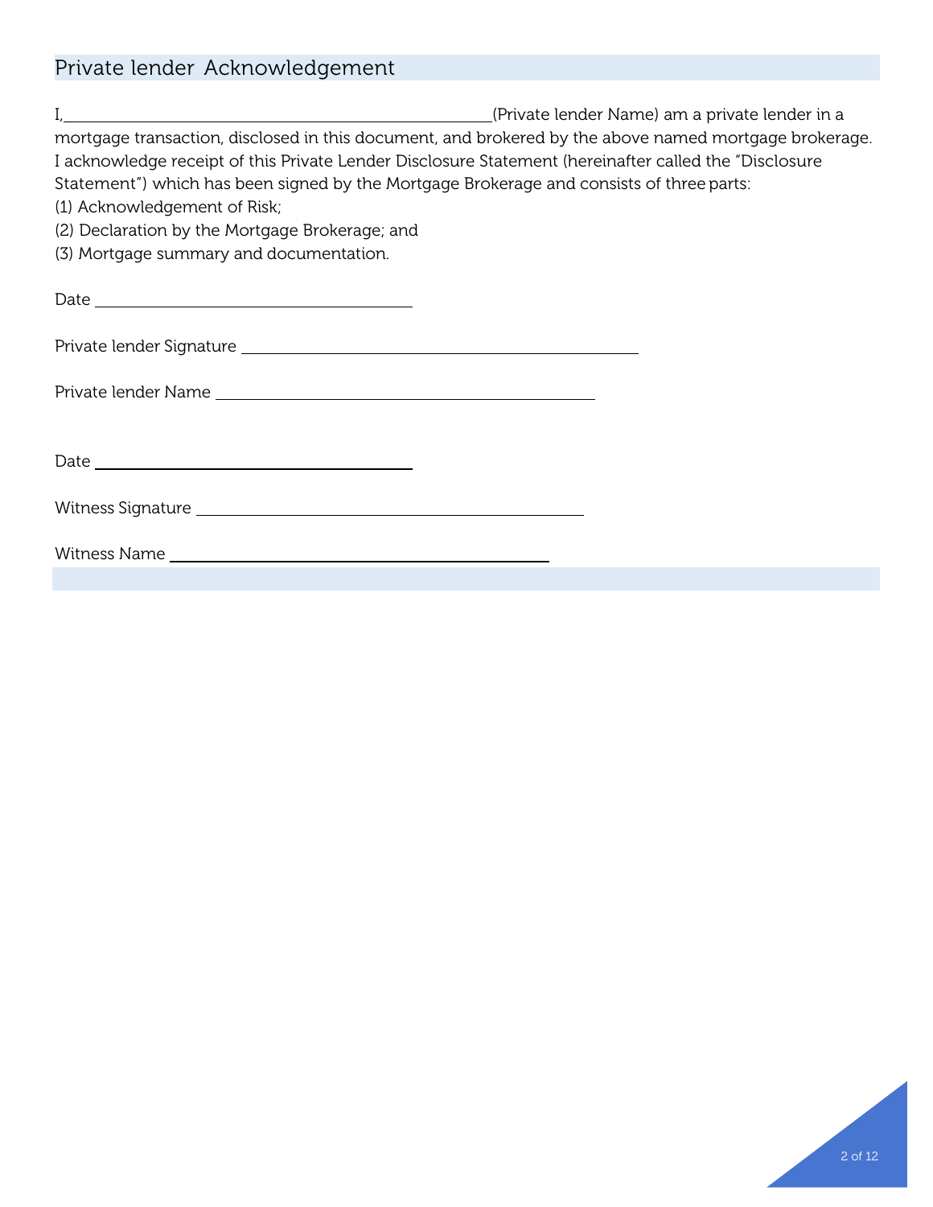## Private lender Acknowledgement

I,\_\_\_\_\_\_\_\_\_\_\_\_\_\_\_\_\_\_\_\_\_\_\_\_\_\_\_\_\_\_\_\_\_\_\_\_\_\_\_\_\_\_\_\_\_\_\_\_(Private lender Name) am a private lender in a mortgage transaction, disclosed in this document, and brokered by the above named mortgage brokerage. I acknowledge receipt of this Private Lender Disclosure Statement (hereinafter called the "Disclosure Statement") which has been signed by the Mortgage Brokerage and consists of three parts:

(1) Acknowledgement of Risk;

(2) Declaration by the Mortgage Brokerage; and

(3) Mortgage summary and documentation.

Date \_\_\_\_\_\_\_\_\_\_\_\_\_\_\_\_\_\_\_\_\_\_\_\_\_\_\_\_\_\_\_\_\_\_\_\_\_\_

Private lender Signature \_\_\_\_\_\_\_\_\_\_\_\_\_\_\_\_\_\_\_\_\_\_\_\_\_\_\_\_\_\_\_\_\_\_\_\_\_\_\_\_\_\_\_\_\_\_

Private lender Name \_\_\_\_\_\_\_\_\_\_\_\_\_\_\_\_\_\_\_\_\_\_\_\_\_\_\_\_\_\_\_\_\_\_\_\_\_\_\_\_\_\_\_\_\_\_

Date \_\_\_\_\_\_\_\_\_\_\_\_\_\_\_\_\_\_\_\_\_\_\_\_\_\_\_\_\_\_\_\_\_\_\_\_\_\_

Witness Signature \_\_\_\_\_\_\_\_\_\_\_\_\_\_\_\_\_\_\_\_\_\_\_\_\_\_\_\_\_\_\_\_\_\_\_\_\_\_\_\_\_\_\_\_\_\_

Witness Name \_\_\_\_\_\_\_\_\_\_\_\_\_\_\_\_\_\_\_\_\_\_\_\_\_\_\_\_\_\_\_\_\_\_\_\_\_\_\_\_\_\_\_\_\_\_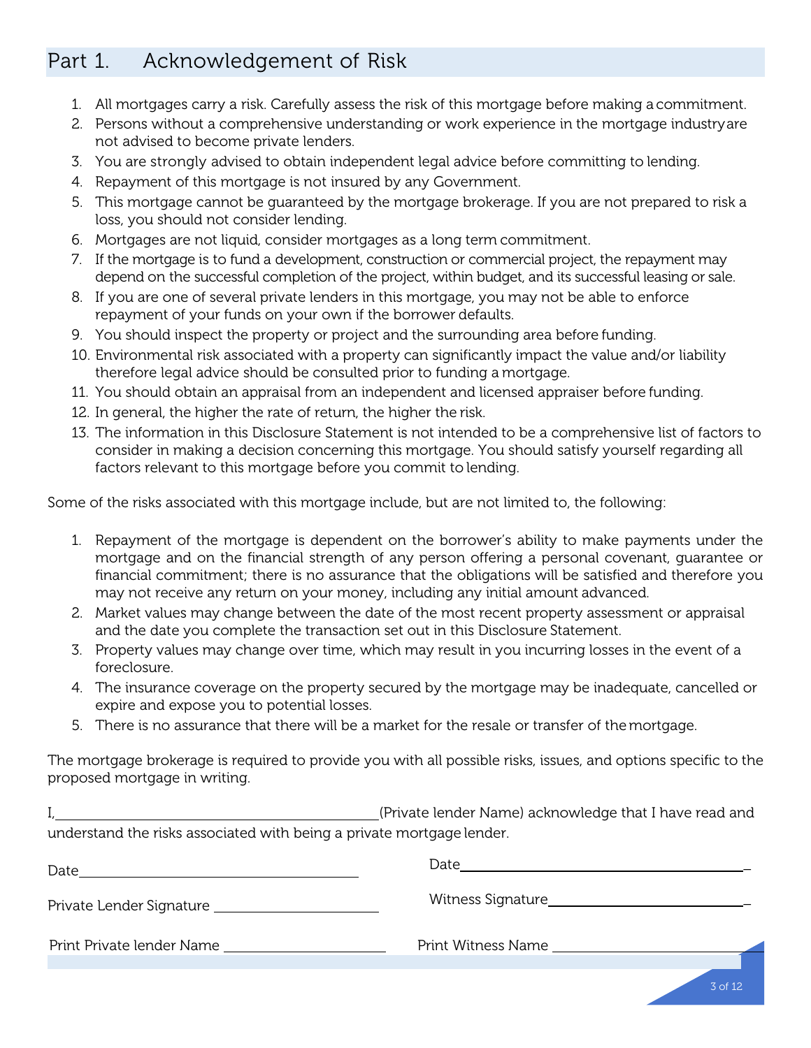## Part 1. Acknowledgement of Risk

1. All mortgages carry a risk. Carefully assess the risk of this mortgage before making a commitment.
2. Persons without a comprehensive understanding or work experience in the mortgage industry are not advised to become private lenders.
3. You are strongly advised to obtain independent legal advice before committing to lending.
4. Repayment of this mortgage is not insured by any Government.
5. This mortgage cannot be guaranteed by the mortgage brokerage. If you are not prepared to risk a loss, you should not consider lending.
6. Mortgages are not liquid, consider mortgages as a long term commitment.
7. If the mortgage is to fund a development, construction or commercial project, the repayment may depend on the successful completion of the project, within budget, and its successful leasing or sale.
8. If you are one of several private lenders in this mortgage, you may not be able to enforce repayment of your funds on your own if the borrower defaults.
9. You should inspect the property or project and the surrounding area before funding.
10. Environmental risk associated with a property can significantly impact the value and/or liability therefore legal advice should be consulted prior to funding a mortgage.
11. You should obtain an appraisal from an independent and licensed appraiser before funding.
12. In general, the higher the rate of return, the higher the risk.
13. The information in this Disclosure Statement is not intended to be a comprehensive list of factors to consider in making a decision concerning this mortgage. You should satisfy yourself regarding all factors relevant to this mortgage before you commit to lending.

Some of the risks associated with this mortgage include, but are not limited to, the following:

1. Repayment of the mortgage is dependent on the borrower's ability to make payments under the mortgage and on the financial strength of any person offering a personal covenant, guarantee or financial commitment; there is no assurance that the obligations will be satisfied and therefore you may not receive any return on your money, including any initial amount advanced.
2. Market values may change between the date of the most recent property assessment or appraisal and the date you complete the transaction set out in this Disclosure Statement.
3. Property values may change over time, which may result in you incurring losses in the event of a foreclosure.
4. The insurance coverage on the property secured by the mortgage may be inadequate, cancelled or expire and expose you to potential losses.
5. There is no assurance that there will be a market for the resale or transfer of the mortgage.

The mortgage brokerage is required to provide you with all possible risks, issues, and options specific to the proposed mortgage in writing.

I,\_\_\_\_\_\_\_\_\_\_\_\_\_\_\_\_\_\_\_\_\_\_\_\_\_\_\_\_\_\_\_\_\_\_\_\_\_\_\_\_(Private lender Name) acknowledge that I have read and understand the risks associated with being a private mortgage lender.

Date\_\_\_\_\_\_\_\_\_\_\_\_\_\_\_\_\_\_\_\_\_\_\_\_\_\_\_\_\_\_\_\_\_\_\_\_

Private Lender Signature \_\_\_\_\_\_\_\_\_\_\_\_\_\_\_\_\_\_\_\_\_\_

Print Private lender Name \_\_\_\_\_\_\_\_\_\_\_\_\_\_\_\_\_\_\_\_\_\_

Date\_\_\_\_\_\_\_\_\_\_\_\_\_\_\_\_\_\_\_\_\_\_\_\_\_\_\_\_\_\_\_\_\_\_\_\_\_\_

Witness Signature\_\_\_\_\_\_\_\_\_\_\_\_\_\_\_\_\_\_\_\_\_\_\_\_\_\_\_\_\_\_

Print Witness Name \_\_\_\_\_\_\_\_\_\_\_\_\_\_\_\_\_\_\_\_\_\_\_\_\_\_\_\_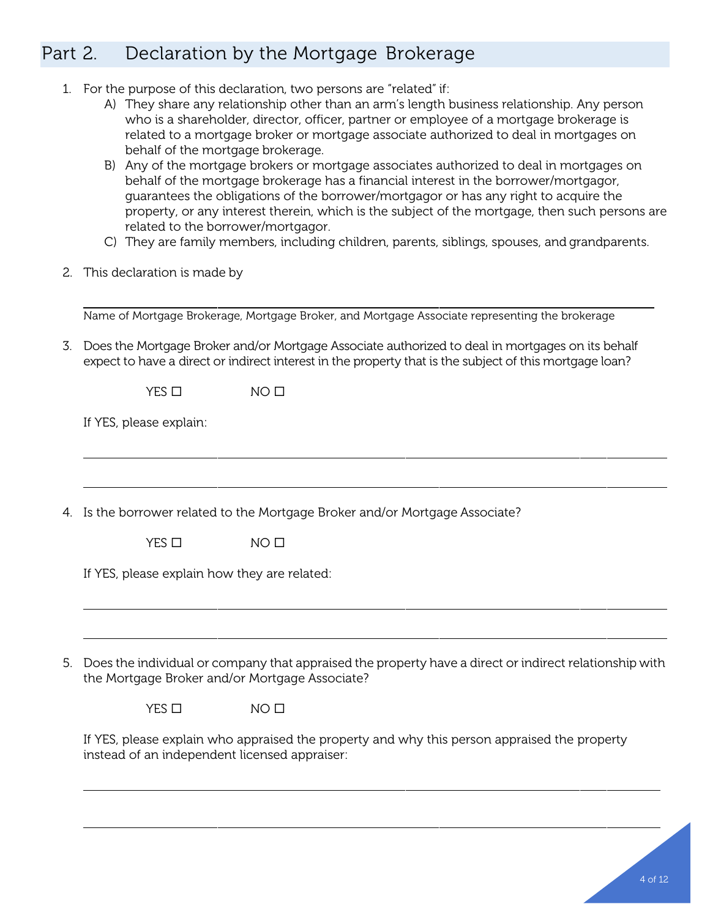## Part 2. Declaration by the Mortgage Brokerage

1. For the purpose of this declaration, two persons are "related" if:
   A) They share any relationship other than an arm's length business relationship. Any person who is a shareholder, director, officer, partner or employee of a mortgage brokerage is related to a mortgage broker or mortgage associate authorized to deal in mortgages on behalf of the mortgage brokerage.
   B) Any of the mortgage brokers or mortgage associates authorized to deal in mortgages on behalf of the mortgage brokerage has a financial interest in the borrower/mortgagor, guarantees the obligations of the borrower/mortgagor or has any right to acquire the property, or any interest therein, which is the subject of the mortgage, then such persons are related to the borrower/mortgagor.
   C) They are family members, including children, parents, siblings, spouses, and grandparents.

2. This declaration is made by

   ______________________________________________________________

   Name of Mortgage Brokerage, Mortgage Broker, and Mortgage Associate representing the brokerage

3. Does the Mortgage Broker and/or Mortgage Associate authorized to deal in mortgages on its behalf expect to have a direct or indirect interest in the property that is the subject of this mortgage loan?

   YES ☐ NO ☐

   If YES, please explain:

   ______________________________________________________________

   ______________________________________________________________

4. Is the borrower related to the Mortgage Broker and/or Mortgage Associate?

   YES ☐ NO ☐

   If YES, please explain how they are related:

   ______________________________________________________________

   ______________________________________________________________

5. Does the individual or company that appraised the property have a direct or indirect relationship with the Mortgage Broker and/or Mortgage Associate?

   YES ☐ NO ☐

   If YES, please explain who appraised the property and why this person appraised the property instead of an independent licensed appraiser:

   ______________________________________________________________

   ______________________________________________________________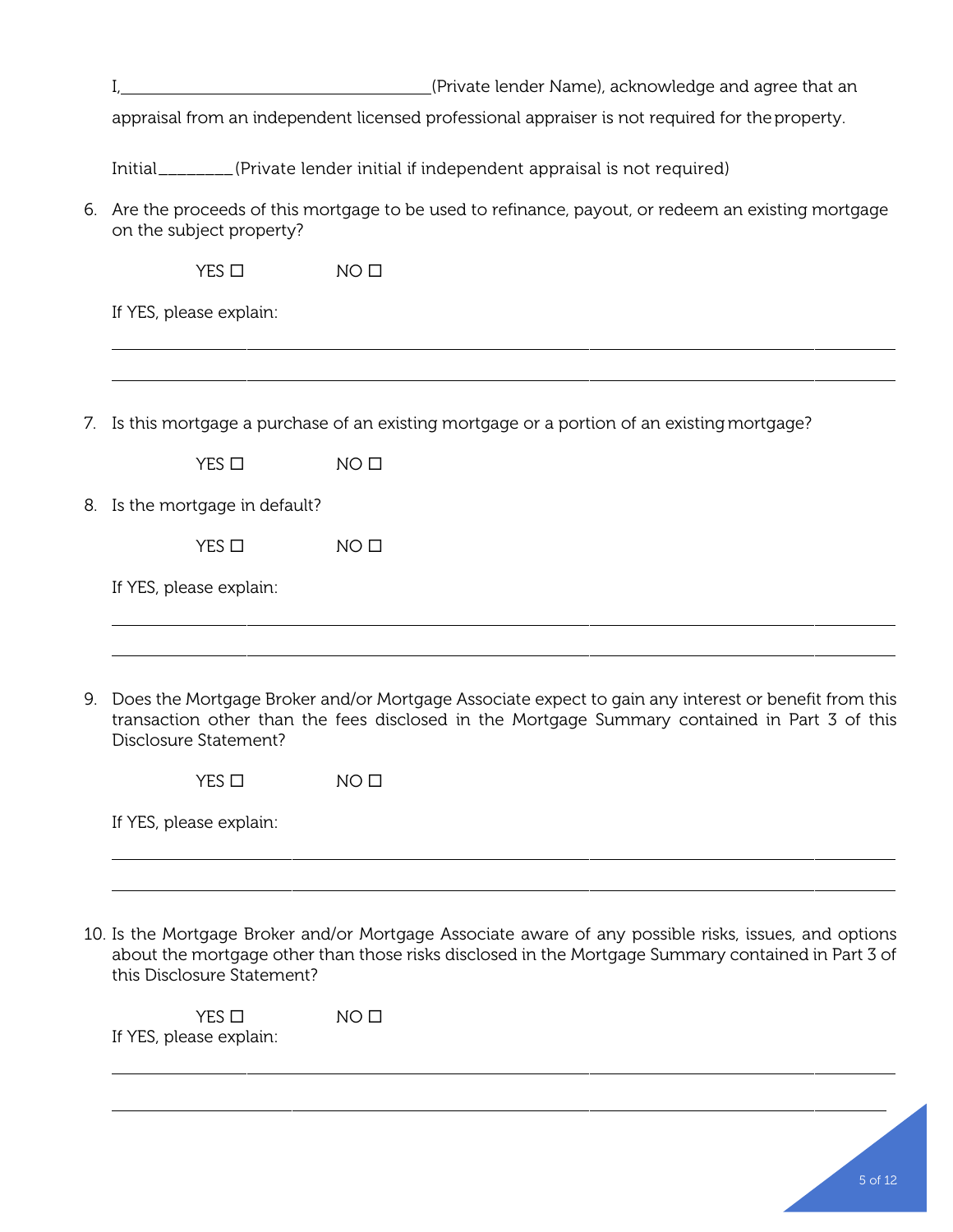I,___________________________________(Private lender Name), acknowledge and agree that an appraisal from an independent licensed professional appraiser is not required for the property.

Initial________(Private lender initial if independent appraisal is not required)

6. Are the proceeds of this mortgage to be used to refinance, payout, or redeem an existing mortgage on the subject property?

   YES ☐ NO ☐

   If YES, please explain:

   ______________________________________________________________________________

   ______________________________________________________________________________

7. Is this mortgage a purchase of an existing mortgage or a portion of an existing mortgage?

   YES ☐ NO ☐

8. Is the mortgage in default?

   YES ☐ NO ☐

   If YES, please explain:

   ______________________________________________________________________________

   ______________________________________________________________________________

9. Does the Mortgage Broker and/or Mortgage Associate expect to gain any interest or benefit from this transaction other than the fees disclosed in the Mortgage Summary contained in Part 3 of this Disclosure Statement?

   YES ☐ NO ☐

   If YES, please explain:

   ______________________________________________________________________________

   ______________________________________________________________________________

10. Is the Mortgage Broker and/or Mortgage Associate aware of any possible risks, issues, and options about the mortgage other than those risks disclosed in the Mortgage Summary contained in Part 3 of this Disclosure Statement?

    YES ☐ NO ☐

    If YES, please explain:

    ______________________________________________________________________________

    ______________________________________________________________________________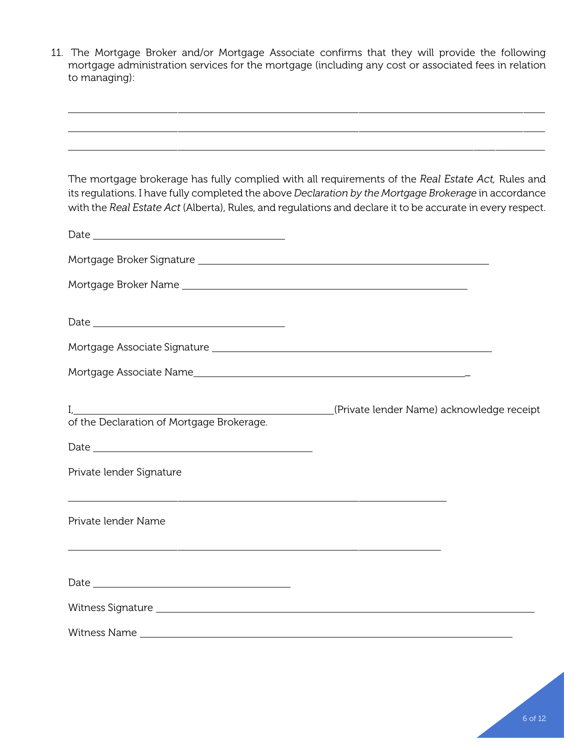11. The Mortgage Broker and/or Mortgage Associate confirms that they will provide the following mortgage administration services for the mortgage (including any cost or associated fees in relation to managing):

______________________________________________________________________________

______________________________________________________________________________

______________________________________________________________________________

The mortgage brokerage has fully complied with all requirements of the *Real Estate Act,* Rules and its regulations. I have fully completed the above *Declaration by the Mortgage Brokerage* in accordance with the *Real Estate Act* (Alberta), Rules, and regulations and declare it to be accurate in every respect.

Date ______________________________

Mortgage Broker Signature ______________________________________________

Mortgage Broker Name ______________________________________________

Date ______________________________

Mortgage Associate Signature ______________________________________________

Mortgage Associate Name______________________________________________

I,________________________________________(Private lender Name) acknowledge receipt of the Declaration of Mortgage Brokerage.

Date __________________________________

Private lender Signature

______________________________________________

Private lender Name

______________________________________________

Date ______________________________

Witness Signature ______________________________________________________

Witness Name ______________________________________________________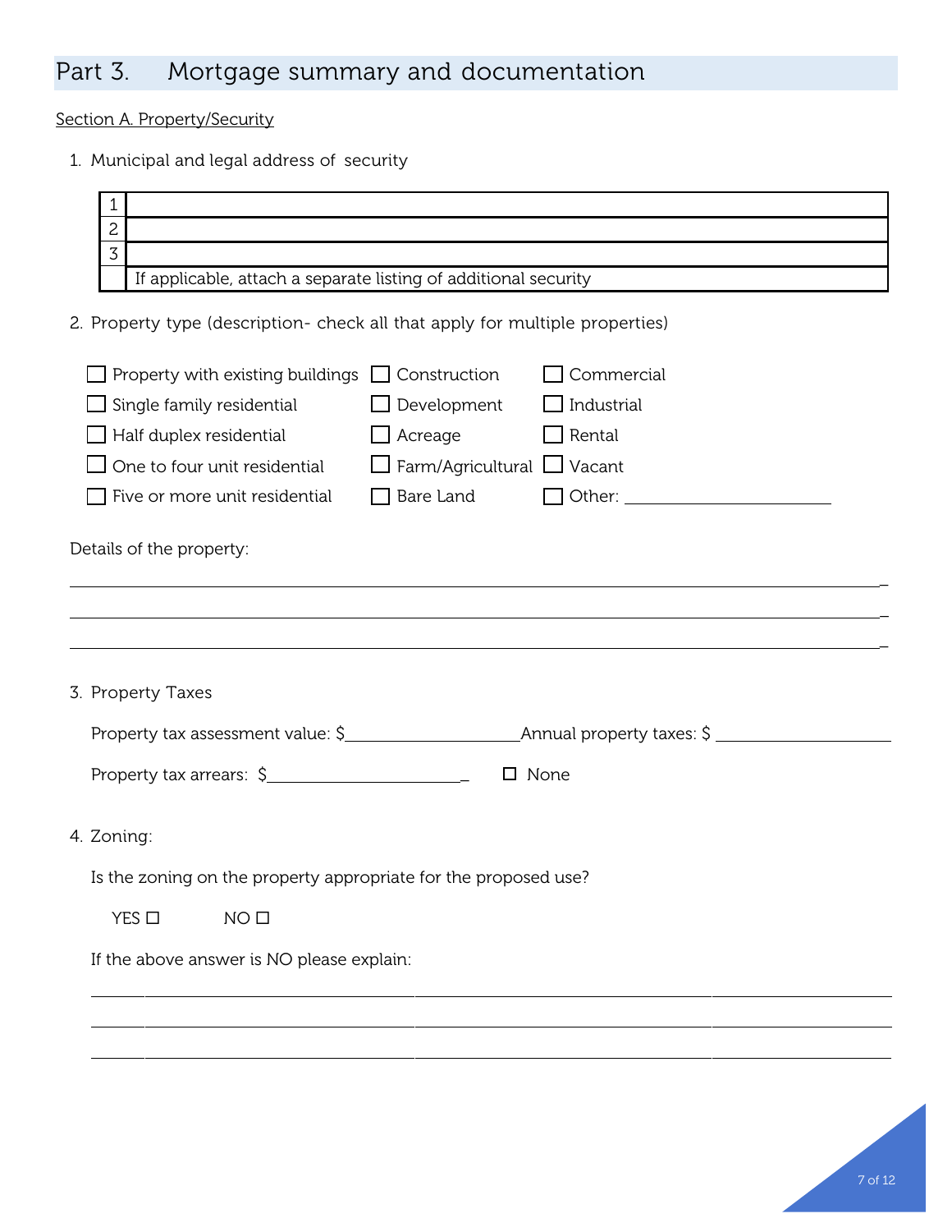# Part 3. Mortgage summary and documentation

Section A. Property/Security

1. Municipal and legal address of security

| 1 | |
|---|---|
| 2 | |
| 3 | |
| | If applicable, attach a separate listing of additional security |

2. Property type (description- check all that apply for multiple properties)

| | | |
|---|---|---|
| ☐ Property with existing buildings | ☐ Construction | ☐ Commercial |
| ☐ Single family residential | ☐ Development | ☐ Industrial |
| ☐ Half duplex residential | ☐ Acreage | ☐ Rental |
| ☐ One to four unit residential | ☐ Farm/Agricultural | ☐ Vacant |
| ☐ Five or more unit residential | ☐ Bare Land | ☐ Other: ______________________ |

Details of the property:

______________________________________________________________________________

______________________________________________________________________________

______________________________________________________________________________

3. Property Taxes

Property tax assessment value: $____________________ Annual property taxes: $ ____________________

Property tax arrears: $______________________ ☐ None

4. Zoning:

Is the zoning on the property appropriate for the proposed use?

YES ☐ NO ☐

If the above answer is NO please explain:

______________________________________________________________________________

______________________________________________________________________________

______________________________________________________________________________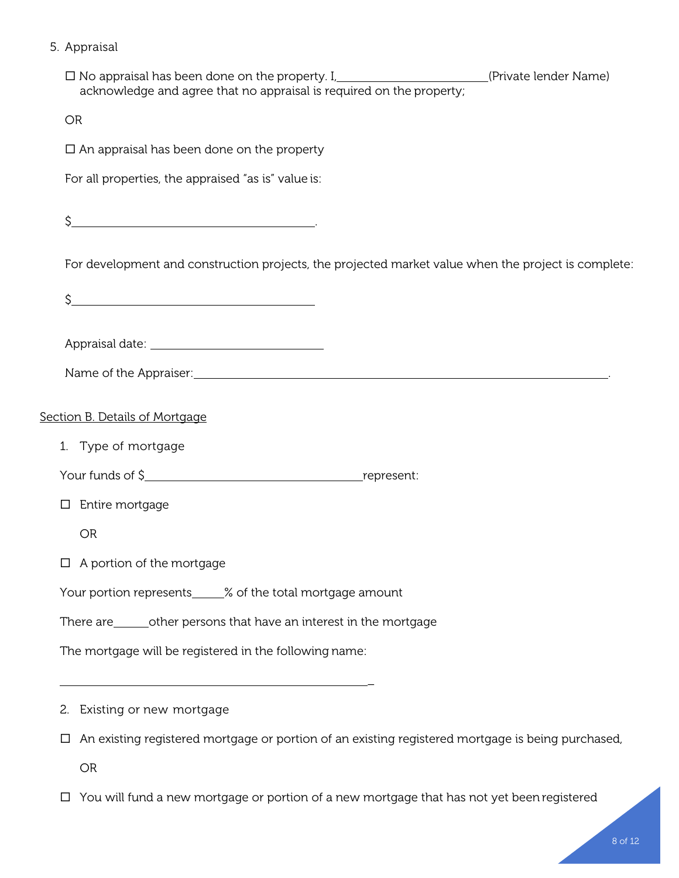5. Appraisal

☐ No appraisal has been done on the property. I,________________________(Private lender Name) acknowledge and agree that no appraisal is required on the property;

OR

☐ An appraisal has been done on the property

For all properties, the appraised "as is" value is:

$______________________________________.

For development and construction projects, the projected market value when the project is complete:

$______________________________________

Appraisal date: ___________________________

Name of the Appraiser:_____________________________________________________________________.

Section B. Details of Mortgage

1. Type of mortgage

Your funds of $__________________________________represent:

☐ Entire mortgage

OR

☐ A portion of the mortgage

Your portion represents_____% of the total mortgage amount

There are______other persons that have an interest in the mortgage

The mortgage will be registered in the following name:

_________________________________________________

2. Existing or new mortgage

☐ An existing registered mortgage or portion of an existing registered mortgage is being purchased,

OR

☐ You will fund a new mortgage or portion of a new mortgage that has not yet been registered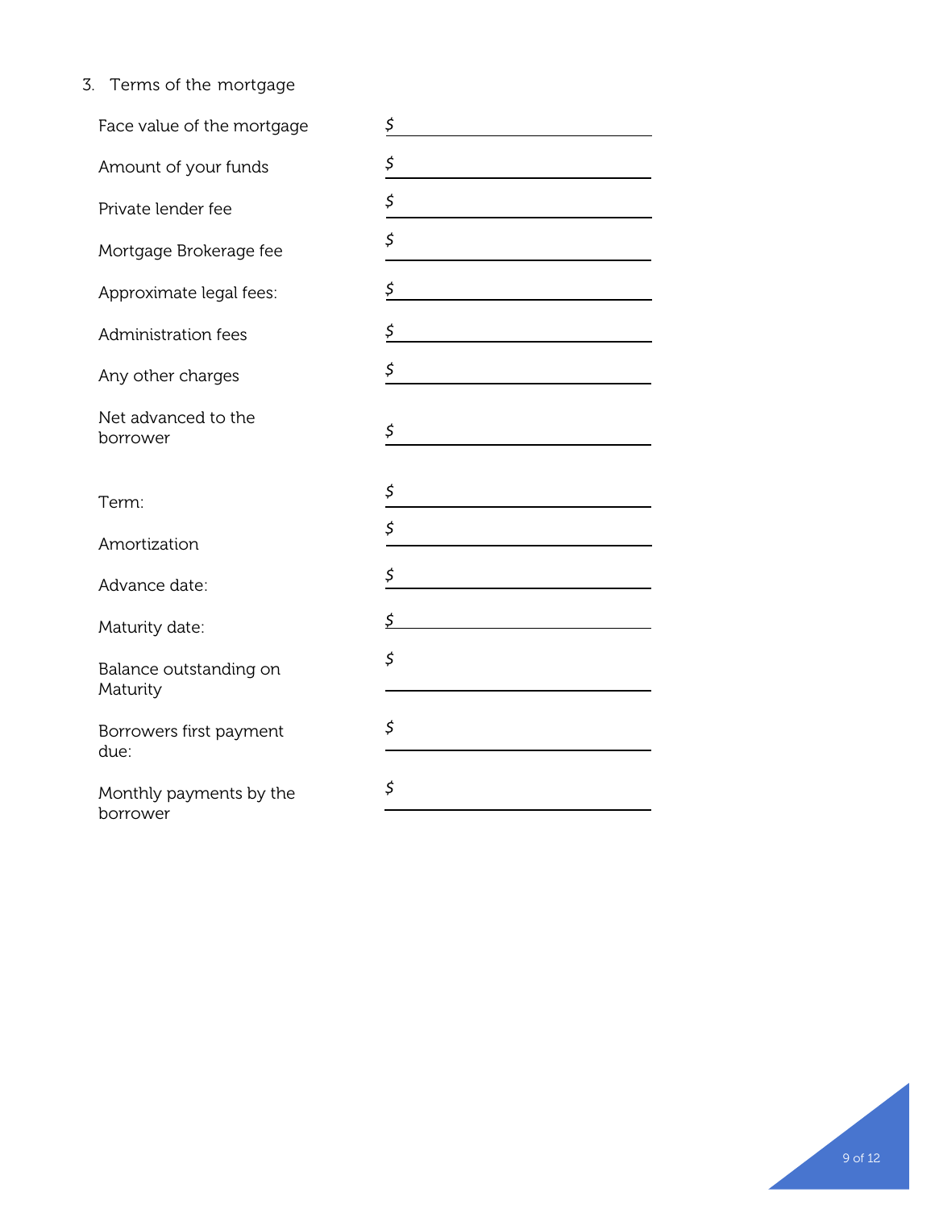3. Terms of the mortgage

| | |
|---|---|
| Face value of the mortgage | $ ______________________ |
| Amount of your funds | $ ______________________ |
| Private lender fee | $ ______________________ |
| Mortgage Brokerage fee | $ ______________________ |
| Approximate legal fees: | $ ______________________ |
| Administration fees | $ ______________________ |
| Any other charges | $ ______________________ |
| Net advanced to the borrower | $ ______________________ |
| Term: | $ ______________________ |
| Amortization | $ ______________________ |
| Advance date: | $ ______________________ |
| Maturity date: | $ ______________________ |
| Balance outstanding on Maturity | $ ______________________ |
| Borrowers first payment due: | $ ______________________ |
| Monthly payments by the borrower | $ ______________________ |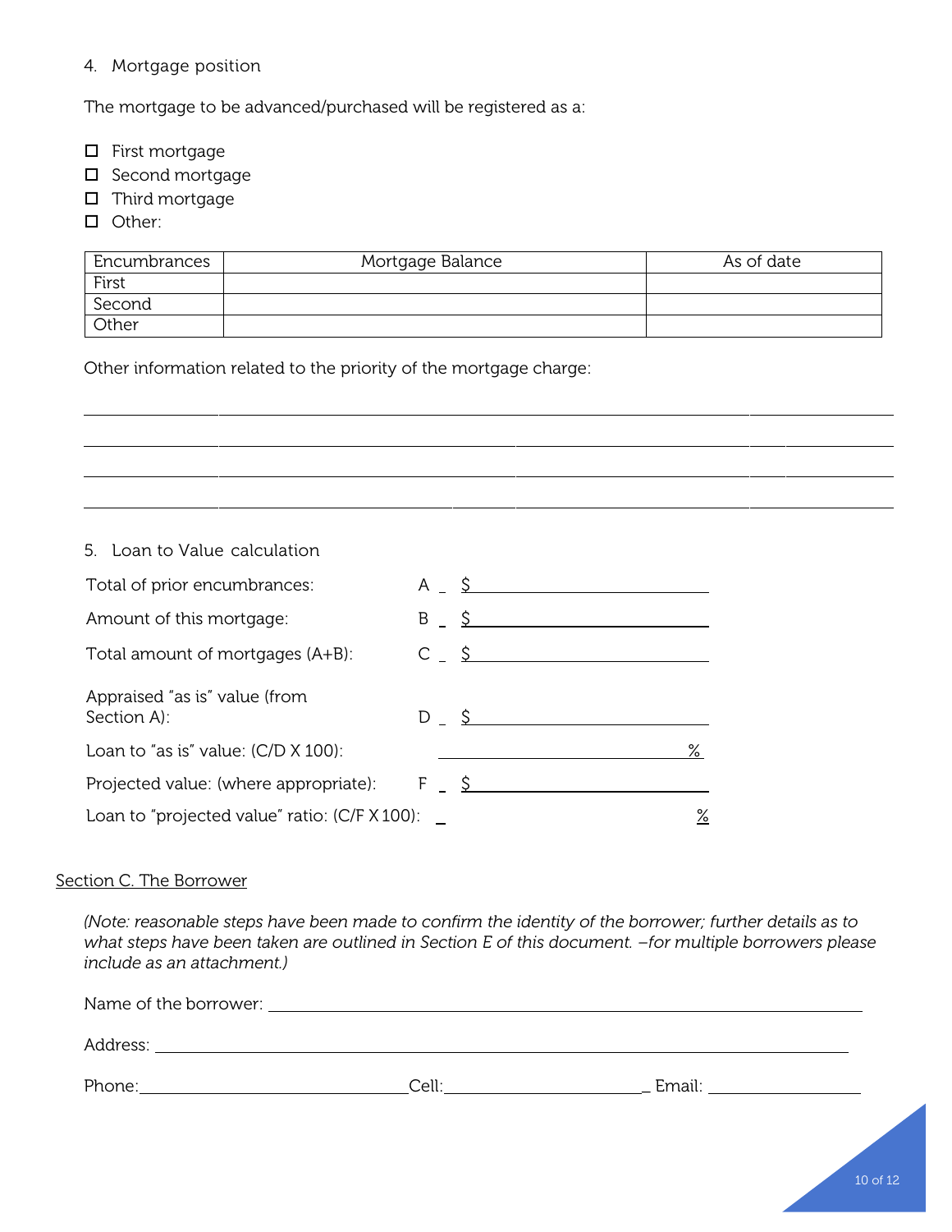4. Mortgage position

The mortgage to be advanced/purchased will be registered as a:

- ☐ First mortgage
- ☐ Second mortgage
- ☐ Third mortgage
- ☐ Other:

| Encumbrances | Mortgage Balance | As of date |
| --- | --- | --- |
| First | | |
| Second | | |
| Other | | |

Other information related to the priority of the mortgage charge:

\_\_\_\_\_\_\_\_\_\_\_\_\_\_\_\_\_\_\_\_\_\_\_\_\_\_\_\_\_\_\_\_\_\_\_\_\_\_\_\_\_\_\_\_\_\_\_\_\_\_\_\_\_\_\_\_\_\_\_\_\_\_\_\_\_\_\_\_\_\_\_\_

\_\_\_\_\_\_\_\_\_\_\_\_\_\_\_\_\_\_\_\_\_\_\_\_\_\_\_\_\_\_\_\_\_\_\_\_\_\_\_\_\_\_\_\_\_\_\_\_\_\_\_\_\_\_\_\_\_\_\_\_\_\_\_\_\_\_\_\_\_\_\_\_

\_\_\_\_\_\_\_\_\_\_\_\_\_\_\_\_\_\_\_\_\_\_\_\_\_\_\_\_\_\_\_\_\_\_\_\_\_\_\_\_\_\_\_\_\_\_\_\_\_\_\_\_\_\_\_\_\_\_\_\_\_\_\_\_\_\_\_\_\_\_\_\_

\_\_\_\_\_\_\_\_\_\_\_\_\_\_\_\_\_\_\_\_\_\_\_\_\_\_\_\_\_\_\_\_\_\_\_\_\_\_\_\_\_\_\_\_\_\_\_\_\_\_\_\_\_\_\_\_\_\_\_\_\_\_\_\_\_\_\_\_\_\_\_\_

5. Loan to Value calculation

Total of prior encumbrances: A \_ $\_\_\_\_\_\_\_\_\_\_\_\_\_\_\_\_\_\_\_\_

Amount of this mortgage: B \_ $\_\_\_\_\_\_\_\_\_\_\_\_\_\_\_\_\_\_\_\_

Total amount of mortgages (A+B): C \_ $\_\_\_\_\_\_\_\_\_\_\_\_\_\_\_\_\_\_\_\_

Appraised "as is" value (from Section A): D \_ $\_\_\_\_\_\_\_\_\_\_\_\_\_\_\_\_\_\_\_\_

Loan to "as is" value: (C/D X 100): \_\_\_\_\_\_\_\_\_\_\_\_\_\_\_\_\_\_\_\_%

Projected value: (where appropriate): F \_ $\_\_\_\_\_\_\_\_\_\_\_\_\_\_\_\_\_\_\_\_

Loan to "projected value" ratio: (C/F X 100): \_ \_\_\_\_\_\_\_\_\_\_\_\_\_\_\_\_\_\_\_\_%

## Section C. The Borrower

*(Note: reasonable steps have been made to confirm the identity of the borrower; further details as to what steps have been taken are outlined in Section E of this document. –for multiple borrowers please include as an attachment.)*

Name of the borrower: \_\_\_\_\_\_\_\_\_\_\_\_\_\_\_\_\_\_\_\_\_\_\_\_\_\_\_\_\_\_\_\_\_\_\_\_\_\_\_\_

Address: \_\_\_\_\_\_\_\_\_\_\_\_\_\_\_\_\_\_\_\_\_\_\_\_\_\_\_\_\_\_\_\_\_\_\_\_\_\_\_\_\_\_\_\_\_\_\_\_

Phone:\_\_\_\_\_\_\_\_\_\_\_\_\_\_\_\_\_\_\_\_Cell:\_\_\_\_\_\_\_\_\_\_\_\_\_\_\_\_\_\_\_\_ Email: \_\_\_\_\_\_\_\_\_\_\_\_\_\_\_\_\_\_\_\_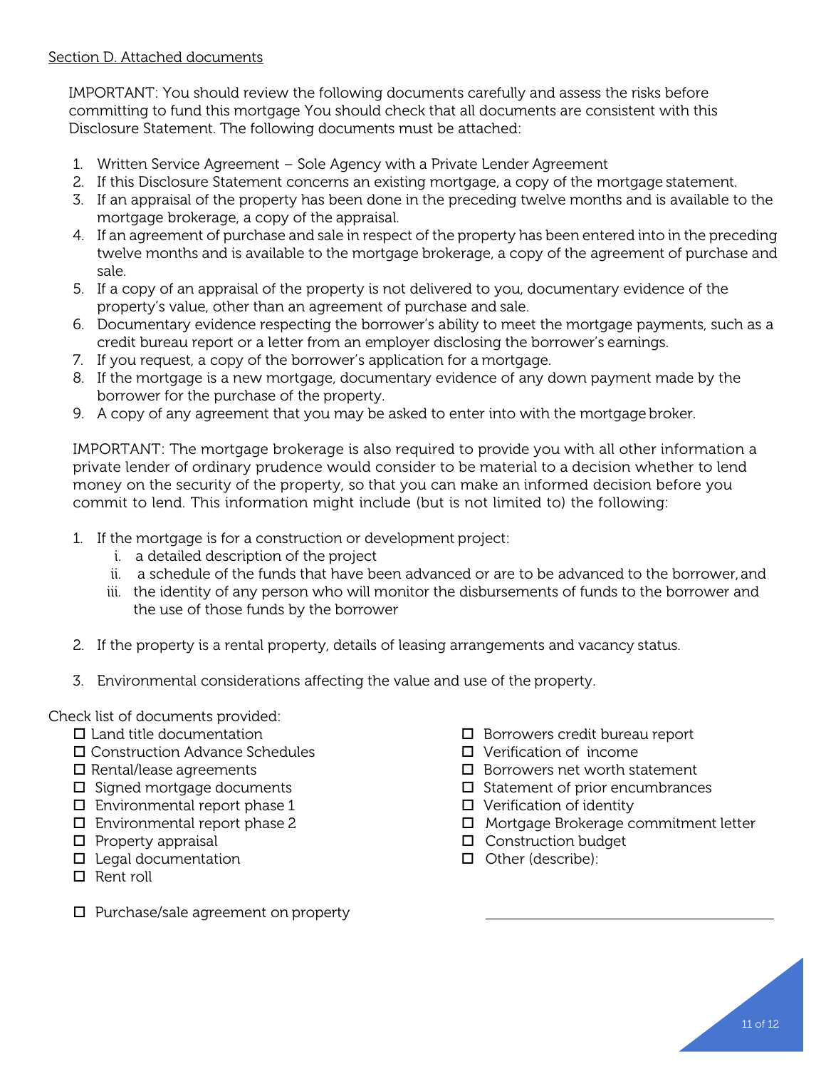Section D. Attached documents

IMPORTANT: You should review the following documents carefully and assess the risks before committing to fund this mortgage You should check that all documents are consistent with this Disclosure Statement. The following documents must be attached:

1. Written Service Agreement – Sole Agency with a Private Lender Agreement
2. If this Disclosure Statement concerns an existing mortgage, a copy of the mortgage statement.
3. If an appraisal of the property has been done in the preceding twelve months and is available to the mortgage brokerage, a copy of the appraisal.
4. If an agreement of purchase and sale in respect of the property has been entered into in the preceding twelve months and is available to the mortgage brokerage, a copy of the agreement of purchase and sale.
5. If a copy of an appraisal of the property is not delivered to you, documentary evidence of the property's value, other than an agreement of purchase and sale.
6. Documentary evidence respecting the borrower's ability to meet the mortgage payments, such as a credit bureau report or a letter from an employer disclosing the borrower's earnings.
7. If you request, a copy of the borrower's application for a mortgage.
8. If the mortgage is a new mortgage, documentary evidence of any down payment made by the borrower for the purchase of the property.
9. A copy of any agreement that you may be asked to enter into with the mortgage broker.

IMPORTANT: The mortgage brokerage is also required to provide you with all other information a private lender of ordinary prudence would consider to be material to a decision whether to lend money on the security of the property, so that you can make an informed decision before you commit to lend. This information might include (but is not limited to) the following:

1. If the mortgage is for a construction or development project:
   i. a detailed description of the project
   ii. a schedule of the funds that have been advanced or are to be advanced to the borrower, and
   iii. the identity of any person who will monitor the disbursements of funds to the borrower and the use of those funds by the borrower
2. If the property is a rental property, details of leasing arrangements and vacancy status.
3. Environmental considerations affecting the value and use of the property.

Check list of documents provided:

- ☐ Land title documentation
- ☐ Construction Advance Schedules
- ☐ Rental/lease agreements
- ☐ Signed mortgage documents
- ☐ Environmental report phase 1
- ☐ Environmental report phase 2
- ☐ Property appraisal
- ☐ Legal documentation
- ☐ Rent roll
- ☐ Purchase/sale agreement on property
- ☐ Borrowers credit bureau report
- ☐ Verification of income
- ☐ Borrowers net worth statement
- ☐ Statement of prior encumbrances
- ☐ Verification of identity
- ☐ Mortgage Brokerage commitment letter
- ☐ Construction budget
- ☐ Other (describe): ______________________________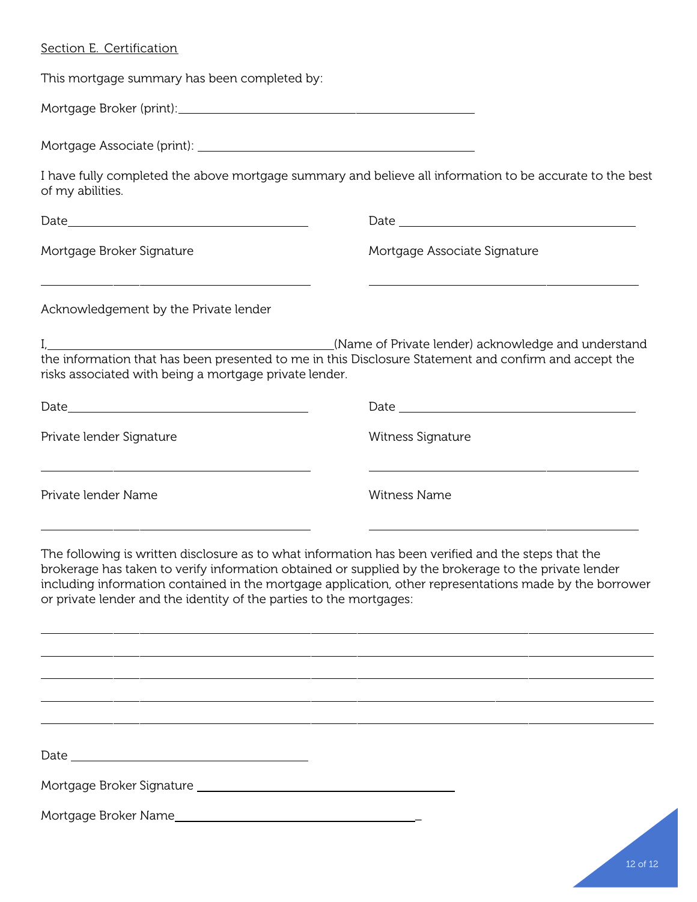Section E. Certification

This mortgage summary has been completed by:

Mortgage Broker (print): ____________________________________________

Mortgage Associate (print): ____________________________________________

I have fully completed the above mortgage summary and believe all information to be accurate to the best of my abilities.

Date ____________________________________ Date ____________________________________

Mortgage Broker Signature Mortgage Associate Signature

____________________________________ ____________________________________

Acknowledgement by the Private lender

I, ____________________________________ (Name of Private lender) acknowledge and understand the information that has been presented to me in this Disclosure Statement and confirm and accept the risks associated with being a mortgage private lender.

Date ____________________________________ Date ____________________________________

Private lender Signature Witness Signature

____________________________________ ____________________________________

Private lender Name Witness Name

____________________________________ ____________________________________

The following is written disclosure as to what information has been verified and the steps that the brokerage has taken to verify information obtained or supplied by the brokerage to the private lender including information contained in the mortgage application, other representations made by the borrower or private lender and the identity of the parties to the mortgages:

______________________________________________________________________________

______________________________________________________________________________

______________________________________________________________________________

______________________________________________________________________________

______________________________________________________________________________

Date ____________________________________

Mortgage Broker Signature ____________________________________

Mortgage Broker Name ____________________________________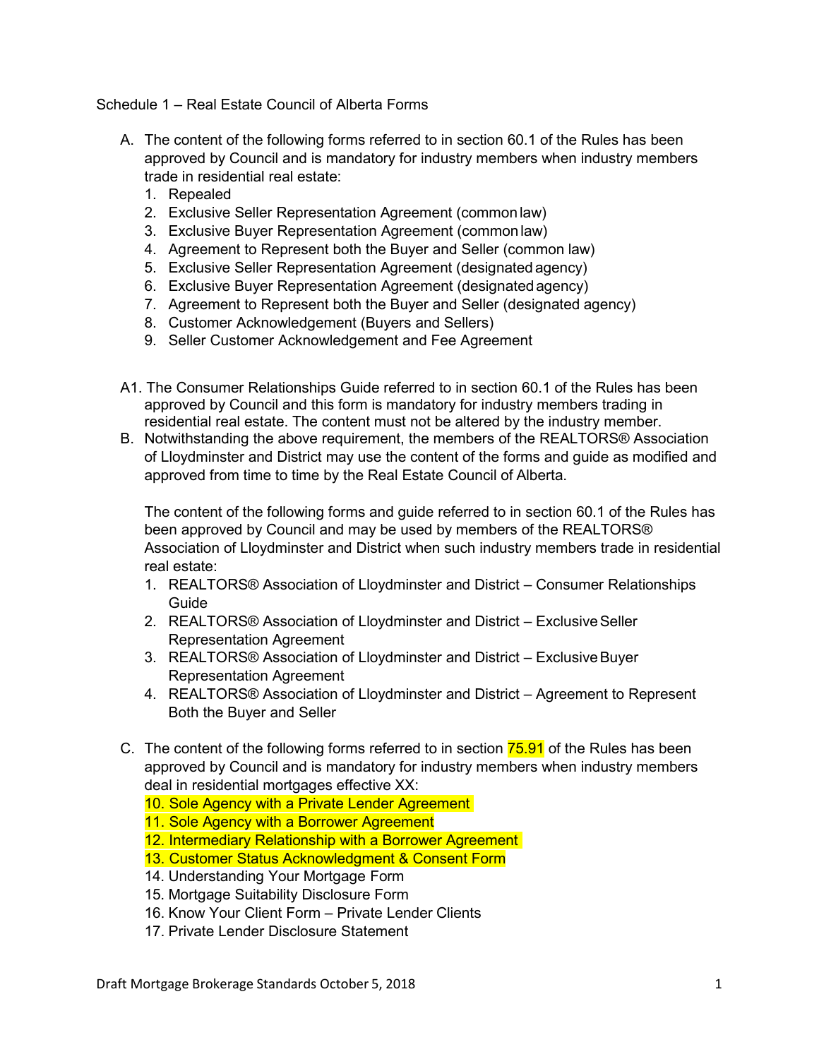Schedule 1 – Real Estate Council of Alberta Forms

A. The content of the following forms referred to in section 60.1 of the Rules has been approved by Council and is mandatory for industry members when industry members trade in residential real estate:
    1. Repealed
    2. Exclusive Seller Representation Agreement (common law)
    3. Exclusive Buyer Representation Agreement (common law)
    4. Agreement to Represent both the Buyer and Seller (common law)
    5. Exclusive Seller Representation Agreement (designated agency)
    6. Exclusive Buyer Representation Agreement (designated agency)
    7. Agreement to Represent both the Buyer and Seller (designated agency)
    8. Customer Acknowledgement (Buyers and Sellers)
    9. Seller Customer Acknowledgement and Fee Agreement

A1. The Consumer Relationships Guide referred to in section 60.1 of the Rules has been approved by Council and this form is mandatory for industry members trading in residential real estate. The content must not be altered by the industry member.

B. Notwithstanding the above requirement, the members of the REALTORS® Association of Lloydminster and District may use the content of the forms and guide as modified and approved from time to time by the Real Estate Council of Alberta.

   The content of the following forms and guide referred to in section 60.1 of the Rules has been approved by Council and may be used by members of the REALTORS® Association of Lloydminster and District when such industry members trade in residential real estate:
    1. REALTORS® Association of Lloydminster and District – Consumer Relationships Guide
    2. REALTORS® Association of Lloydminster and District – Exclusive Seller Representation Agreement
    3. REALTORS® Association of Lloydminster and District – Exclusive Buyer Representation Agreement
    4. REALTORS® Association of Lloydminster and District – Agreement to Represent Both the Buyer and Seller

C. The content of the following forms referred to in section 75.91 of the Rules has been approved by Council and is mandatory for industry members when industry members deal in residential mortgages effective XX:
    10. Sole Agency with a Private Lender Agreement
    11. Sole Agency with a Borrower Agreement
    12. Intermediary Relationship with a Borrower Agreement
    13. Customer Status Acknowledgment & Consent Form
    14. Understanding Your Mortgage Form
    15. Mortgage Suitability Disclosure Form
    16. Know Your Client Form – Private Lender Clients
    17. Private Lender Disclosure Statement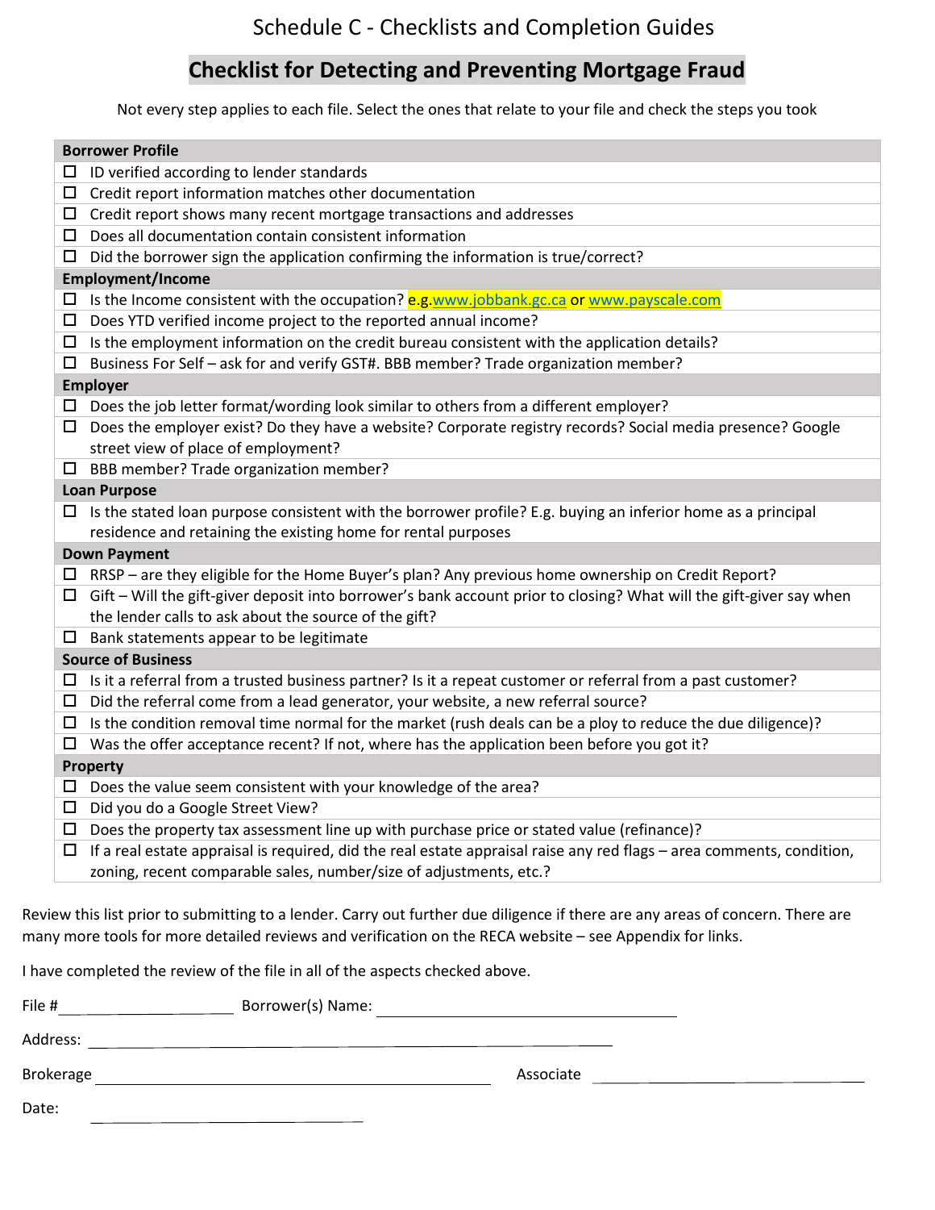Schedule C - Checklists and Completion Guides

# Checklist for Detecting and Preventing Mortgage Fraud

Not every step applies to each file. Select the ones that relate to your file and check the steps you took

**Borrower Profile**

- ☐ ID verified according to lender standards
- ☐ Credit report information matches other documentation
- ☐ Credit report shows many recent mortgage transactions and addresses
- ☐ Does all documentation contain consistent information
- ☐ Did the borrower sign the application confirming the information is true/correct?

**Employment/Income**

- ☐ Is the Income consistent with the occupation? e.g.www.jobbank.gc.ca or www.payscale.com
- ☐ Does YTD verified income project to the reported annual income?
- ☐ Is the employment information on the credit bureau consistent with the application details?
- ☐ Business For Self – ask for and verify GST#. BBB member? Trade organization member?

**Employer**

- ☐ Does the job letter format/wording look similar to others from a different employer?
- ☐ Does the employer exist? Do they have a website? Corporate registry records? Social media presence? Google street view of place of employment?
- ☐ BBB member? Trade organization member?

**Loan Purpose**

- ☐ Is the stated loan purpose consistent with the borrower profile? E.g. buying an inferior home as a principal residence and retaining the existing home for rental purposes

**Down Payment**

- ☐ RRSP – are they eligible for the Home Buyer's plan? Any previous home ownership on Credit Report?
- ☐ Gift – Will the gift-giver deposit into borrower's bank account prior to closing? What will the gift-giver say when the lender calls to ask about the source of the gift?
- ☐ Bank statements appear to be legitimate

**Source of Business**

- ☐ Is it a referral from a trusted business partner? Is it a repeat customer or referral from a past customer?
- ☐ Did the referral come from a lead generator, your website, a new referral source?
- ☐ Is the condition removal time normal for the market (rush deals can be a ploy to reduce the due diligence)?
- ☐ Was the offer acceptance recent? If not, where has the application been before you got it?

**Property**

- ☐ Does the value seem consistent with your knowledge of the area?
- ☐ Did you do a Google Street View?
- ☐ Does the property tax assessment line up with purchase price or stated value (refinance)?
- ☐ If a real estate appraisal is required, did the real estate appraisal raise any red flags – area comments, condition, zoning, recent comparable sales, number/size of adjustments, etc.?

Review this list prior to submitting to a lender. Carry out further due diligence if there are any areas of concern. There are many more tools for more detailed reviews and verification on the RECA website – see Appendix for links.

I have completed the review of the file in all of the aspects checked above.

File # ____________________ Borrower(s) Name: ______________________________

Address: ______________________________________________

Brokerage ______________________________ Associate ______________________________

Date: ______________________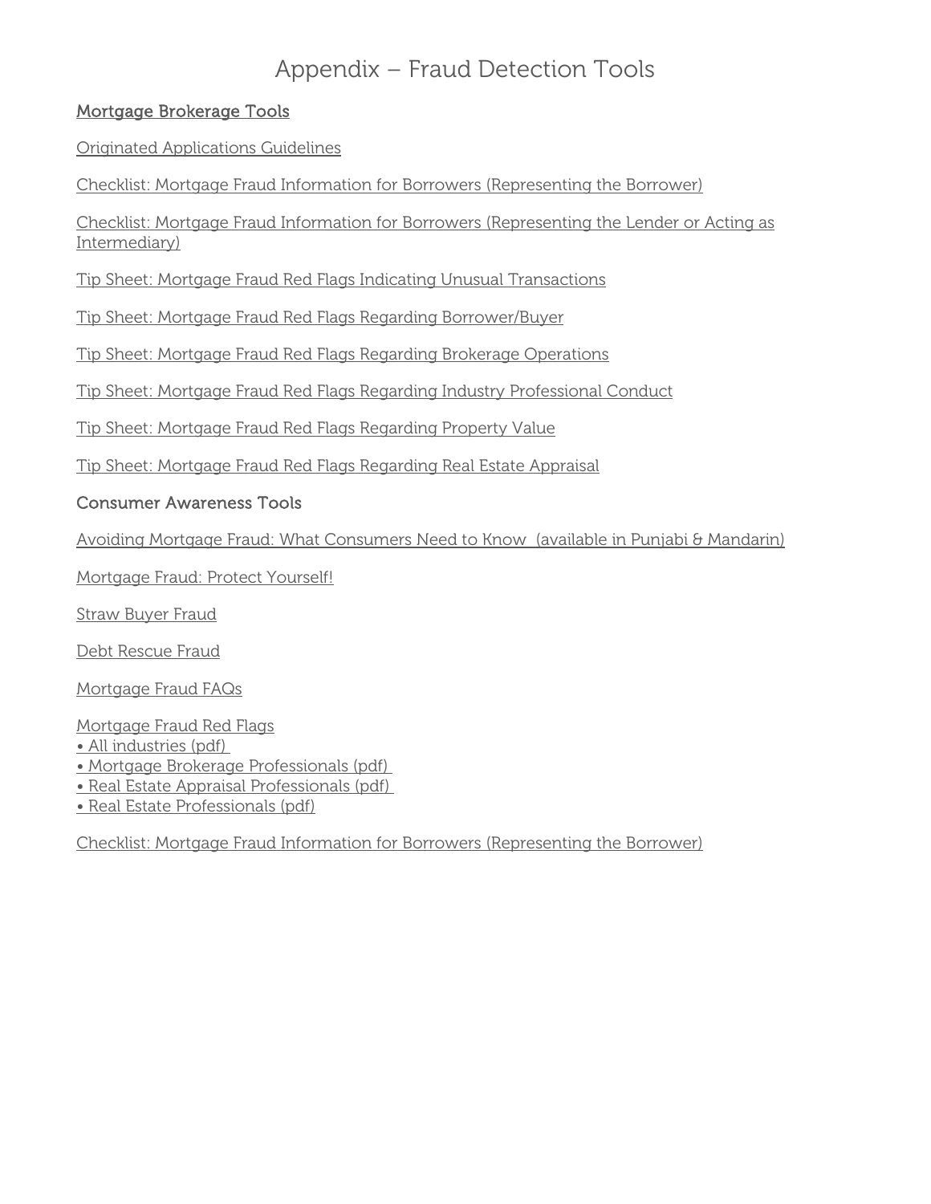# Appendix – Fraud Detection Tools

## Mortgage Brokerage Tools

Originated Applications Guidelines

Checklist: Mortgage Fraud Information for Borrowers (Representing the Borrower)

Checklist: Mortgage Fraud Information for Borrowers (Representing the Lender or Acting as Intermediary)

Tip Sheet: Mortgage Fraud Red Flags Indicating Unusual Transactions

Tip Sheet: Mortgage Fraud Red Flags Regarding Borrower/Buyer

Tip Sheet: Mortgage Fraud Red Flags Regarding Brokerage Operations

Tip Sheet: Mortgage Fraud Red Flags Regarding Industry Professional Conduct

Tip Sheet: Mortgage Fraud Red Flags Regarding Property Value

Tip Sheet: Mortgage Fraud Red Flags Regarding Real Estate Appraisal

## Consumer Awareness Tools

Avoiding Mortgage Fraud: What Consumers Need to Know (available in Punjabi & Mandarin)

Mortgage Fraud: Protect Yourself!

Straw Buyer Fraud

Debt Rescue Fraud

Mortgage Fraud FAQs

Mortgage Fraud Red Flags
- All industries (pdf)
- Mortgage Brokerage Professionals (pdf)
- Real Estate Appraisal Professionals (pdf)
- Real Estate Professionals (pdf)

Checklist: Mortgage Fraud Information for Borrowers (Representing the Borrower)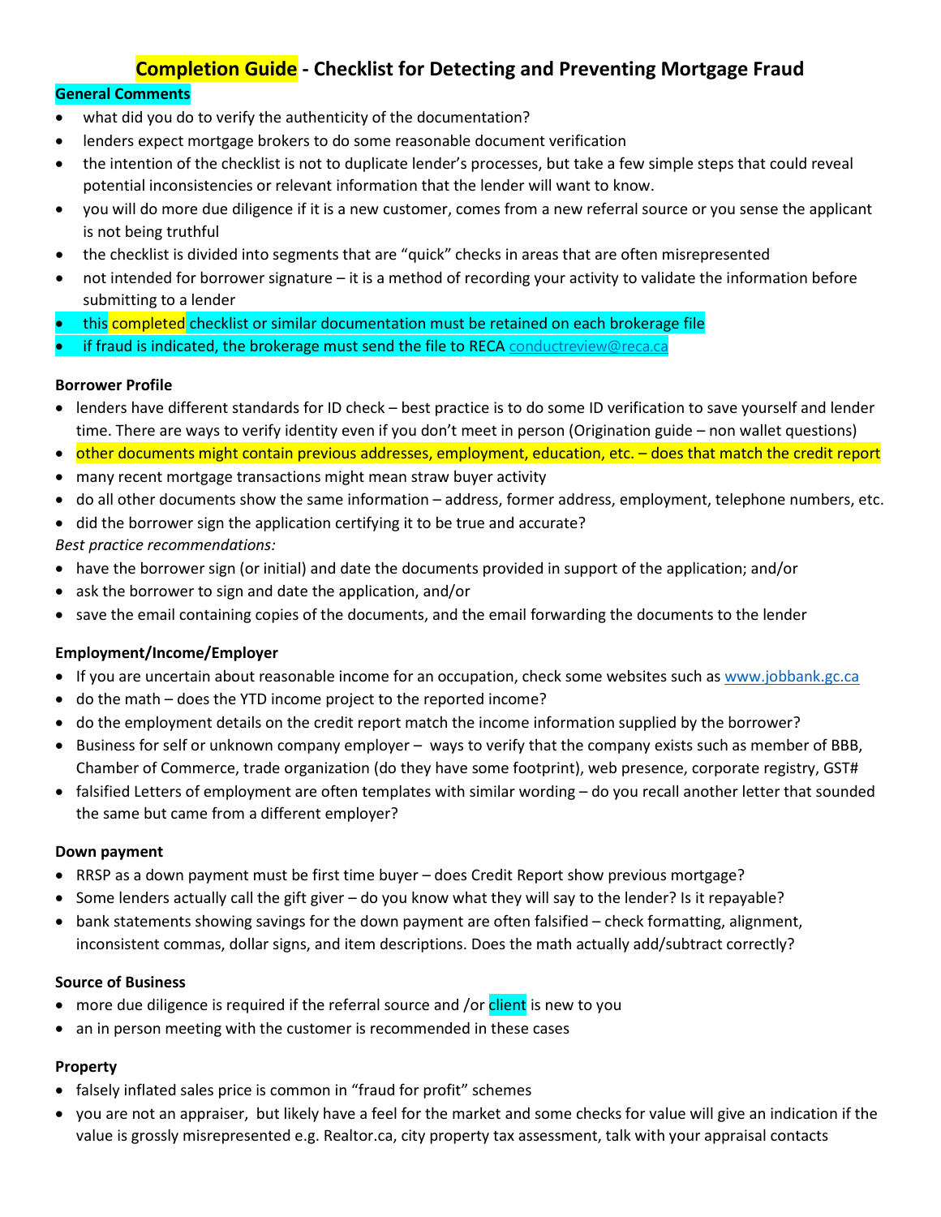# Completion Guide - Checklist for Detecting and Preventing Mortgage Fraud

## General Comments

- what did you do to verify the authenticity of the documentation?
- lenders expect mortgage brokers to do some reasonable document verification
- the intention of the checklist is not to duplicate lender's processes, but take a few simple steps that could reveal potential inconsistencies or relevant information that the lender will want to know.
- you will do more due diligence if it is a new customer, comes from a new referral source or you sense the applicant is not being truthful
- the checklist is divided into segments that are "quick" checks in areas that are often misrepresented
- not intended for borrower signature – it is a method of recording your activity to validate the information before submitting to a lender
- this completed checklist or similar documentation must be retained on each brokerage file
- if fraud is indicated, the brokerage must send the file to RECA conductreview@reca.ca

## Borrower Profile

- lenders have different standards for ID check – best practice is to do some ID verification to save yourself and lender time. There are ways to verify identity even if you don't meet in person (Origination guide – non wallet questions)
- other documents might contain previous addresses, employment, education, etc. – does that match the credit report
- many recent mortgage transactions might mean straw buyer activity
- do all other documents show the same information – address, former address, employment, telephone numbers, etc.
- did the borrower sign the application certifying it to be true and accurate?

*Best practice recommendations:*

- have the borrower sign (or initial) and date the documents provided in support of the application; and/or
- ask the borrower to sign and date the application, and/or
- save the email containing copies of the documents, and the email forwarding the documents to the lender

## Employment/Income/Employer

- If you are uncertain about reasonable income for an occupation, check some websites such as www.jobbank.gc.ca
- do the math – does the YTD income project to the reported income?
- do the employment details on the credit report match the income information supplied by the borrower?
- Business for self or unknown company employer – ways to verify that the company exists such as member of BBB, Chamber of Commerce, trade organization (do they have some footprint), web presence, corporate registry, GST#
- falsified Letters of employment are often templates with similar wording – do you recall another letter that sounded the same but came from a different employer?

## Down payment

- RRSP as a down payment must be first time buyer – does Credit Report show previous mortgage?
- Some lenders actually call the gift giver – do you know what they will say to the lender? Is it repayable?
- bank statements showing savings for the down payment are often falsified – check formatting, alignment, inconsistent commas, dollar signs, and item descriptions. Does the math actually add/subtract correctly?

## Source of Business

- more due diligence is required if the referral source and /or client is new to you
- an in person meeting with the customer is recommended in these cases

## Property

- falsely inflated sales price is common in "fraud for profit" schemes
- you are not an appraiser, but likely have a feel for the market and some checks for value will give an indication if the value is grossly misrepresented e.g. Realtor.ca, city property tax assessment, talk with your appraisal contacts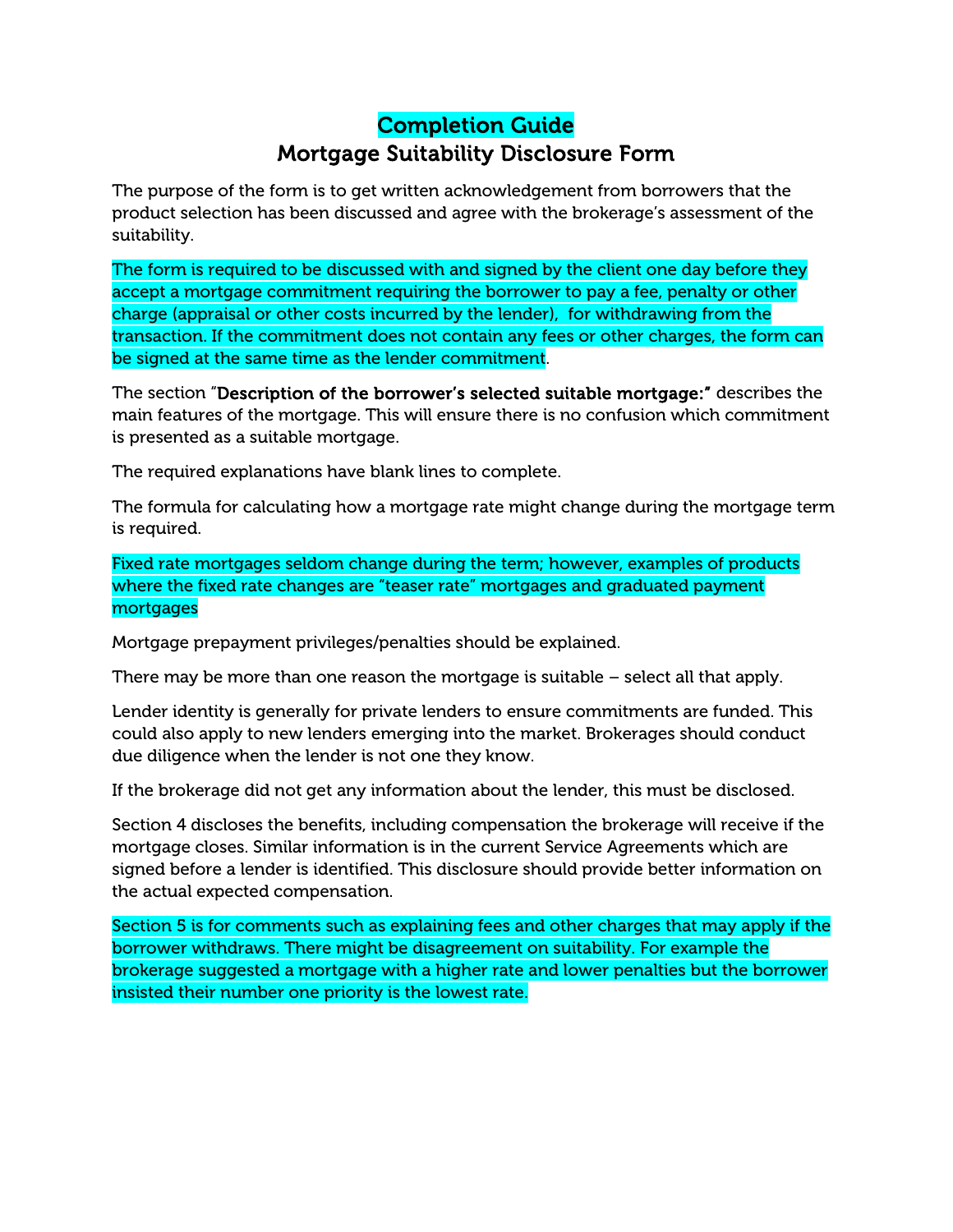# Completion Guide
## Mortgage Suitability Disclosure Form

The purpose of the form is to get written acknowledgement from borrowers that the product selection has been discussed and agree with the brokerage's assessment of the suitability.

The form is required to be discussed with and signed by the client one day before they accept a mortgage commitment requiring the borrower to pay a fee, penalty or other charge (appraisal or other costs incurred by the lender), for withdrawing from the transaction. If the commitment does not contain any fees or other charges, the form can be signed at the same time as the lender commitment.

The section "**Description of the borrower's selected suitable mortgage:**" describes the main features of the mortgage. This will ensure there is no confusion which commitment is presented as a suitable mortgage.

The required explanations have blank lines to complete.

The formula for calculating how a mortgage rate might change during the mortgage term is required.

Fixed rate mortgages seldom change during the term; however, examples of products where the fixed rate changes are "teaser rate" mortgages and graduated payment mortgages

Mortgage prepayment privileges/penalties should be explained.

There may be more than one reason the mortgage is suitable – select all that apply.

Lender identity is generally for private lenders to ensure commitments are funded. This could also apply to new lenders emerging into the market. Brokerages should conduct due diligence when the lender is not one they know.

If the brokerage did not get any information about the lender, this must be disclosed.

Section 4 discloses the benefits, including compensation the brokerage will receive if the mortgage closes. Similar information is in the current Service Agreements which are signed before a lender is identified. This disclosure should provide better information on the actual expected compensation.

Section 5 is for comments such as explaining fees and other charges that may apply if the borrower withdraws. There might be disagreement on suitability. For example the brokerage suggested a mortgage with a higher rate and lower penalties but the borrower insisted their number one priority is the lowest rate.